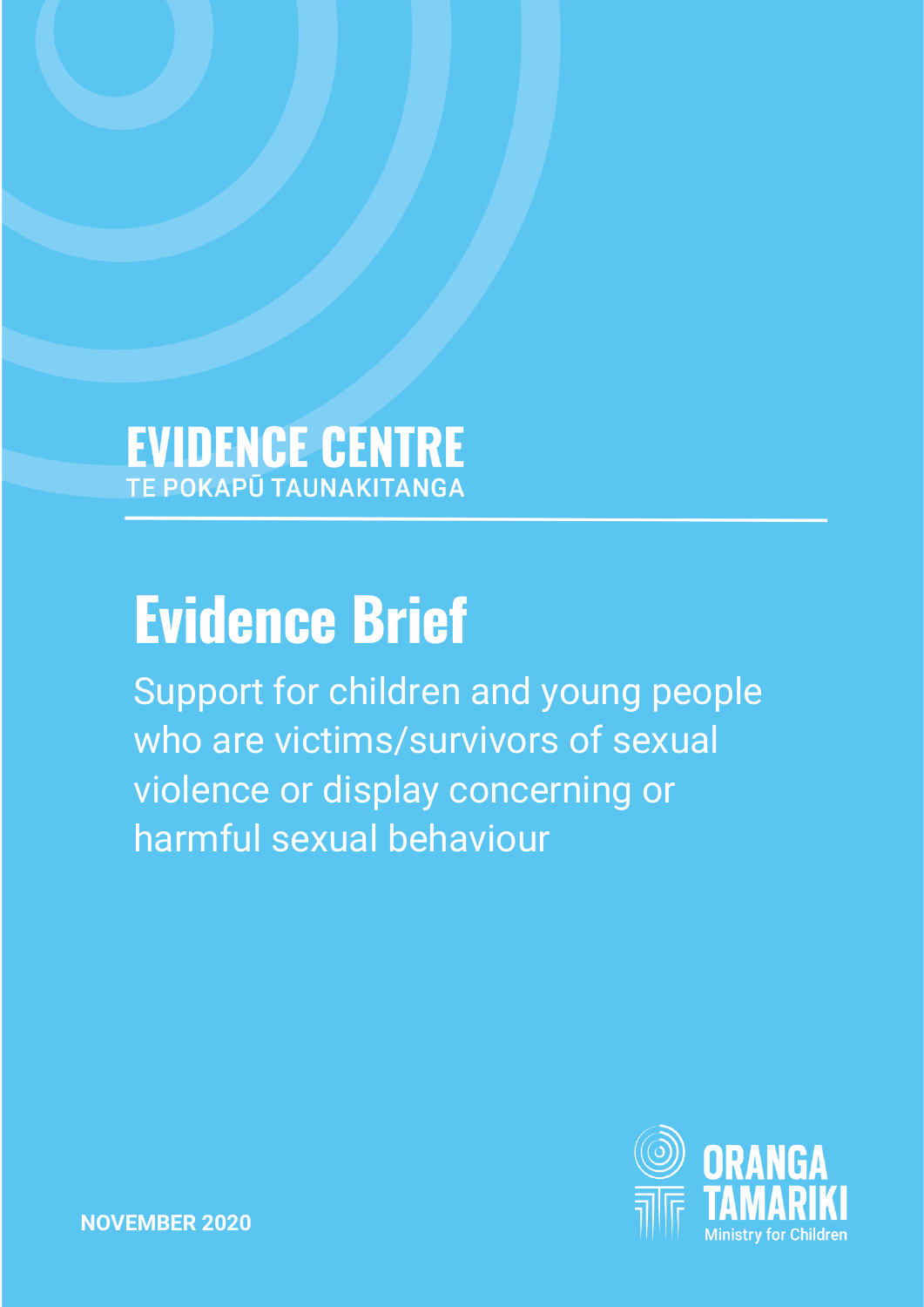**EVIDENCE CENTRE**
TE POKAPŪ TAUNAKITANGA

# Evidence Brief

Support for children and young people who are victims/survivors of sexual violence or display concerning or harmful sexual behaviour

**ORANGA TAMARIKI**
Ministry for Children

**NOVEMBER 2020**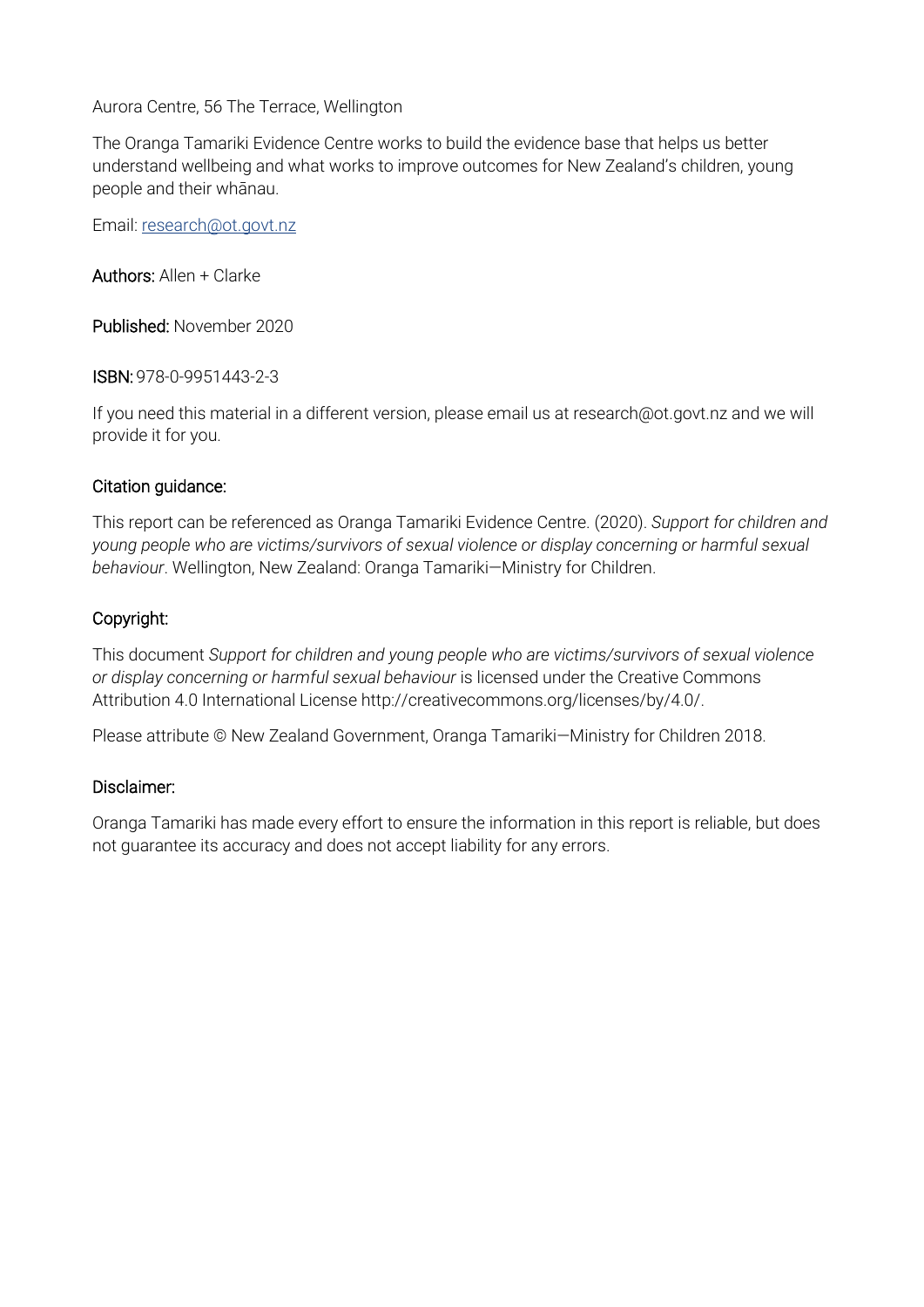Aurora Centre, 56 The Terrace, Wellington

The Oranga Tamariki Evidence Centre works to build the evidence base that helps us better understand wellbeing and what works to improve outcomes for New Zealand's children, young people and their whānau.

Email: research@ot.govt.nz

**Authors:** Allen + Clarke

**Published:** November 2020

**ISBN:** 978-0-9951443-2-3

If you need this material in a different version, please email us at research@ot.govt.nz and we will provide it for you.

### Citation guidance:

This report can be referenced as Oranga Tamariki Evidence Centre. (2020). *Support for children and young people who are victims/survivors of sexual violence or display concerning or harmful sexual behaviour*. Wellington, New Zealand: Oranga Tamariki—Ministry for Children.

### Copyright:

This document *Support for children and young people who are victims/survivors of sexual violence or display concerning or harmful sexual behaviour* is licensed under the Creative Commons Attribution 4.0 International License http://creativecommons.org/licenses/by/4.0/.

Please attribute © New Zealand Government, Oranga Tamariki—Ministry for Children 2018.

### Disclaimer:

Oranga Tamariki has made every effort to ensure the information in this report is reliable, but does not guarantee its accuracy and does not accept liability for any errors.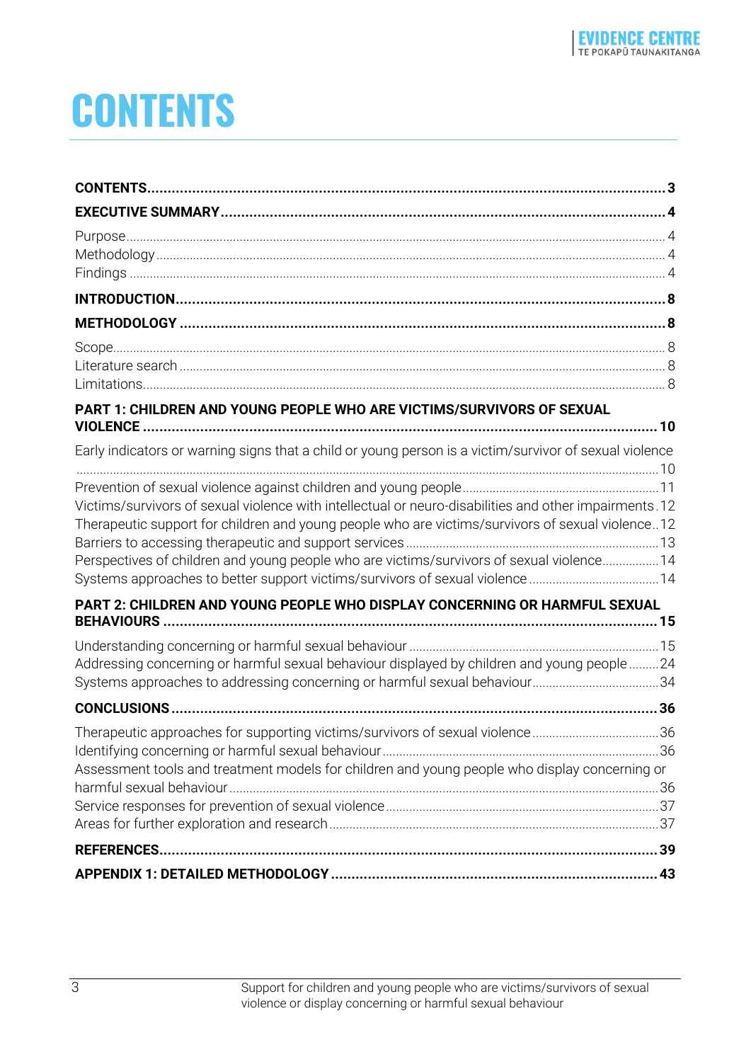# CONTENTS

**CONTENTS** ... **3**

**EXECUTIVE SUMMARY** ... **4**

- Purpose ... 4
- Methodology ... 4
- Findings ... 4

**INTRODUCTION** ... **8**

**METHODOLOGY** ... **8**

- Scope ... 8
- Literature search ... 8
- Limitations ... 8

**PART 1: CHILDREN AND YOUNG PEOPLE WHO ARE VICTIMS/SURVIVORS OF SEXUAL VIOLENCE** ... **10**

- Early indicators or warning signs that a child or young person is a victim/survivor of sexual violence ... 10
- Prevention of sexual violence against children and young people ... 11
- Victims/survivors of sexual violence with intellectual or neuro-disabilities and other impairments ... 12
- Therapeutic support for children and young people who are victims/survivors of sexual violence ... 12
- Barriers to accessing therapeutic and support services ... 13
- Perspectives of children and young people who are victims/survivors of sexual violence ... 14
- Systems approaches to better support victims/survivors of sexual violence ... 14

**PART 2: CHILDREN AND YOUNG PEOPLE WHO DISPLAY CONCERNING OR HARMFUL SEXUAL BEHAVIOURS** ... **15**

- Understanding concerning or harmful sexual behaviour ... 15
- Addressing concerning or harmful sexual behaviour displayed by children and young people ... 24
- Systems approaches to addressing concerning or harmful sexual behaviour ... 34

**CONCLUSIONS** ... **36**

- Therapeutic approaches for supporting victims/survivors of sexual violence ... 36
- Identifying concerning or harmful sexual behaviour ... 36
- Assessment tools and treatment models for children and young people who display concerning or harmful sexual behaviour ... 36
- Service responses for prevention of sexual violence ... 37
- Areas for further exploration and research ... 37

**REFERENCES** ... **39**

**APPENDIX 1: DETAILED METHODOLOGY** ... **43**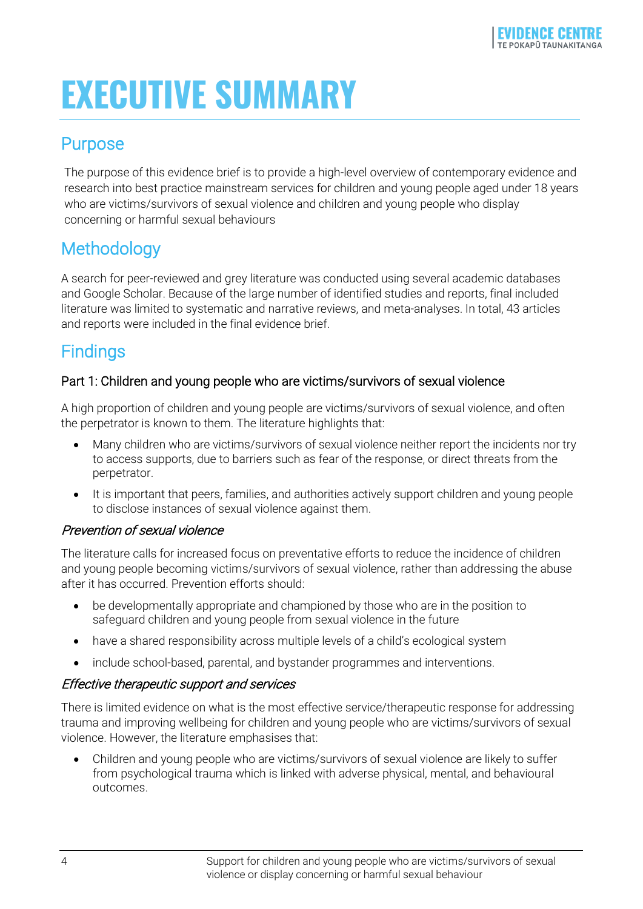# EXECUTIVE SUMMARY

## Purpose

The purpose of this evidence brief is to provide a high-level overview of contemporary evidence and research into best practice mainstream services for children and young people aged under 18 years who are victims/survivors of sexual violence and children and young people who display concerning or harmful sexual behaviours

## Methodology

A search for peer-reviewed and grey literature was conducted using several academic databases and Google Scholar. Because of the large number of identified studies and reports, final included literature was limited to systematic and narrative reviews, and meta-analyses. In total, 43 articles and reports were included in the final evidence brief.

## Findings

### Part 1: Children and young people who are victims/survivors of sexual violence

A high proportion of children and young people are victims/survivors of sexual violence, and often the perpetrator is known to them. The literature highlights that:

- Many children who are victims/survivors of sexual violence neither report the incidents nor try to access supports, due to barriers such as fear of the response, or direct threats from the perpetrator.
- It is important that peers, families, and authorities actively support children and young people to disclose instances of sexual violence against them.

#### *Prevention of sexual violence*

The literature calls for increased focus on preventative efforts to reduce the incidence of children and young people becoming victims/survivors of sexual violence, rather than addressing the abuse after it has occurred. Prevention efforts should:

- be developmentally appropriate and championed by those who are in the position to safeguard children and young people from sexual violence in the future
- have a shared responsibility across multiple levels of a child's ecological system
- include school-based, parental, and bystander programmes and interventions.

#### *Effective therapeutic support and services*

There is limited evidence on what is the most effective service/therapeutic response for addressing trauma and improving wellbeing for children and young people who are victims/survivors of sexual violence. However, the literature emphasises that:

- Children and young people who are victims/survivors of sexual violence are likely to suffer from psychological trauma which is linked with adverse physical, mental, and behavioural outcomes.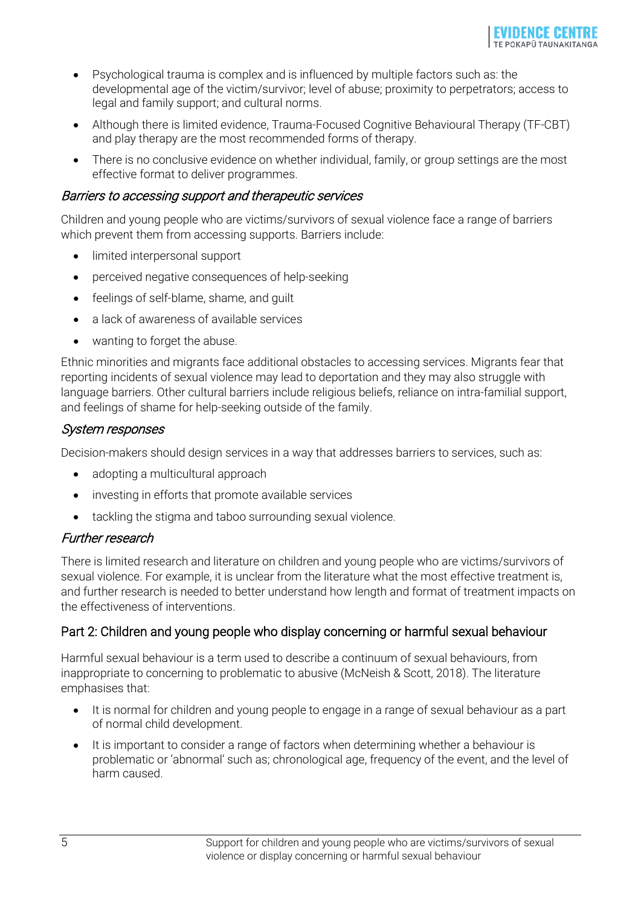- Psychological trauma is complex and is influenced by multiple factors such as: the developmental age of the victim/survivor; level of abuse; proximity to perpetrators; access to legal and family support; and cultural norms.
- Although there is limited evidence, Trauma-Focused Cognitive Behavioural Therapy (TF-CBT) and play therapy are the most recommended forms of therapy.
- There is no conclusive evidence on whether individual, family, or group settings are the most effective format to deliver programmes.

### *Barriers to accessing support and therapeutic services*

Children and young people who are victims/survivors of sexual violence face a range of barriers which prevent them from accessing supports. Barriers include:

- limited interpersonal support
- perceived negative consequences of help-seeking
- feelings of self-blame, shame, and guilt
- a lack of awareness of available services
- wanting to forget the abuse.

Ethnic minorities and migrants face additional obstacles to accessing services. Migrants fear that reporting incidents of sexual violence may lead to deportation and they may also struggle with language barriers. Other cultural barriers include religious beliefs, reliance on intra-familial support, and feelings of shame for help-seeking outside of the family.

### *System responses*

Decision-makers should design services in a way that addresses barriers to services, such as:

- adopting a multicultural approach
- investing in efforts that promote available services
- tackling the stigma and taboo surrounding sexual violence.

### *Further research*

There is limited research and literature on children and young people who are victims/survivors of sexual violence. For example, it is unclear from the literature what the most effective treatment is, and further research is needed to better understand how length and format of treatment impacts on the effectiveness of interventions.

## Part 2: Children and young people who display concerning or harmful sexual behaviour

Harmful sexual behaviour is a term used to describe a continuum of sexual behaviours, from inappropriate to concerning to problematic to abusive (McNeish & Scott, 2018). The literature emphasises that:

- It is normal for children and young people to engage in a range of sexual behaviour as a part of normal child development.
- It is important to consider a range of factors when determining whether a behaviour is problematic or 'abnormal' such as; chronological age, frequency of the event, and the level of harm caused.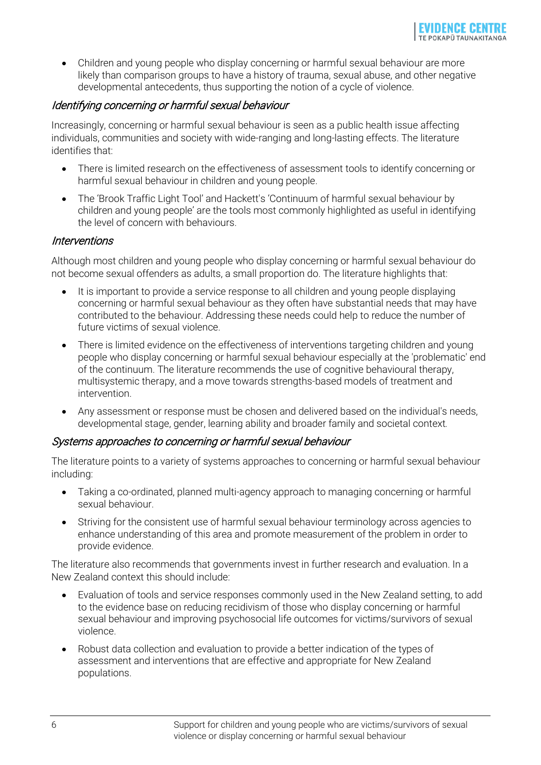- Children and young people who display concerning or harmful sexual behaviour are more likely than comparison groups to have a history of trauma, sexual abuse, and other negative developmental antecedents, thus supporting the notion of a cycle of violence.

### *Identifying concerning or harmful sexual behaviour*

Increasingly, concerning or harmful sexual behaviour is seen as a public health issue affecting individuals, communities and society with wide-ranging and long-lasting effects. The literature identifies that:

- There is limited research on the effectiveness of assessment tools to identify concerning or harmful sexual behaviour in children and young people.
- The 'Brook Traffic Light Tool' and Hackett's 'Continuum of harmful sexual behaviour by children and young people' are the tools most commonly highlighted as useful in identifying the level of concern with behaviours.

### *Interventions*

Although most children and young people who display concerning or harmful sexual behaviour do not become sexual offenders as adults, a small proportion do. The literature highlights that:

- It is important to provide a service response to all children and young people displaying concerning or harmful sexual behaviour as they often have substantial needs that may have contributed to the behaviour. Addressing these needs could help to reduce the number of future victims of sexual violence.
- There is limited evidence on the effectiveness of interventions targeting children and young people who display concerning or harmful sexual behaviour especially at the 'problematic' end of the continuum. The literature recommends the use of cognitive behavioural therapy, multisystemic therapy, and a move towards strengths-based models of treatment and intervention.
- Any assessment or response must be chosen and delivered based on the individual's needs, developmental stage, gender, learning ability and broader family and societal context.

### *Systems approaches to concerning or harmful sexual behaviour*

The literature points to a variety of systems approaches to concerning or harmful sexual behaviour including:

- Taking a co-ordinated, planned multi-agency approach to managing concerning or harmful sexual behaviour.
- Striving for the consistent use of harmful sexual behaviour terminology across agencies to enhance understanding of this area and promote measurement of the problem in order to provide evidence.

The literature also recommends that governments invest in further research and evaluation. In a New Zealand context this should include:

- Evaluation of tools and service responses commonly used in the New Zealand setting, to add to the evidence base on reducing recidivism of those who display concerning or harmful sexual behaviour and improving psychosocial life outcomes for victims/survivors of sexual violence.
- Robust data collection and evaluation to provide a better indication of the types of assessment and interventions that are effective and appropriate for New Zealand populations.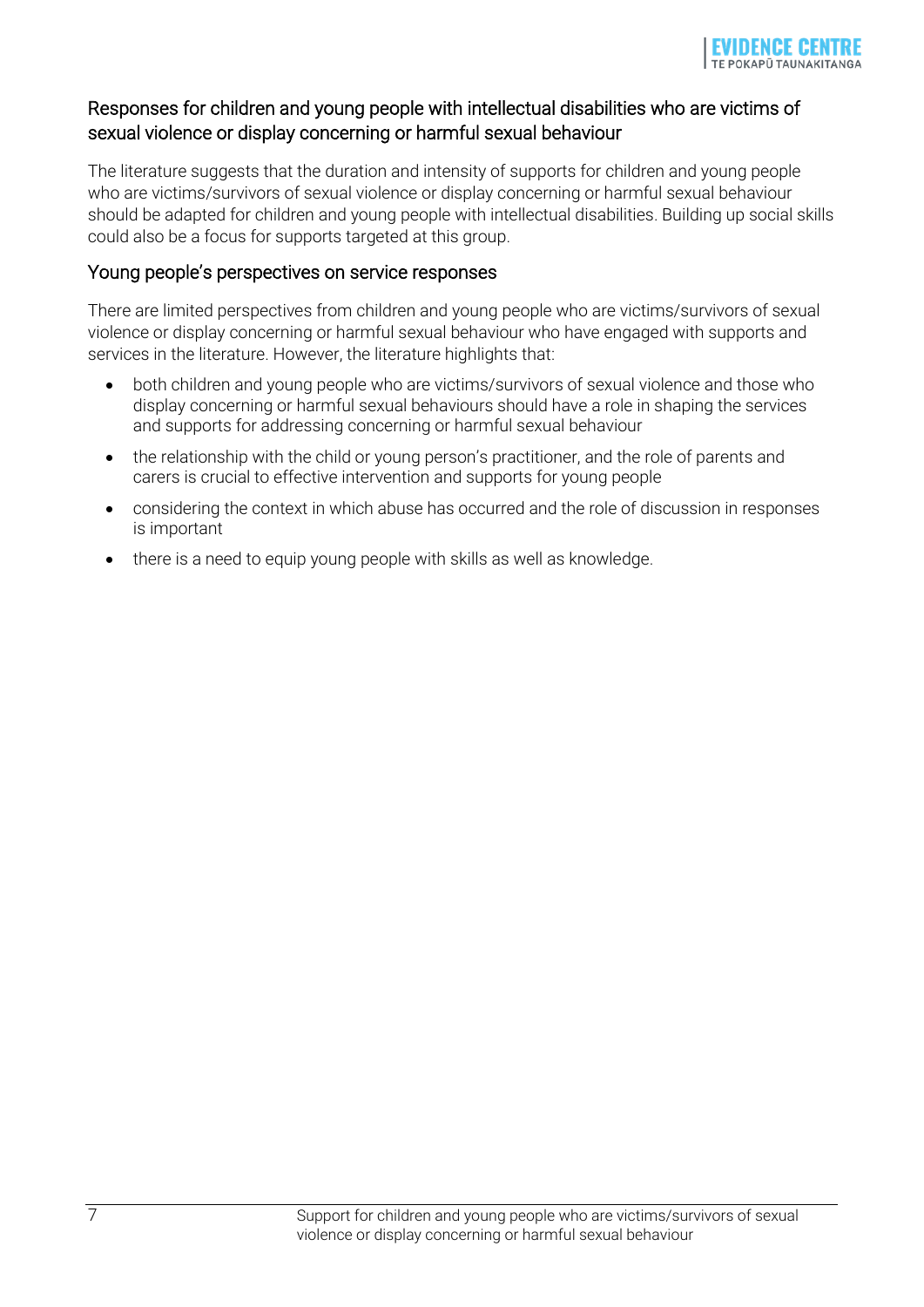### Responses for children and young people with intellectual disabilities who are victims of sexual violence or display concerning or harmful sexual behaviour

The literature suggests that the duration and intensity of supports for children and young people who are victims/survivors of sexual violence or display concerning or harmful sexual behaviour should be adapted for children and young people with intellectual disabilities. Building up social skills could also be a focus for supports targeted at this group.

### Young people's perspectives on service responses

There are limited perspectives from children and young people who are victims/survivors of sexual violence or display concerning or harmful sexual behaviour who have engaged with supports and services in the literature. However, the literature highlights that:

- both children and young people who are victims/survivors of sexual violence and those who display concerning or harmful sexual behaviours should have a role in shaping the services and supports for addressing concerning or harmful sexual behaviour
- the relationship with the child or young person's practitioner, and the role of parents and carers is crucial to effective intervention and supports for young people
- considering the context in which abuse has occurred and the role of discussion in responses is important
- there is a need to equip young people with skills as well as knowledge.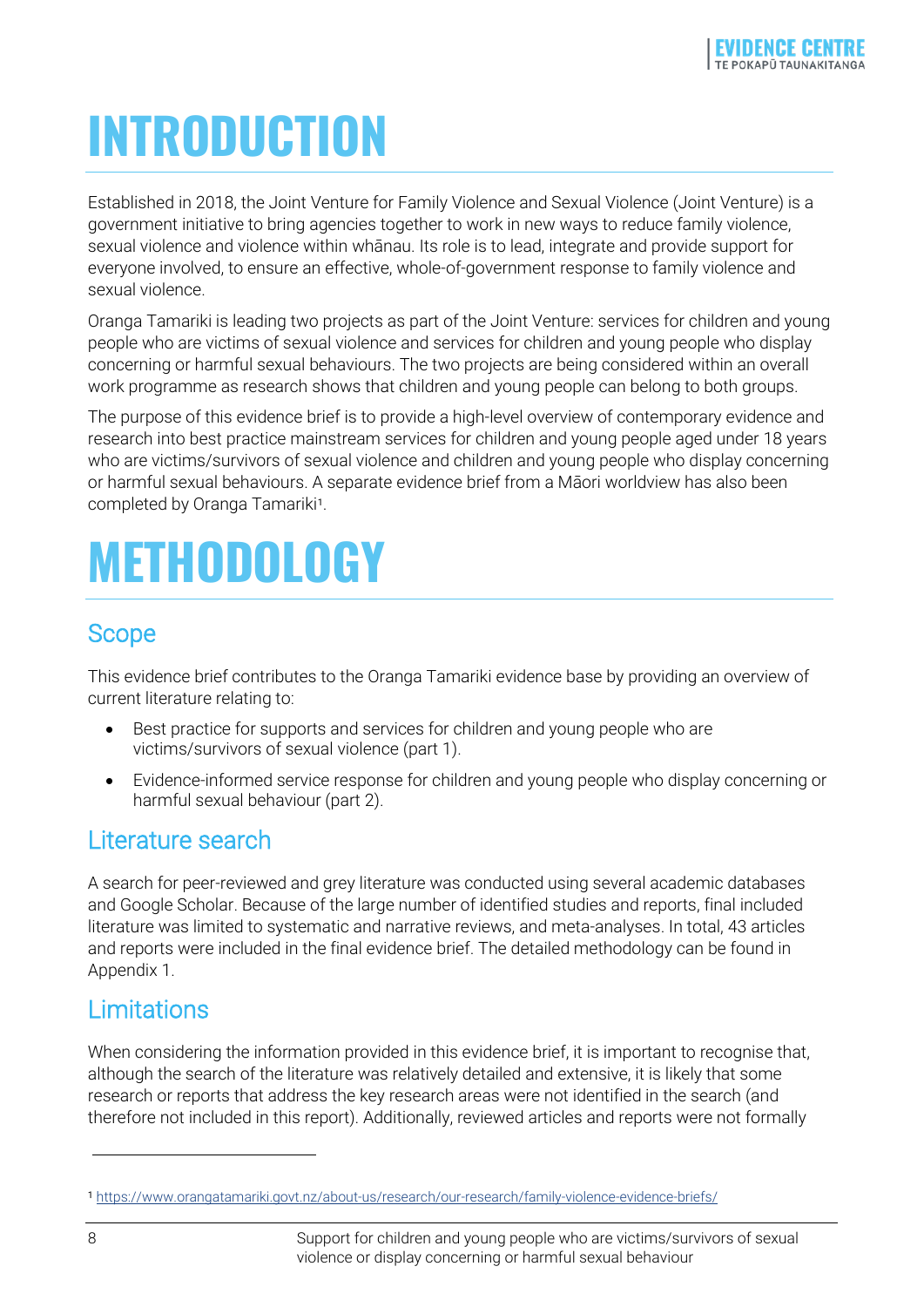# INTRODUCTION

Established in 2018, the Joint Venture for Family Violence and Sexual Violence (Joint Venture) is a government initiative to bring agencies together to work in new ways to reduce family violence, sexual violence and violence within whānau. Its role is to lead, integrate and provide support for everyone involved, to ensure an effective, whole-of-government response to family violence and sexual violence.

Oranga Tamariki is leading two projects as part of the Joint Venture: services for children and young people who are victims of sexual violence and services for children and young people who display concerning or harmful sexual behaviours. The two projects are being considered within an overall work programme as research shows that children and young people can belong to both groups.

The purpose of this evidence brief is to provide a high-level overview of contemporary evidence and research into best practice mainstream services for children and young people aged under 18 years who are victims/survivors of sexual violence and children and young people who display concerning or harmful sexual behaviours. A separate evidence brief from a Māori worldview has also been completed by Oranga Tamariki[1].

# METHODOLOGY

## Scope

This evidence brief contributes to the Oranga Tamariki evidence base by providing an overview of current literature relating to:

- Best practice for supports and services for children and young people who are victims/survivors of sexual violence (part 1).
- Evidence-informed service response for children and young people who display concerning or harmful sexual behaviour (part 2).

## Literature search

A search for peer-reviewed and grey literature was conducted using several academic databases and Google Scholar. Because of the large number of identified studies and reports, final included literature was limited to systematic and narrative reviews, and meta-analyses. In total, 43 articles and reports were included in the final evidence brief. The detailed methodology can be found in Appendix 1.

## Limitations

When considering the information provided in this evidence brief, it is important to recognise that, although the search of the literature was relatively detailed and extensive, it is likely that some research or reports that address the key research areas were not identified in the search (and therefore not included in this report). Additionally, reviewed articles and reports were not formally

[1] https://www.orangatamariki.govt.nz/about-us/research/our-research/family-violence-evidence-briefs/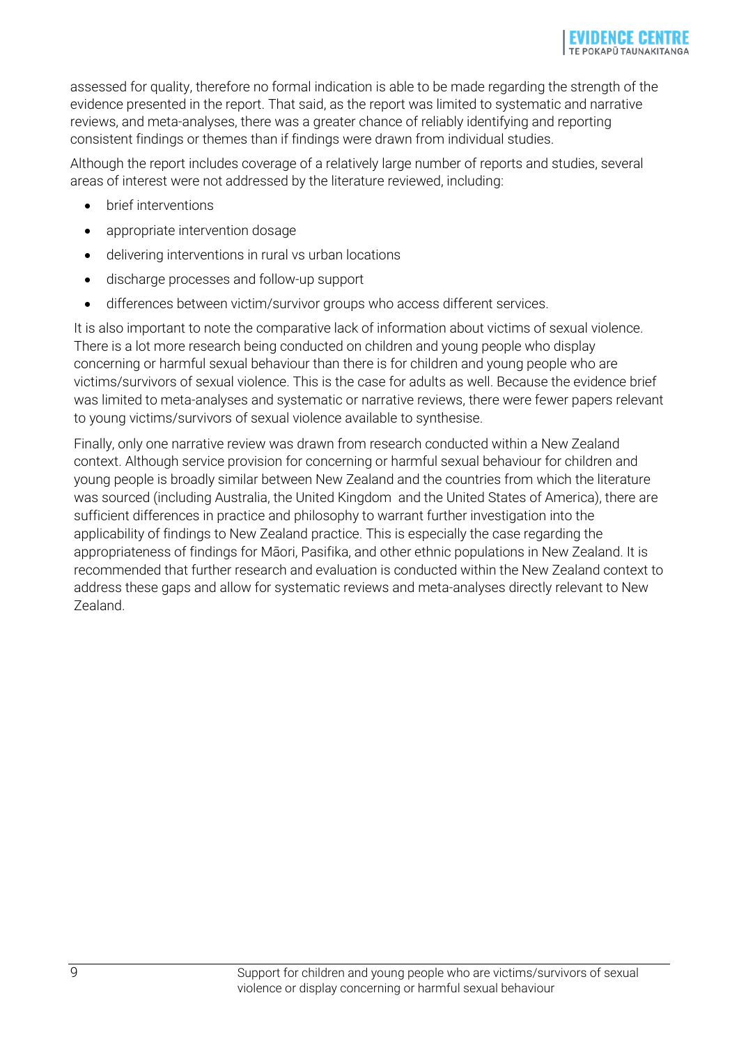assessed for quality, therefore no formal indication is able to be made regarding the strength of the evidence presented in the report. That said, as the report was limited to systematic and narrative reviews, and meta-analyses, there was a greater chance of reliably identifying and reporting consistent findings or themes than if findings were drawn from individual studies.

Although the report includes coverage of a relatively large number of reports and studies, several areas of interest were not addressed by the literature reviewed, including:

- brief interventions
- appropriate intervention dosage
- delivering interventions in rural vs urban locations
- discharge processes and follow-up support
- differences between victim/survivor groups who access different services.

It is also important to note the comparative lack of information about victims of sexual violence. There is a lot more research being conducted on children and young people who display concerning or harmful sexual behaviour than there is for children and young people who are victims/survivors of sexual violence. This is the case for adults as well. Because the evidence brief was limited to meta-analyses and systematic or narrative reviews, there were fewer papers relevant to young victims/survivors of sexual violence available to synthesise.

Finally, only one narrative review was drawn from research conducted within a New Zealand context. Although service provision for concerning or harmful sexual behaviour for children and young people is broadly similar between New Zealand and the countries from which the literature was sourced (including Australia, the United Kingdom and the United States of America), there are sufficient differences in practice and philosophy to warrant further investigation into the applicability of findings to New Zealand practice. This is especially the case regarding the appropriateness of findings for Māori, Pasifika, and other ethnic populations in New Zealand. It is recommended that further research and evaluation is conducted within the New Zealand context to address these gaps and allow for systematic reviews and meta-analyses directly relevant to New Zealand.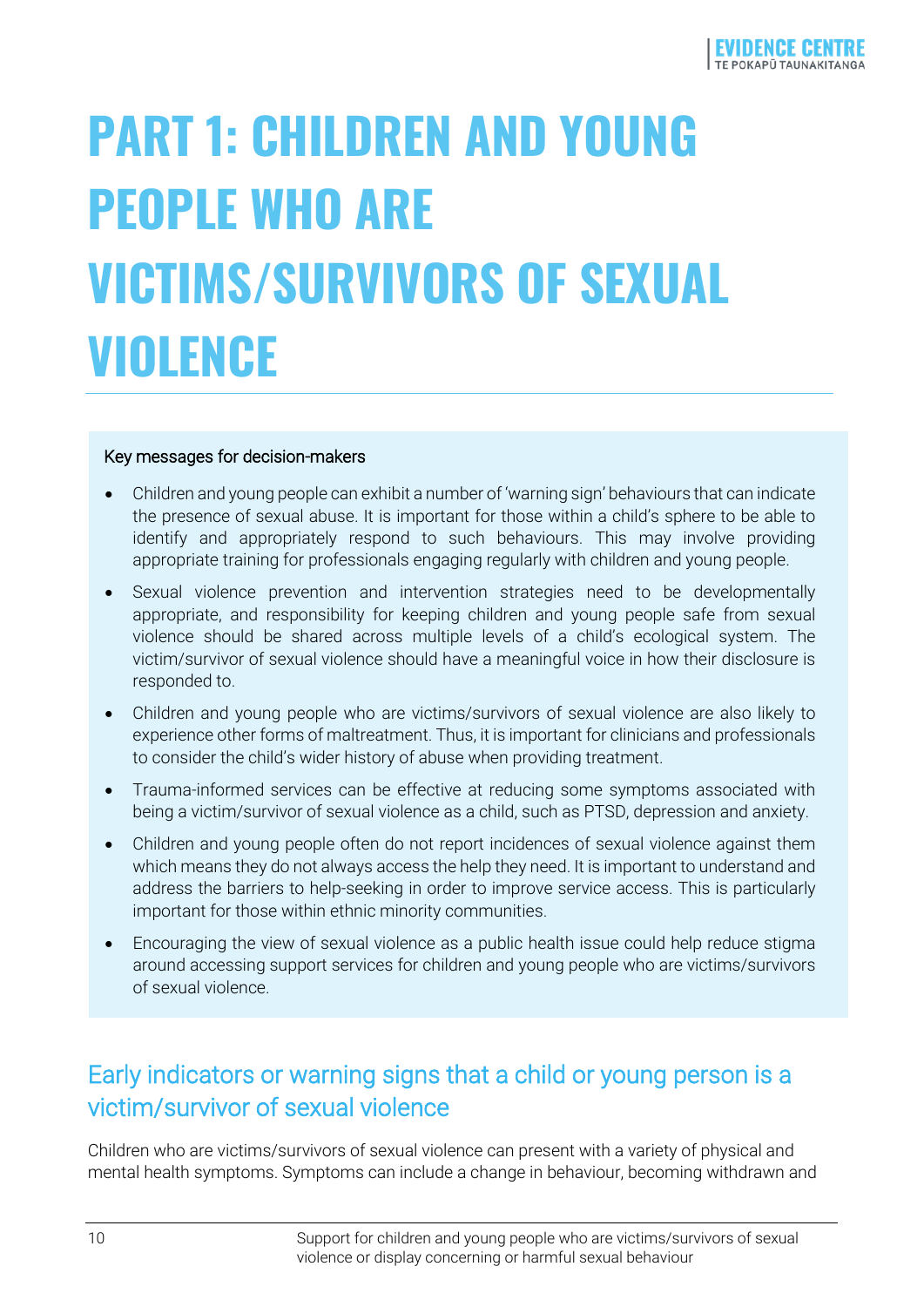# PART 1: CHILDREN AND YOUNG PEOPLE WHO ARE VICTIMS/SURVIVORS OF SEXUAL VIOLENCE

Key messages for decision-makers

- Children and young people can exhibit a number of 'warning sign' behaviours that can indicate the presence of sexual abuse. It is important for those within a child's sphere to be able to identify and appropriately respond to such behaviours. This may involve providing appropriate training for professionals engaging regularly with children and young people.
- Sexual violence prevention and intervention strategies need to be developmentally appropriate, and responsibility for keeping children and young people safe from sexual violence should be shared across multiple levels of a child's ecological system. The victim/survivor of sexual violence should have a meaningful voice in how their disclosure is responded to.
- Children and young people who are victims/survivors of sexual violence are also likely to experience other forms of maltreatment. Thus, it is important for clinicians and professionals to consider the child's wider history of abuse when providing treatment.
- Trauma-informed services can be effective at reducing some symptoms associated with being a victim/survivor of sexual violence as a child, such as PTSD, depression and anxiety.
- Children and young people often do not report incidences of sexual violence against them which means they do not always access the help they need. It is important to understand and address the barriers to help-seeking in order to improve service access. This is particularly important for those within ethnic minority communities.
- Encouraging the view of sexual violence as a public health issue could help reduce stigma around accessing support services for children and young people who are victims/survivors of sexual violence.

## Early indicators or warning signs that a child or young person is a victim/survivor of sexual violence

Children who are victims/survivors of sexual violence can present with a variety of physical and mental health symptoms. Symptoms can include a change in behaviour, becoming withdrawn and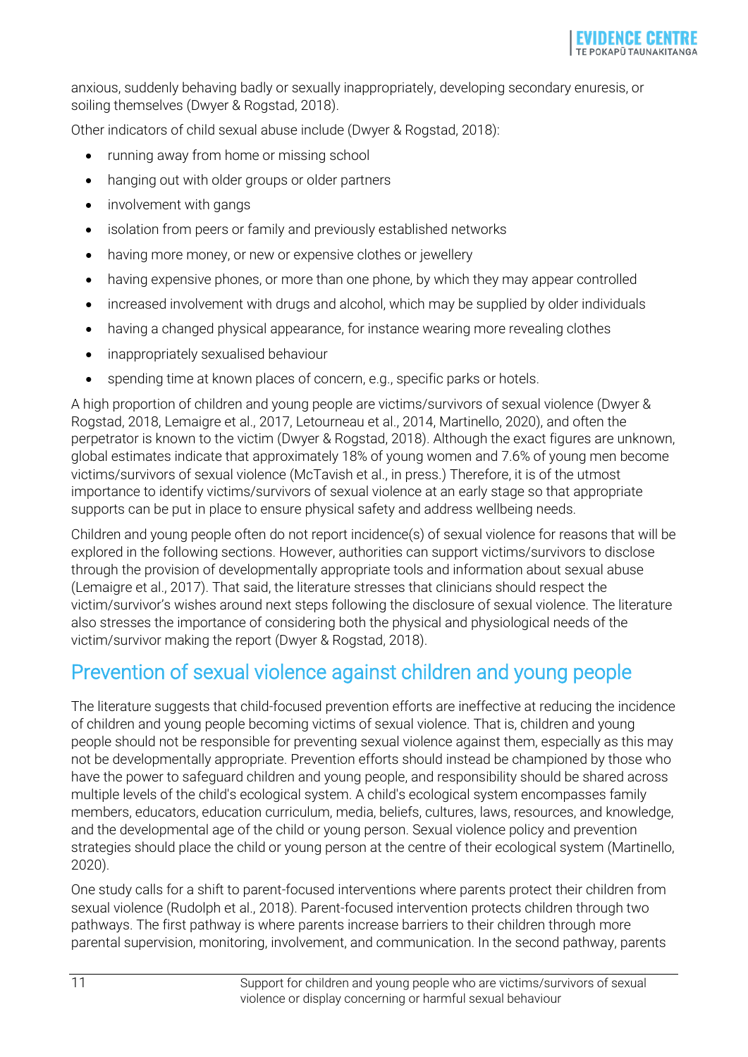anxious, suddenly behaving badly or sexually inappropriately, developing secondary enuresis, or soiling themselves (Dwyer & Rogstad, 2018).

Other indicators of child sexual abuse include (Dwyer & Rogstad, 2018):

- running away from home or missing school
- hanging out with older groups or older partners
- involvement with gangs
- isolation from peers or family and previously established networks
- having more money, or new or expensive clothes or jewellery
- having expensive phones, or more than one phone, by which they may appear controlled
- increased involvement with drugs and alcohol, which may be supplied by older individuals
- having a changed physical appearance, for instance wearing more revealing clothes
- inappropriately sexualised behaviour
- spending time at known places of concern, e.g., specific parks or hotels.

A high proportion of children and young people are victims/survivors of sexual violence (Dwyer & Rogstad, 2018, Lemaigre et al., 2017, Letourneau et al., 2014, Martinello, 2020), and often the perpetrator is known to the victim (Dwyer & Rogstad, 2018). Although the exact figures are unknown, global estimates indicate that approximately 18% of young women and 7.6% of young men become victims/survivors of sexual violence (McTavish et al., in press.) Therefore, it is of the utmost importance to identify victims/survivors of sexual violence at an early stage so that appropriate supports can be put in place to ensure physical safety and address wellbeing needs.

Children and young people often do not report incidence(s) of sexual violence for reasons that will be explored in the following sections. However, authorities can support victims/survivors to disclose through the provision of developmentally appropriate tools and information about sexual abuse (Lemaigre et al., 2017). That said, the literature stresses that clinicians should respect the victim/survivor's wishes around next steps following the disclosure of sexual violence. The literature also stresses the importance of considering both the physical and physiological needs of the victim/survivor making the report (Dwyer & Rogstad, 2018).

## Prevention of sexual violence against children and young people

The literature suggests that child-focused prevention efforts are ineffective at reducing the incidence of children and young people becoming victims of sexual violence. That is, children and young people should not be responsible for preventing sexual violence against them, especially as this may not be developmentally appropriate. Prevention efforts should instead be championed by those who have the power to safeguard children and young people, and responsibility should be shared across multiple levels of the child's ecological system. A child's ecological system encompasses family members, educators, education curriculum, media, beliefs, cultures, laws, resources, and knowledge, and the developmental age of the child or young person. Sexual violence policy and prevention strategies should place the child or young person at the centre of their ecological system (Martinello, 2020).

One study calls for a shift to parent-focused interventions where parents protect their children from sexual violence (Rudolph et al., 2018). Parent-focused intervention protects children through two pathways. The first pathway is where parents increase barriers to their children through more parental supervision, monitoring, involvement, and communication. In the second pathway, parents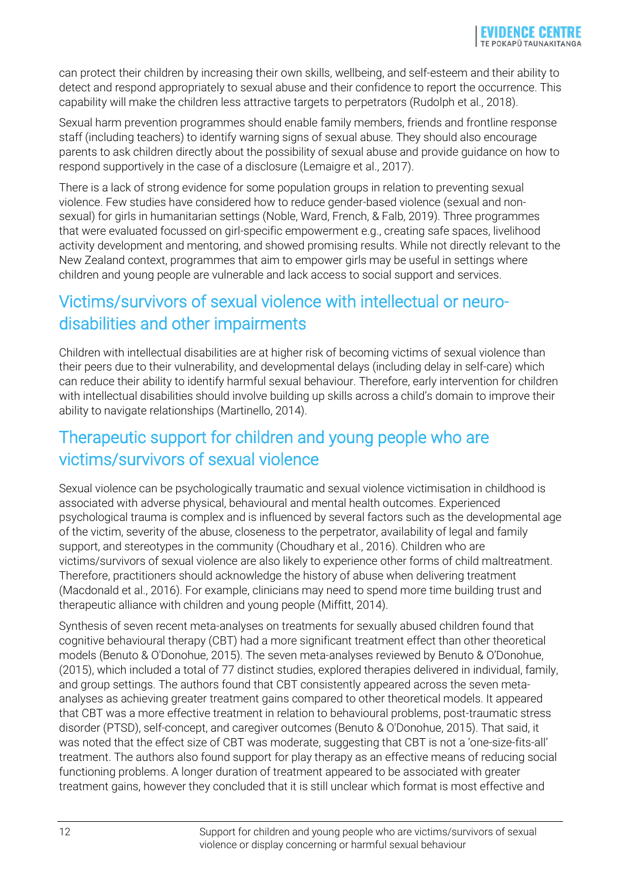can protect their children by increasing their own skills, wellbeing, and self-esteem and their ability to detect and respond appropriately to sexual abuse and their confidence to report the occurrence. This capability will make the children less attractive targets to perpetrators (Rudolph et al., 2018).

Sexual harm prevention programmes should enable family members, friends and frontline response staff (including teachers) to identify warning signs of sexual abuse. They should also encourage parents to ask children directly about the possibility of sexual abuse and provide guidance on how to respond supportively in the case of a disclosure (Lemaigre et al., 2017).

There is a lack of strong evidence for some population groups in relation to preventing sexual violence. Few studies have considered how to reduce gender-based violence (sexual and non-sexual) for girls in humanitarian settings (Noble, Ward, French, & Falb, 2019). Three programmes that were evaluated focussed on girl-specific empowerment e.g., creating safe spaces, livelihood activity development and mentoring, and showed promising results. While not directly relevant to the New Zealand context, programmes that aim to empower girls may be useful in settings where children and young people are vulnerable and lack access to social support and services.

## Victims/survivors of sexual violence with intellectual or neuro-disabilities and other impairments

Children with intellectual disabilities are at higher risk of becoming victims of sexual violence than their peers due to their vulnerability, and developmental delays (including delay in self-care) which can reduce their ability to identify harmful sexual behaviour. Therefore, early intervention for children with intellectual disabilities should involve building up skills across a child's domain to improve their ability to navigate relationships (Martinello, 2014).

## Therapeutic support for children and young people who are victims/survivors of sexual violence

Sexual violence can be psychologically traumatic and sexual violence victimisation in childhood is associated with adverse physical, behavioural and mental health outcomes. Experienced psychological trauma is complex and is influenced by several factors such as the developmental age of the victim, severity of the abuse, closeness to the perpetrator, availability of legal and family support, and stereotypes in the community (Choudhary et al., 2016). Children who are victims/survivors of sexual violence are also likely to experience other forms of child maltreatment. Therefore, practitioners should acknowledge the history of abuse when delivering treatment (Macdonald et al., 2016). For example, clinicians may need to spend more time building trust and therapeutic alliance with children and young people (Miffitt, 2014).

Synthesis of seven recent meta-analyses on treatments for sexually abused children found that cognitive behavioural therapy (CBT) had a more significant treatment effect than other theoretical models (Benuto & O'Donohue, 2015). The seven meta-analyses reviewed by Benuto & O'Donohue, (2015), which included a total of 77 distinct studies, explored therapies delivered in individual, family, and group settings. The authors found that CBT consistently appeared across the seven meta-analyses as achieving greater treatment gains compared to other theoretical models. It appeared that CBT was a more effective treatment in relation to behavioural problems, post-traumatic stress disorder (PTSD), self-concept, and caregiver outcomes (Benuto & O'Donohue, 2015). That said, it was noted that the effect size of CBT was moderate, suggesting that CBT is not a 'one-size-fits-all' treatment. The authors also found support for play therapy as an effective means of reducing social functioning problems. A longer duration of treatment appeared to be associated with greater treatment gains, however they concluded that it is still unclear which format is most effective and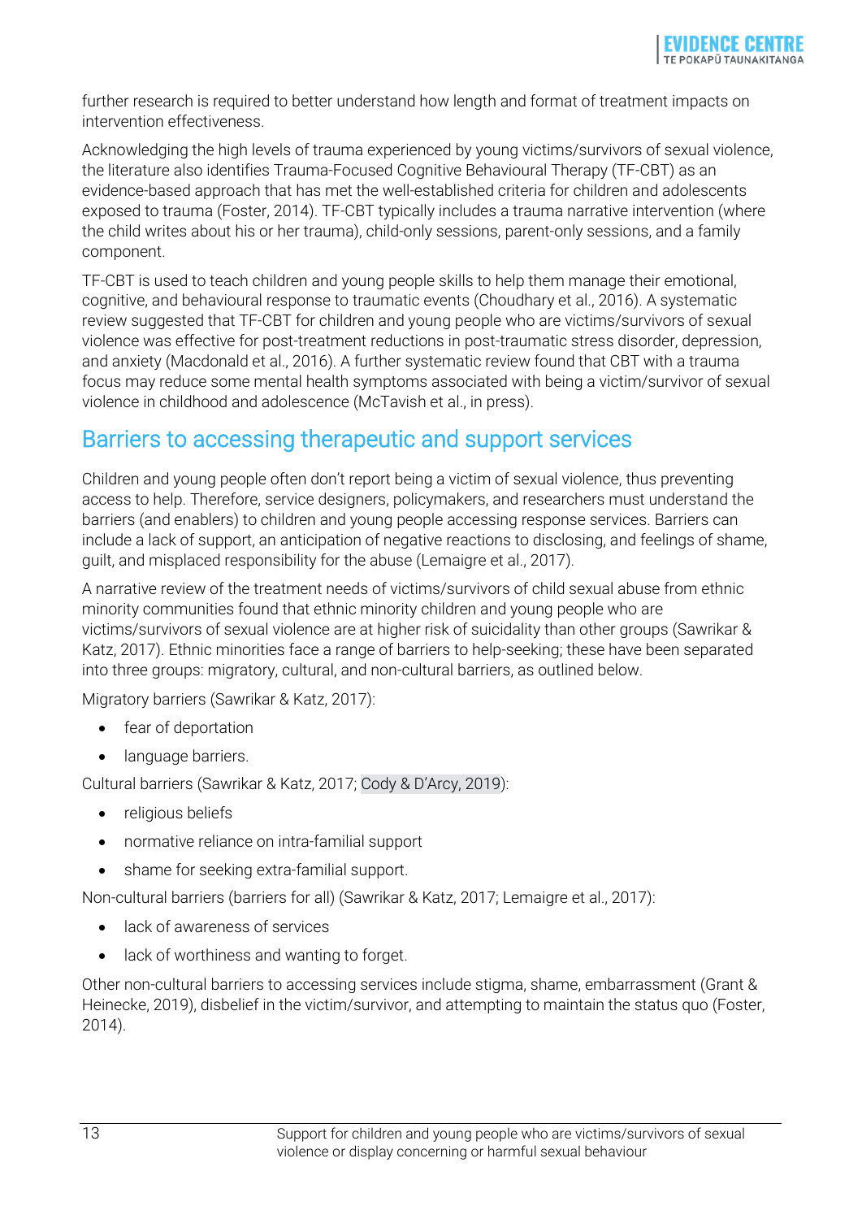further research is required to better understand how length and format of treatment impacts on intervention effectiveness.

Acknowledging the high levels of trauma experienced by young victims/survivors of sexual violence, the literature also identifies Trauma-Focused Cognitive Behavioural Therapy (TF-CBT) as an evidence-based approach that has met the well-established criteria for children and adolescents exposed to trauma (Foster, 2014). TF-CBT typically includes a trauma narrative intervention (where the child writes about his or her trauma), child-only sessions, parent-only sessions, and a family component.

TF-CBT is used to teach children and young people skills to help them manage their emotional, cognitive, and behavioural response to traumatic events (Choudhary et al., 2016). A systematic review suggested that TF-CBT for children and young people who are victims/survivors of sexual violence was effective for post-treatment reductions in post-traumatic stress disorder, depression, and anxiety (Macdonald et al., 2016). A further systematic review found that CBT with a trauma focus may reduce some mental health symptoms associated with being a victim/survivor of sexual violence in childhood and adolescence (McTavish et al., in press).

## Barriers to accessing therapeutic and support services

Children and young people often don't report being a victim of sexual violence, thus preventing access to help. Therefore, service designers, policymakers, and researchers must understand the barriers (and enablers) to children and young people accessing response services. Barriers can include a lack of support, an anticipation of negative reactions to disclosing, and feelings of shame, guilt, and misplaced responsibility for the abuse (Lemaigre et al., 2017).

A narrative review of the treatment needs of victims/survivors of child sexual abuse from ethnic minority communities found that ethnic minority children and young people who are victims/survivors of sexual violence are at higher risk of suicidality than other groups (Sawrikar & Katz, 2017). Ethnic minorities face a range of barriers to help-seeking; these have been separated into three groups: migratory, cultural, and non-cultural barriers, as outlined below.

Migratory barriers (Sawrikar & Katz, 2017):

- fear of deportation
- language barriers.

Cultural barriers (Sawrikar & Katz, 2017; Cody & D'Arcy, 2019):

- religious beliefs
- normative reliance on intra-familial support
- shame for seeking extra-familial support.

Non-cultural barriers (barriers for all) (Sawrikar & Katz, 2017; Lemaigre et al., 2017):

- lack of awareness of services
- lack of worthiness and wanting to forget.

Other non-cultural barriers to accessing services include stigma, shame, embarrassment (Grant & Heinecke, 2019), disbelief in the victim/survivor, and attempting to maintain the status quo (Foster, 2014).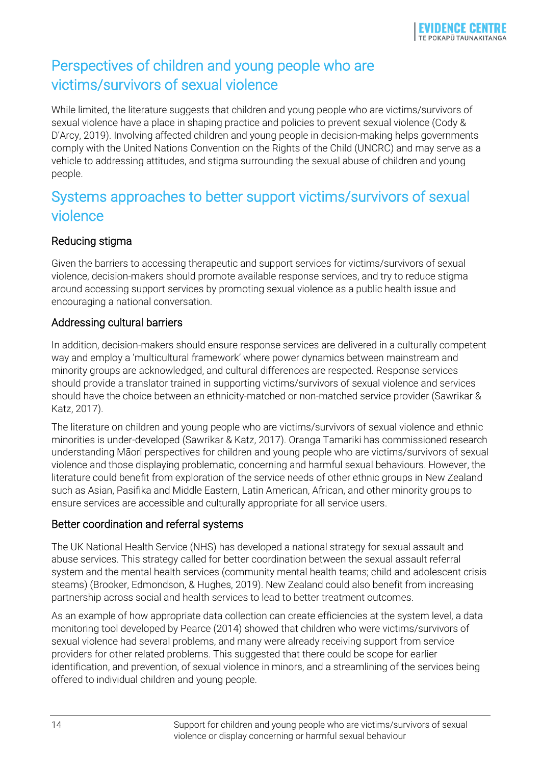## Perspectives of children and young people who are victims/survivors of sexual violence

While limited, the literature suggests that children and young people who are victims/survivors of sexual violence have a place in shaping practice and policies to prevent sexual violence (Cody & D'Arcy, 2019). Involving affected children and young people in decision-making helps governments comply with the United Nations Convention on the Rights of the Child (UNCRC) and may serve as a vehicle to addressing attitudes, and stigma surrounding the sexual abuse of children and young people.

## Systems approaches to better support victims/survivors of sexual violence

### Reducing stigma

Given the barriers to accessing therapeutic and support services for victims/survivors of sexual violence, decision-makers should promote available response services, and try to reduce stigma around accessing support services by promoting sexual violence as a public health issue and encouraging a national conversation.

### Addressing cultural barriers

In addition, decision-makers should ensure response services are delivered in a culturally competent way and employ a 'multicultural framework' where power dynamics between mainstream and minority groups are acknowledged, and cultural differences are respected. Response services should provide a translator trained in supporting victims/survivors of sexual violence and services should have the choice between an ethnicity-matched or non-matched service provider (Sawrikar & Katz, 2017).

The literature on children and young people who are victims/survivors of sexual violence and ethnic minorities is under-developed (Sawrikar & Katz, 2017). Oranga Tamariki has commissioned research understanding Māori perspectives for children and young people who are victims/survivors of sexual violence and those displaying problematic, concerning and harmful sexual behaviours. However, the literature could benefit from exploration of the service needs of other ethnic groups in New Zealand such as Asian, Pasifika and Middle Eastern, Latin American, African, and other minority groups to ensure services are accessible and culturally appropriate for all service users.

### Better coordination and referral systems

The UK National Health Service (NHS) has developed a national strategy for sexual assault and abuse services. This strategy called for better coordination between the sexual assault referral system and the mental health services (community mental health teams; child and adolescent crisis steams) (Brooker, Edmondson, & Hughes, 2019). New Zealand could also benefit from increasing partnership across social and health services to lead to better treatment outcomes.

As an example of how appropriate data collection can create efficiencies at the system level, a data monitoring tool developed by Pearce (2014) showed that children who were victims/survivors of sexual violence had several problems, and many were already receiving support from service providers for other related problems. This suggested that there could be scope for earlier identification, and prevention, of sexual violence in minors, and a streamlining of the services being offered to individual children and young people.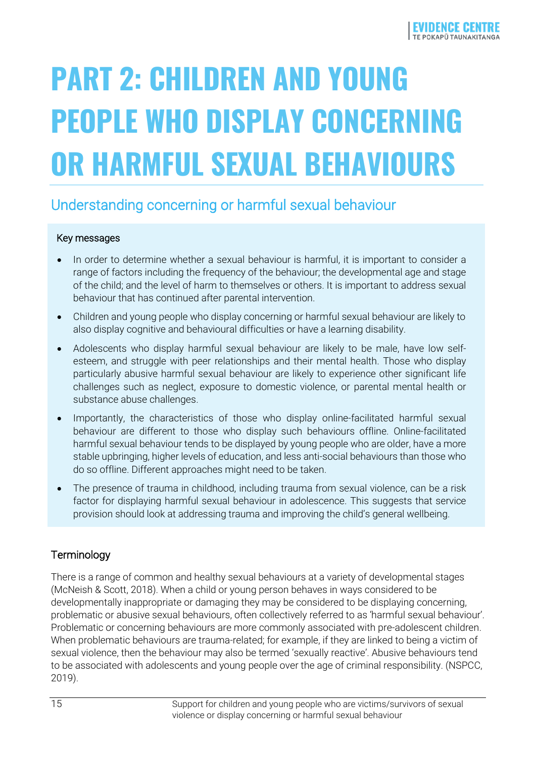# PART 2: CHILDREN AND YOUNG PEOPLE WHO DISPLAY CONCERNING OR HARMFUL SEXUAL BEHAVIOURS

## Understanding concerning or harmful sexual behaviour

Key messages

- In order to determine whether a sexual behaviour is harmful, it is important to consider a range of factors including the frequency of the behaviour; the developmental age and stage of the child; and the level of harm to themselves or others. It is important to address sexual behaviour that has continued after parental intervention.
- Children and young people who display concerning or harmful sexual behaviour are likely to also display cognitive and behavioural difficulties or have a learning disability.
- Adolescents who display harmful sexual behaviour are likely to be male, have low self-esteem, and struggle with peer relationships and their mental health. Those who display particularly abusive harmful sexual behaviour are likely to experience other significant life challenges such as neglect, exposure to domestic violence, or parental mental health or substance abuse challenges.
- Importantly, the characteristics of those who display online-facilitated harmful sexual behaviour are different to those who display such behaviours offline. Online-facilitated harmful sexual behaviour tends to be displayed by young people who are older, have a more stable upbringing, higher levels of education, and less anti-social behaviours than those who do so offline. Different approaches might need to be taken.
- The presence of trauma in childhood, including trauma from sexual violence, can be a risk factor for displaying harmful sexual behaviour in adolescence. This suggests that service provision should look at addressing trauma and improving the child's general wellbeing.

### Terminology

There is a range of common and healthy sexual behaviours at a variety of developmental stages (McNeish & Scott, 2018). When a child or young person behaves in ways considered to be developmentally inappropriate or damaging they may be considered to be displaying concerning, problematic or abusive sexual behaviours, often collectively referred to as 'harmful sexual behaviour'. Problematic or concerning behaviours are more commonly associated with pre-adolescent children. When problematic behaviours are trauma-related; for example, if they are linked to being a victim of sexual violence, then the behaviour may also be termed 'sexually reactive'. Abusive behaviours tend to be associated with adolescents and young people over the age of criminal responsibility. (NSPCC, 2019).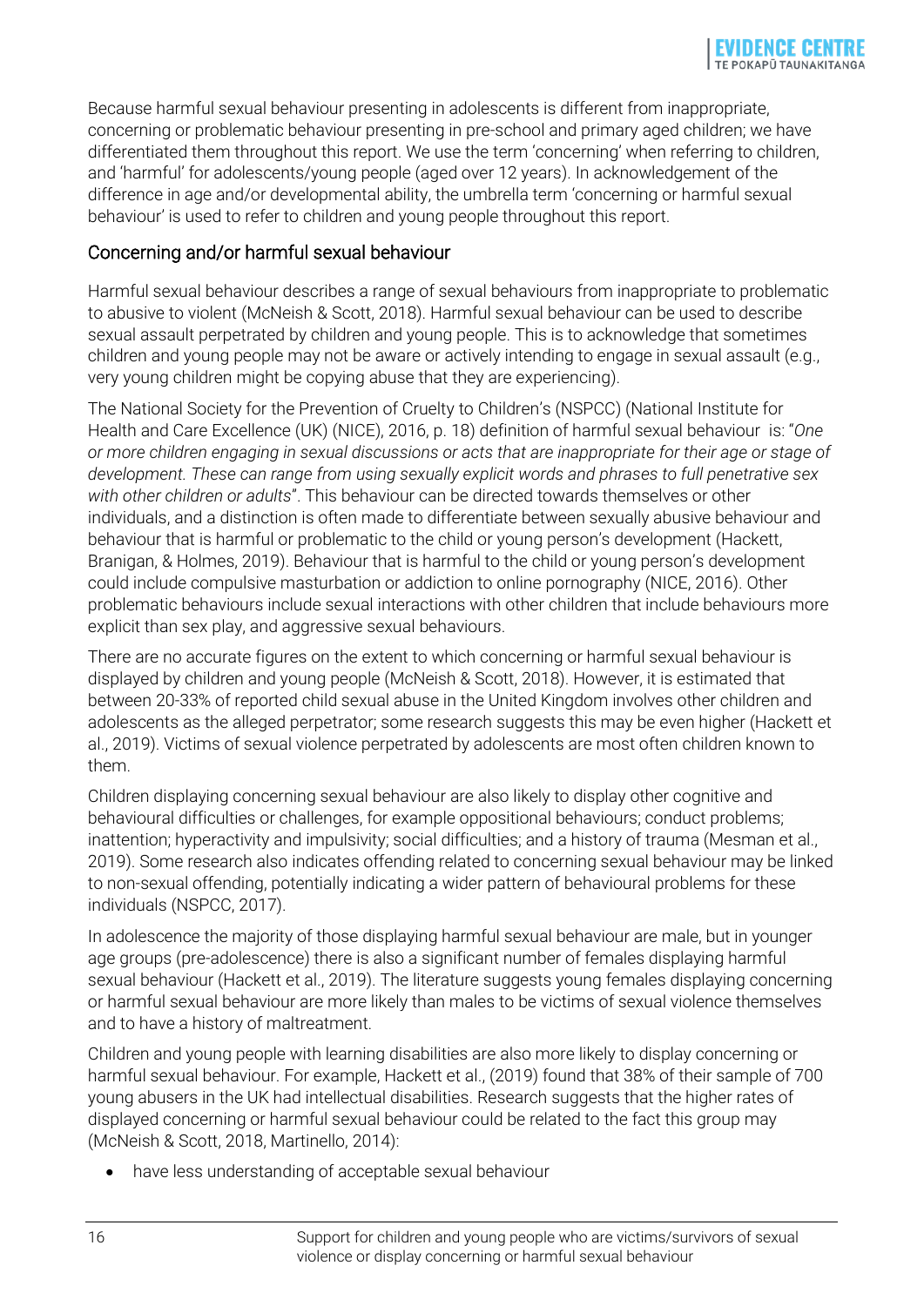Because harmful sexual behaviour presenting in adolescents is different from inappropriate, concerning or problematic behaviour presenting in pre-school and primary aged children; we have differentiated them throughout this report. We use the term 'concerning' when referring to children, and 'harmful' for adolescents/young people (aged over 12 years). In acknowledgement of the difference in age and/or developmental ability, the umbrella term 'concerning or harmful sexual behaviour' is used to refer to children and young people throughout this report.

## Concerning and/or harmful sexual behaviour

Harmful sexual behaviour describes a range of sexual behaviours from inappropriate to problematic to abusive to violent (McNeish & Scott, 2018). Harmful sexual behaviour can be used to describe sexual assault perpetrated by children and young people. This is to acknowledge that sometimes children and young people may not be aware or actively intending to engage in sexual assault (e.g., very young children might be copying abuse that they are experiencing).

The National Society for the Prevention of Cruelty to Children's (NSPCC) (National Institute for Health and Care Excellence (UK) (NICE), 2016, p. 18) definition of harmful sexual behaviour is: "*One or more children engaging in sexual discussions or acts that are inappropriate for their age or stage of development. These can range from using sexually explicit words and phrases to full penetrative sex with other children or adults*". This behaviour can be directed towards themselves or other individuals, and a distinction is often made to differentiate between sexually abusive behaviour and behaviour that is harmful or problematic to the child or young person's development (Hackett, Branigan, & Holmes, 2019). Behaviour that is harmful to the child or young person's development could include compulsive masturbation or addiction to online pornography (NICE, 2016). Other problematic behaviours include sexual interactions with other children that include behaviours more explicit than sex play, and aggressive sexual behaviours.

There are no accurate figures on the extent to which concerning or harmful sexual behaviour is displayed by children and young people (McNeish & Scott, 2018). However, it is estimated that between 20-33% of reported child sexual abuse in the United Kingdom involves other children and adolescents as the alleged perpetrator; some research suggests this may be even higher (Hackett et al., 2019). Victims of sexual violence perpetrated by adolescents are most often children known to them.

Children displaying concerning sexual behaviour are also likely to display other cognitive and behavioural difficulties or challenges, for example oppositional behaviours; conduct problems; inattention; hyperactivity and impulsivity; social difficulties; and a history of trauma (Mesman et al., 2019). Some research also indicates offending related to concerning sexual behaviour may be linked to non-sexual offending, potentially indicating a wider pattern of behavioural problems for these individuals (NSPCC, 2017).

In adolescence the majority of those displaying harmful sexual behaviour are male, but in younger age groups (pre-adolescence) there is also a significant number of females displaying harmful sexual behaviour (Hackett et al., 2019). The literature suggests young females displaying concerning or harmful sexual behaviour are more likely than males to be victims of sexual violence themselves and to have a history of maltreatment.

Children and young people with learning disabilities are also more likely to display concerning or harmful sexual behaviour. For example, Hackett et al., (2019) found that 38% of their sample of 700 young abusers in the UK had intellectual disabilities. Research suggests that the higher rates of displayed concerning or harmful sexual behaviour could be related to the fact this group may (McNeish & Scott, 2018, Martinello, 2014):

- have less understanding of acceptable sexual behaviour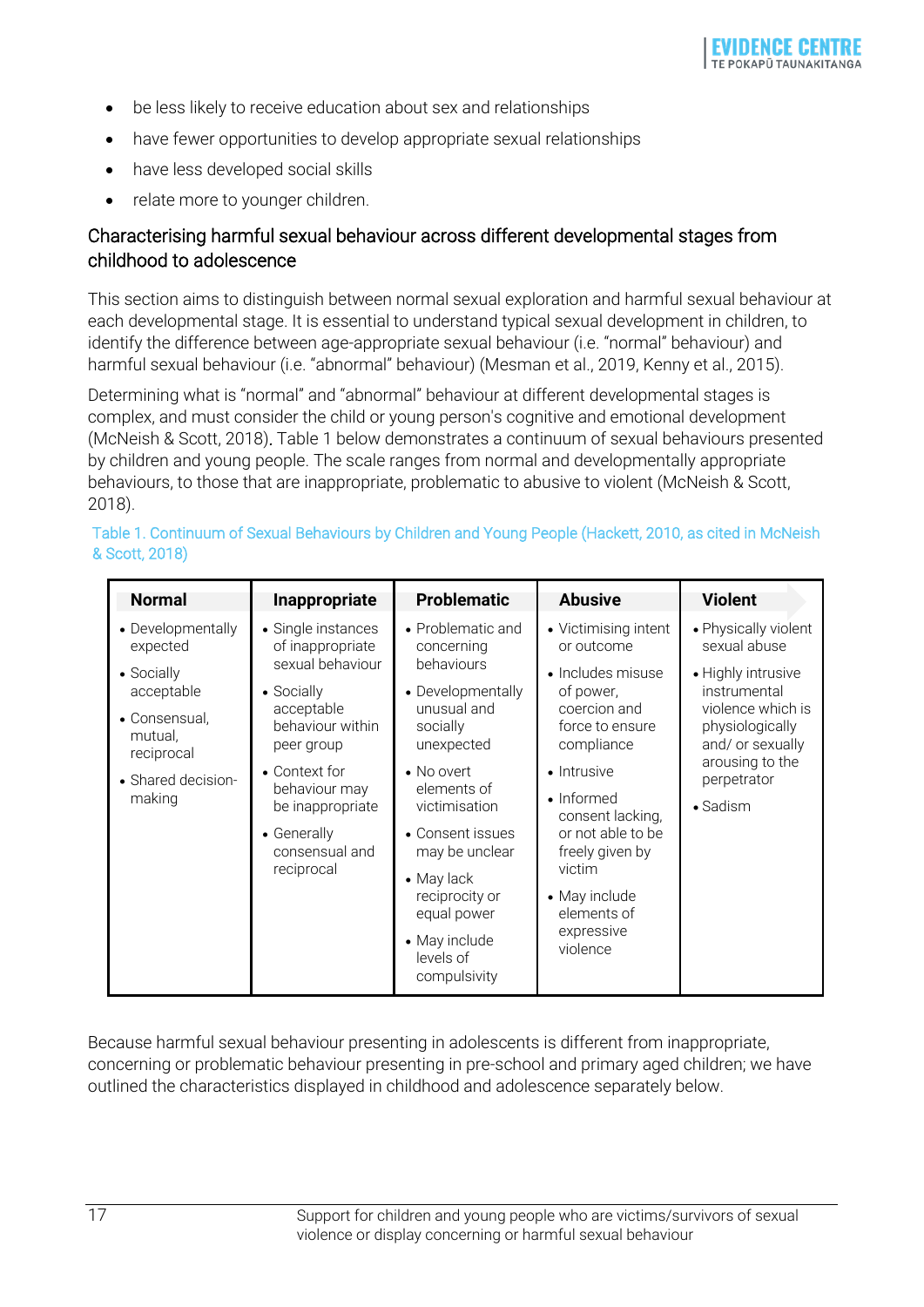- be less likely to receive education about sex and relationships
- have fewer opportunities to develop appropriate sexual relationships
- have less developed social skills
- relate more to younger children.

### Characterising harmful sexual behaviour across different developmental stages from childhood to adolescence

This section aims to distinguish between normal sexual exploration and harmful sexual behaviour at each developmental stage. It is essential to understand typical sexual development in children, to identify the difference between age-appropriate sexual behaviour (i.e. "normal" behaviour) and harmful sexual behaviour (i.e. "abnormal" behaviour) (Mesman et al., 2019, Kenny et al., 2015).

Determining what is "normal" and "abnormal" behaviour at different developmental stages is complex, and must consider the child or young person's cognitive and emotional development (McNeish & Scott, 2018). Table 1 below demonstrates a continuum of sexual behaviours presented by children and young people. The scale ranges from normal and developmentally appropriate behaviours, to those that are inappropriate, problematic to abusive to violent (McNeish & Scott, 2018).

Table 1. Continuum of Sexual Behaviours by Children and Young People (Hackett, 2010, as cited in McNeish & Scott, 2018)

| Normal | Inappropriate | Problematic | Abusive | Violent |
|---|---|---|---|---|
| • Developmentally expected<br>• Socially acceptable<br>• Consensual, mutual, reciprocal<br>• Shared decision-making | • Single instances of inappropriate sexual behaviour<br>• Socially acceptable behaviour within peer group<br>• Context for behaviour may be inappropriate<br>• Generally consensual and reciprocal | • Problematic and concerning behaviours<br>• Developmentally unusual and socially unexpected<br>• No overt elements of victimisation<br>• Consent issues may be unclear<br>• May lack reciprocity or equal power<br>• May include levels of compulsivity | • Victimising intent or outcome<br>• Includes misuse of power, coercion and force to ensure compliance<br>• Intrusive<br>• Informed consent lacking, or not able to be freely given by victim<br>• May include elements of expressive violence | • Physically violent sexual abuse<br>• Highly intrusive instrumental violence which is physiologically and/ or sexually arousing to the perpetrator<br>• Sadism |

Because harmful sexual behaviour presenting in adolescents is different from inappropriate, concerning or problematic behaviour presenting in pre-school and primary aged children; we have outlined the characteristics displayed in childhood and adolescence separately below.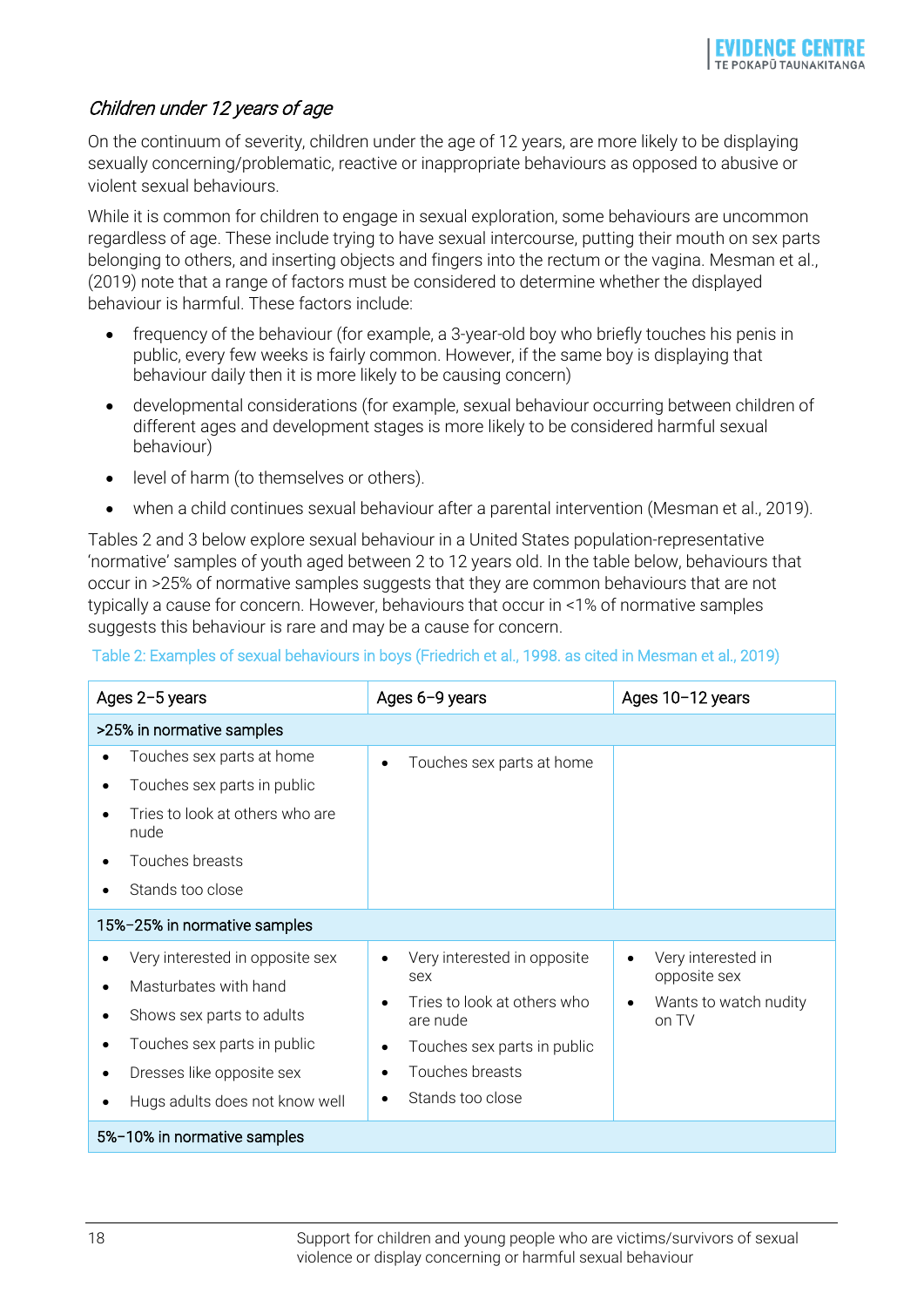### *Children under 12 years of age*

On the continuum of severity, children under the age of 12 years, are more likely to be displaying sexually concerning/problematic, reactive or inappropriate behaviours as opposed to abusive or violent sexual behaviours.

While it is common for children to engage in sexual exploration, some behaviours are uncommon regardless of age. These include trying to have sexual intercourse, putting their mouth on sex parts belonging to others, and inserting objects and fingers into the rectum or the vagina. Mesman et al., (2019) note that a range of factors must be considered to determine whether the displayed behaviour is harmful. These factors include:

- frequency of the behaviour (for example, a 3-year-old boy who briefly touches his penis in public, every few weeks is fairly common. However, if the same boy is displaying that behaviour daily then it is more likely to be causing concern)
- developmental considerations (for example, sexual behaviour occurring between children of different ages and development stages is more likely to be considered harmful sexual behaviour)
- level of harm (to themselves or others).
- when a child continues sexual behaviour after a parental intervention (Mesman et al., 2019).

Tables 2 and 3 below explore sexual behaviour in a United States population-representative 'normative' samples of youth aged between 2 to 12 years old. In the table below, behaviours that occur in >25% of normative samples suggests that they are common behaviours that are not typically a cause for concern. However, behaviours that occur in <1% of normative samples suggests this behaviour is rare and may be a cause for concern.

Table 2: Examples of sexual behaviours in boys (Friedrich et al., 1998. as cited in Mesman et al., 2019)

| Ages 2–5 years | Ages 6–9 years | Ages 10–12 years |
|---|---|---|
| **>25% in normative samples** | | |
| • Touches sex parts at home<br>• Touches sex parts in public<br>• Tries to look at others who are nude<br>• Touches breasts<br>• Stands too close | • Touches sex parts at home | |
| **15%–25% in normative samples** | | |
| • Very interested in opposite sex<br>• Masturbates with hand<br>• Shows sex parts to adults<br>• Touches sex parts in public<br>• Dresses like opposite sex<br>• Hugs adults does not know well | • Very interested in opposite sex<br>• Tries to look at others who are nude<br>• Touches sex parts in public<br>• Touches breasts<br>• Stands too close | • Very interested in opposite sex<br>• Wants to watch nudity on TV |
| **5%–10% in normative samples** | | |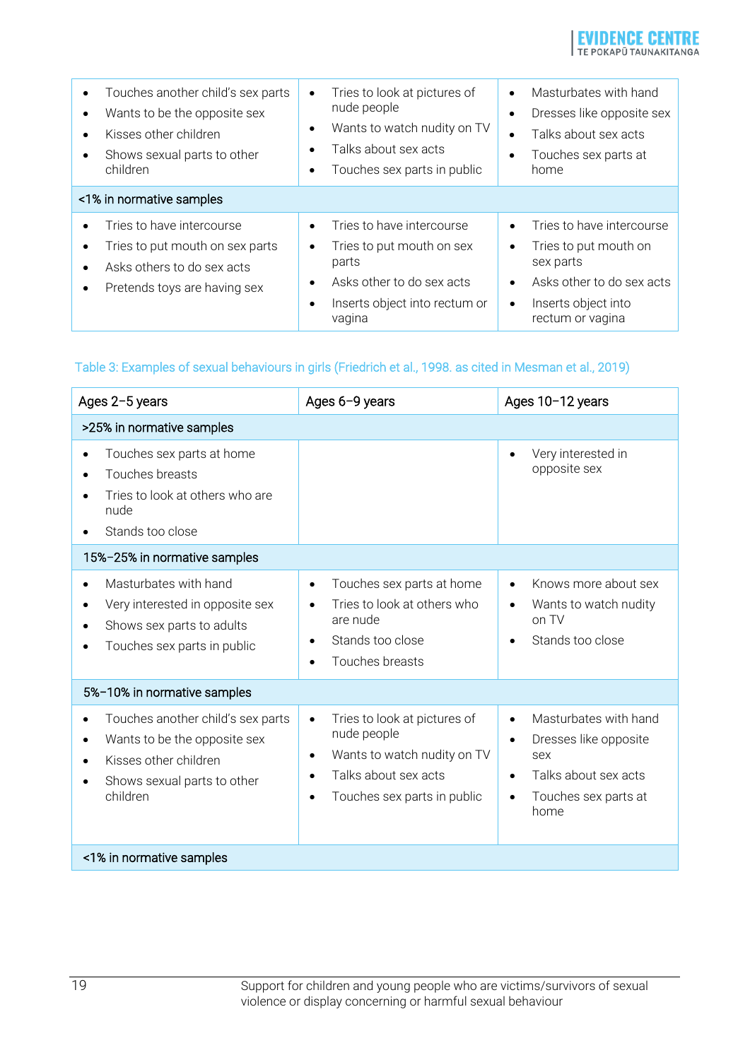| | | |
|---|---|---|
| • Touches another child's sex parts<br>• Wants to be the opposite sex<br>• Kisses other children<br>• Shows sexual parts to other children | • Tries to look at pictures of nude people<br>• Wants to watch nudity on TV<br>• Talks about sex acts<br>• Touches sex parts in public | • Masturbates with hand<br>• Dresses like opposite sex<br>• Talks about sex acts<br>• Touches sex parts at home |
| <1% in normative samples | | |
| • Tries to have intercourse<br>• Tries to put mouth on sex parts<br>• Asks others to do sex acts<br>• Pretends toys are having sex | • Tries to have intercourse<br>• Tries to put mouth on sex parts<br>• Asks other to do sex acts<br>• Inserts object into rectum or vagina | • Tries to have intercourse<br>• Tries to put mouth on sex parts<br>• Asks other to do sex acts<br>• Inserts object into rectum or vagina |

Table 3: Examples of sexual behaviours in girls (Friedrich et al., 1998. as cited in Mesman et al., 2019)

| Ages 2–5 years | Ages 6–9 years | Ages 10–12 years |
|---|---|---|
| >25% in normative samples | | |
| • Touches sex parts at home<br>• Touches breasts<br>• Tries to look at others who are nude<br>• Stands too close | | • Very interested in opposite sex |
| 15%–25% in normative samples | | |
| • Masturbates with hand<br>• Very interested in opposite sex<br>• Shows sex parts to adults<br>• Touches sex parts in public | • Touches sex parts at home<br>• Tries to look at others who are nude<br>• Stands too close<br>• Touches breasts | • Knows more about sex<br>• Wants to watch nudity on TV<br>• Stands too close |
| 5%–10% in normative samples | | |
| • Touches another child's sex parts<br>• Wants to be the opposite sex<br>• Kisses other children<br>• Shows sexual parts to other children | • Tries to look at pictures of nude people<br>• Wants to watch nudity on TV<br>• Talks about sex acts<br>• Touches sex parts in public | • Masturbates with hand<br>• Dresses like opposite sex<br>• Talks about sex acts<br>• Touches sex parts at home |
| <1% in normative samples | | |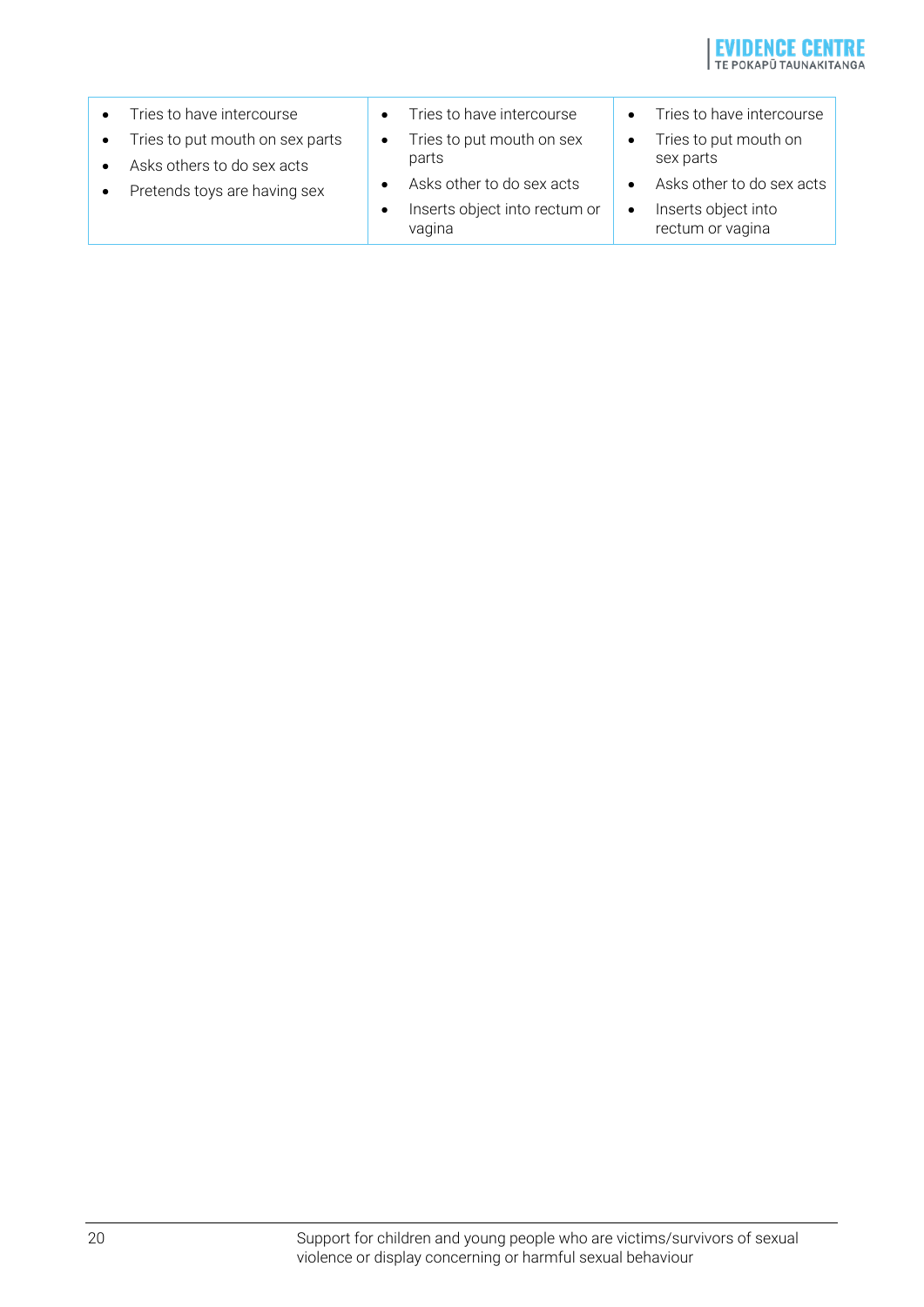| | | |
|---|---|---|
| • Tries to have intercourse<br>• Tries to put mouth on sex parts<br>• Asks others to do sex acts<br>• Pretends toys are having sex | • Tries to have intercourse<br>• Tries to put mouth on sex parts<br>• Asks other to do sex acts<br>• Inserts object into rectum or vagina | • Tries to have intercourse<br>• Tries to put mouth on sex parts<br>• Asks other to do sex acts<br>• Inserts object into rectum or vagina |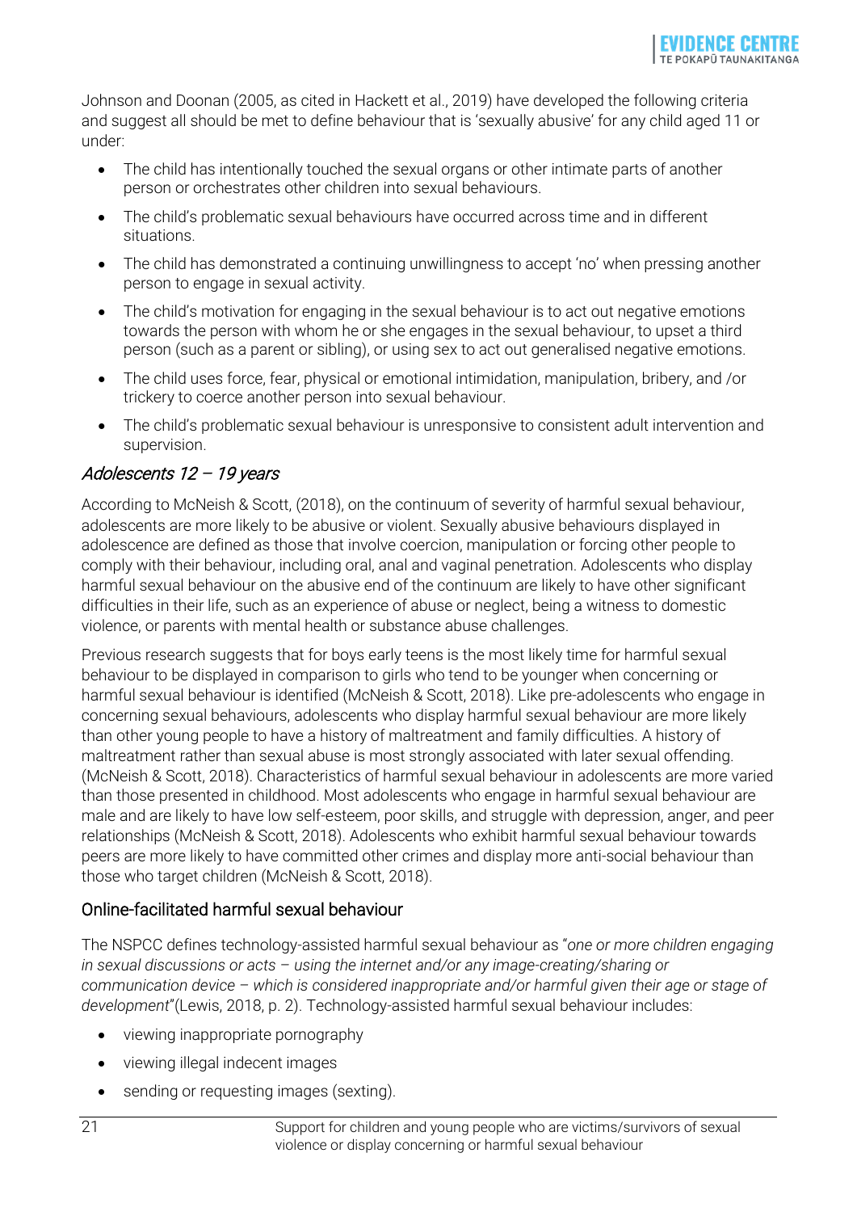Johnson and Doonan (2005, as cited in Hackett et al., 2019) have developed the following criteria and suggest all should be met to define behaviour that is 'sexually abusive' for any child aged 11 or under:

- The child has intentionally touched the sexual organs or other intimate parts of another person or orchestrates other children into sexual behaviours.
- The child's problematic sexual behaviours have occurred across time and in different situations.
- The child has demonstrated a continuing unwillingness to accept 'no' when pressing another person to engage in sexual activity.
- The child's motivation for engaging in the sexual behaviour is to act out negative emotions towards the person with whom he or she engages in the sexual behaviour, to upset a third person (such as a parent or sibling), or using sex to act out generalised negative emotions.
- The child uses force, fear, physical or emotional intimidation, manipulation, bribery, and /or trickery to coerce another person into sexual behaviour.
- The child's problematic sexual behaviour is unresponsive to consistent adult intervention and supervision.

### *Adolescents 12 – 19 years*

According to McNeish & Scott, (2018), on the continuum of severity of harmful sexual behaviour, adolescents are more likely to be abusive or violent. Sexually abusive behaviours displayed in adolescence are defined as those that involve coercion, manipulation or forcing other people to comply with their behaviour, including oral, anal and vaginal penetration. Adolescents who display harmful sexual behaviour on the abusive end of the continuum are likely to have other significant difficulties in their life, such as an experience of abuse or neglect, being a witness to domestic violence, or parents with mental health or substance abuse challenges.

Previous research suggests that for boys early teens is the most likely time for harmful sexual behaviour to be displayed in comparison to girls who tend to be younger when concerning or harmful sexual behaviour is identified (McNeish & Scott, 2018). Like pre-adolescents who engage in concerning sexual behaviours, adolescents who display harmful sexual behaviour are more likely than other young people to have a history of maltreatment and family difficulties. A history of maltreatment rather than sexual abuse is most strongly associated with later sexual offending. (McNeish & Scott, 2018). Characteristics of harmful sexual behaviour in adolescents are more varied than those presented in childhood. Most adolescents who engage in harmful sexual behaviour are male and are likely to have low self-esteem, poor skills, and struggle with depression, anger, and peer relationships (McNeish & Scott, 2018). Adolescents who exhibit harmful sexual behaviour towards peers are more likely to have committed other crimes and display more anti-social behaviour than those who target children (McNeish & Scott, 2018).

### Online-facilitated harmful sexual behaviour

The NSPCC defines technology-assisted harmful sexual behaviour as "*one or more children engaging in sexual discussions or acts – using the internet and/or any image-creating/sharing or communication device – which is considered inappropriate and/or harmful given their age or stage of development*"(Lewis, 2018, p. 2). Technology-assisted harmful sexual behaviour includes:

- viewing inappropriate pornography
- viewing illegal indecent images
- sending or requesting images (sexting).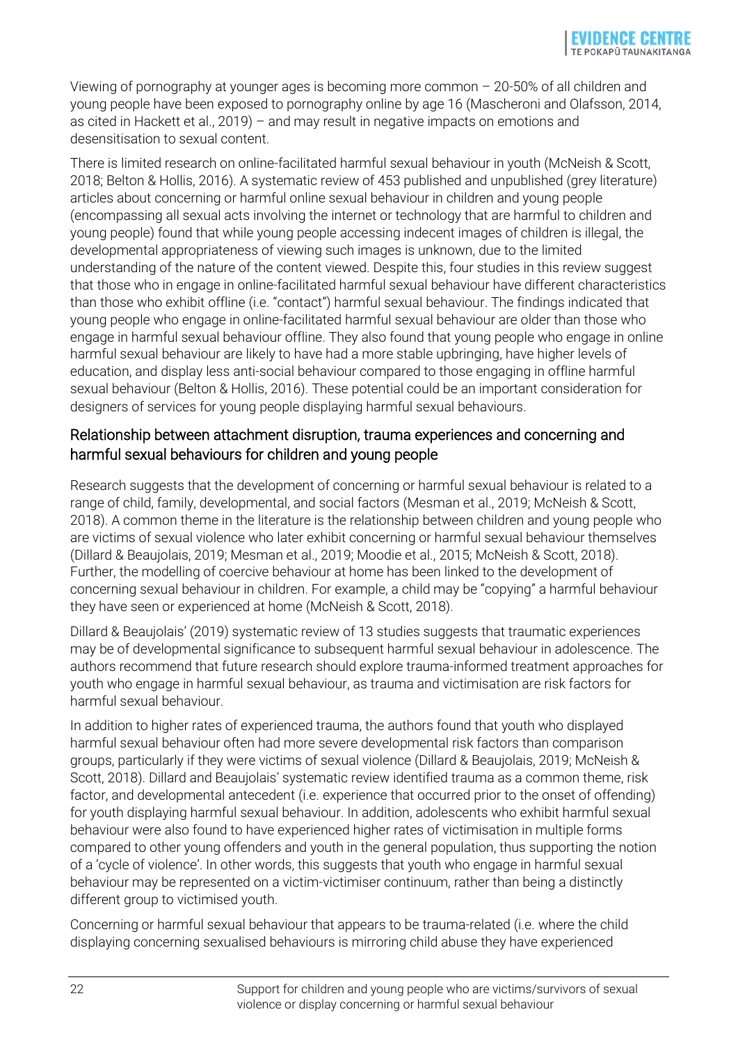Viewing of pornography at younger ages is becoming more common – 20-50% of all children and young people have been exposed to pornography online by age 16 (Mascheroni and Olafsson, 2014, as cited in Hackett et al., 2019) – and may result in negative impacts on emotions and desensitisation to sexual content.

There is limited research on online-facilitated harmful sexual behaviour in youth (McNeish & Scott, 2018; Belton & Hollis, 2016). A systematic review of 453 published and unpublished (grey literature) articles about concerning or harmful online sexual behaviour in children and young people (encompassing all sexual acts involving the internet or technology that are harmful to children and young people) found that while young people accessing indecent images of children is illegal, the developmental appropriateness of viewing such images is unknown, due to the limited understanding of the nature of the content viewed. Despite this, four studies in this review suggest that those who in engage in online-facilitated harmful sexual behaviour have different characteristics than those who exhibit offline (i.e. "contact") harmful sexual behaviour. The findings indicated that young people who engage in online-facilitated harmful sexual behaviour are older than those who engage in harmful sexual behaviour offline. They also found that young people who engage in online harmful sexual behaviour are likely to have had a more stable upbringing, have higher levels of education, and display less anti-social behaviour compared to those engaging in offline harmful sexual behaviour (Belton & Hollis, 2016). These potential could be an important consideration for designers of services for young people displaying harmful sexual behaviours.

## Relationship between attachment disruption, trauma experiences and concerning and harmful sexual behaviours for children and young people

Research suggests that the development of concerning or harmful sexual behaviour is related to a range of child, family, developmental, and social factors (Mesman et al., 2019; McNeish & Scott, 2018). A common theme in the literature is the relationship between children and young people who are victims of sexual violence who later exhibit concerning or harmful sexual behaviour themselves (Dillard & Beaujolais, 2019; Mesman et al., 2019; Moodie et al., 2015; McNeish & Scott, 2018). Further, the modelling of coercive behaviour at home has been linked to the development of concerning sexual behaviour in children. For example, a child may be "copying" a harmful behaviour they have seen or experienced at home (McNeish & Scott, 2018).

Dillard & Beaujolais' (2019) systematic review of 13 studies suggests that traumatic experiences may be of developmental significance to subsequent harmful sexual behaviour in adolescence. The authors recommend that future research should explore trauma-informed treatment approaches for youth who engage in harmful sexual behaviour, as trauma and victimisation are risk factors for harmful sexual behaviour.

In addition to higher rates of experienced trauma, the authors found that youth who displayed harmful sexual behaviour often had more severe developmental risk factors than comparison groups, particularly if they were victims of sexual violence (Dillard & Beaujolais, 2019; McNeish & Scott, 2018). Dillard and Beaujolais' systematic review identified trauma as a common theme, risk factor, and developmental antecedent (i.e. experience that occurred prior to the onset of offending) for youth displaying harmful sexual behaviour. In addition, adolescents who exhibit harmful sexual behaviour were also found to have experienced higher rates of victimisation in multiple forms compared to other young offenders and youth in the general population, thus supporting the notion of a 'cycle of violence'. In other words, this suggests that youth who engage in harmful sexual behaviour may be represented on a victim-victimiser continuum, rather than being a distinctly different group to victimised youth.

Concerning or harmful sexual behaviour that appears to be trauma-related (i.e. where the child displaying concerning sexualised behaviours is mirroring child abuse they have experienced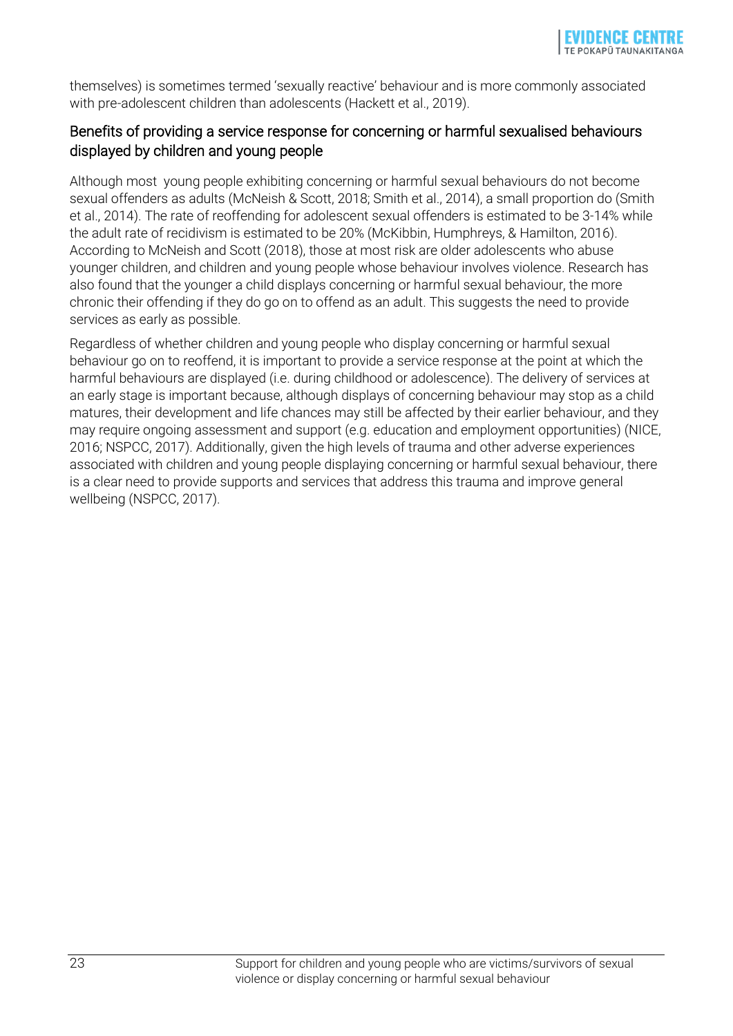themselves) is sometimes termed 'sexually reactive' behaviour and is more commonly associated with pre-adolescent children than adolescents (Hackett et al., 2019).

## Benefits of providing a service response for concerning or harmful sexualised behaviours displayed by children and young people

Although most young people exhibiting concerning or harmful sexual behaviours do not become sexual offenders as adults (McNeish & Scott, 2018; Smith et al., 2014), a small proportion do (Smith et al., 2014). The rate of reoffending for adolescent sexual offenders is estimated to be 3-14% while the adult rate of recidivism is estimated to be 20% (McKibbin, Humphreys, & Hamilton, 2016). According to McNeish and Scott (2018), those at most risk are older adolescents who abuse younger children, and children and young people whose behaviour involves violence. Research has also found that the younger a child displays concerning or harmful sexual behaviour, the more chronic their offending if they do go on to offend as an adult. This suggests the need to provide services as early as possible.

Regardless of whether children and young people who display concerning or harmful sexual behaviour go on to reoffend, it is important to provide a service response at the point at which the harmful behaviours are displayed (i.e. during childhood or adolescence). The delivery of services at an early stage is important because, although displays of concerning behaviour may stop as a child matures, their development and life chances may still be affected by their earlier behaviour, and they may require ongoing assessment and support (e.g. education and employment opportunities) (NICE, 2016; NSPCC, 2017). Additionally, given the high levels of trauma and other adverse experiences associated with children and young people displaying concerning or harmful sexual behaviour, there is a clear need to provide supports and services that address this trauma and improve general wellbeing (NSPCC, 2017).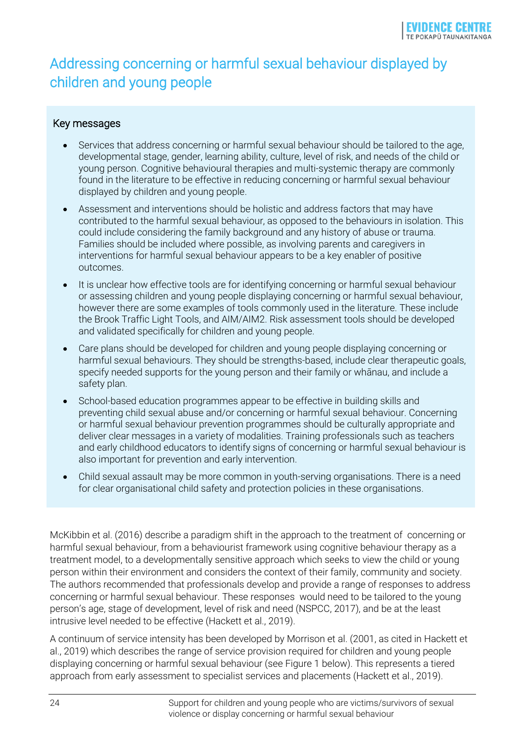# Addressing concerning or harmful sexual behaviour displayed by children and young people

## Key messages

- Services that address concerning or harmful sexual behaviour should be tailored to the age, developmental stage, gender, learning ability, culture, level of risk, and needs of the child or young person. Cognitive behavioural therapies and multi-systemic therapy are commonly found in the literature to be effective in reducing concerning or harmful sexual behaviour displayed by children and young people.
- Assessment and interventions should be holistic and address factors that may have contributed to the harmful sexual behaviour, as opposed to the behaviours in isolation. This could include considering the family background and any history of abuse or trauma. Families should be included where possible, as involving parents and caregivers in interventions for harmful sexual behaviour appears to be a key enabler of positive outcomes.
- It is unclear how effective tools are for identifying concerning or harmful sexual behaviour or assessing children and young people displaying concerning or harmful sexual behaviour, however there are some examples of tools commonly used in the literature. These include the Brook Traffic Light Tools, and AIM/AIM2. Risk assessment tools should be developed and validated specifically for children and young people.
- Care plans should be developed for children and young people displaying concerning or harmful sexual behaviours. They should be strengths-based, include clear therapeutic goals, specify needed supports for the young person and their family or whānau, and include a safety plan.
- School-based education programmes appear to be effective in building skills and preventing child sexual abuse and/or concerning or harmful sexual behaviour. Concerning or harmful sexual behaviour prevention programmes should be culturally appropriate and deliver clear messages in a variety of modalities. Training professionals such as teachers and early childhood educators to identify signs of concerning or harmful sexual behaviour is also important for prevention and early intervention.
- Child sexual assault may be more common in youth-serving organisations. There is a need for clear organisational child safety and protection policies in these organisations.

McKibbin et al. (2016) describe a paradigm shift in the approach to the treatment of concerning or harmful sexual behaviour, from a behaviourist framework using cognitive behaviour therapy as a treatment model, to a developmentally sensitive approach which seeks to view the child or young person within their environment and considers the context of their family, community and society. The authors recommended that professionals develop and provide a range of responses to address concerning or harmful sexual behaviour. These responses would need to be tailored to the young person's age, stage of development, level of risk and need (NSPCC, 2017), and be at the least intrusive level needed to be effective (Hackett et al., 2019).

A continuum of service intensity has been developed by Morrison et al. (2001, as cited in Hackett et al., 2019) which describes the range of service provision required for children and young people displaying concerning or harmful sexual behaviour (see Figure 1 below). This represents a tiered approach from early assessment to specialist services and placements (Hackett et al., 2019).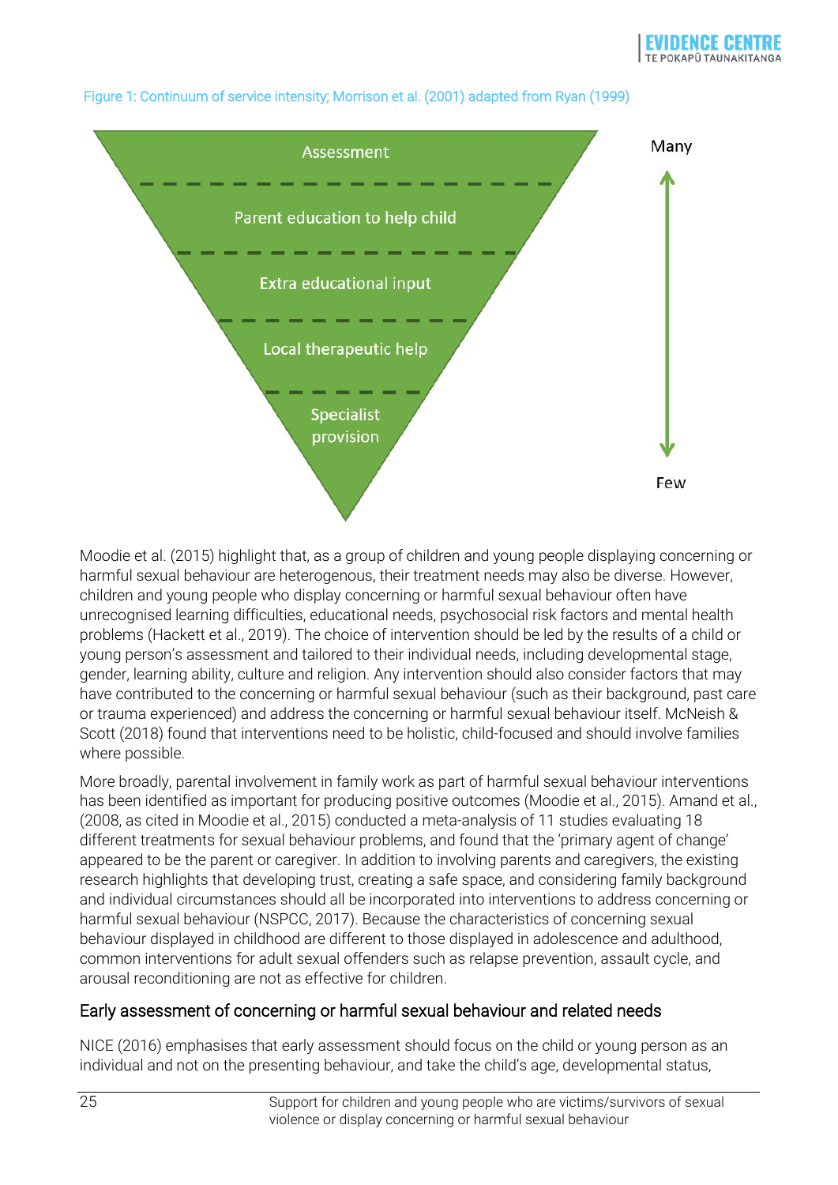Figure 1: Continuum of service intensity; Morrison et al. (2001) adapted from Ryan (1999)

Assessment

Parent education to help child

Extra educational input

Local therapeutic help

Specialist provision

Many

Few

Moodie et al. (2015) highlight that, as a group of children and young people displaying concerning or harmful sexual behaviour are heterogenous, their treatment needs may also be diverse. However, children and young people who display concerning or harmful sexual behaviour often have unrecognised learning difficulties, educational needs, psychosocial risk factors and mental health problems (Hackett et al., 2019). The choice of intervention should be led by the results of a child or young person's assessment and tailored to their individual needs, including developmental stage, gender, learning ability, culture and religion. Any intervention should also consider factors that may have contributed to the concerning or harmful sexual behaviour (such as their background, past care or trauma experienced) and address the concerning or harmful sexual behaviour itself. McNeish & Scott (2018) found that interventions need to be holistic, child-focused and should involve families where possible.

More broadly, parental involvement in family work as part of harmful sexual behaviour interventions has been identified as important for producing positive outcomes (Moodie et al., 2015). Amand et al., (2008, as cited in Moodie et al., 2015) conducted a meta-analysis of 11 studies evaluating 18 different treatments for sexual behaviour problems, and found that the 'primary agent of change' appeared to be the parent or caregiver. In addition to involving parents and caregivers, the existing research highlights that developing trust, creating a safe space, and considering family background and individual circumstances should all be incorporated into interventions to address concerning or harmful sexual behaviour (NSPCC, 2017). Because the characteristics of concerning sexual behaviour displayed in childhood are different to those displayed in adolescence and adulthood, common interventions for adult sexual offenders such as relapse prevention, assault cycle, and arousal reconditioning are not as effective for children.

## Early assessment of concerning or harmful sexual behaviour and related needs

NICE (2016) emphasises that early assessment should focus on the child or young person as an individual and not on the presenting behaviour, and take the child's age, developmental status,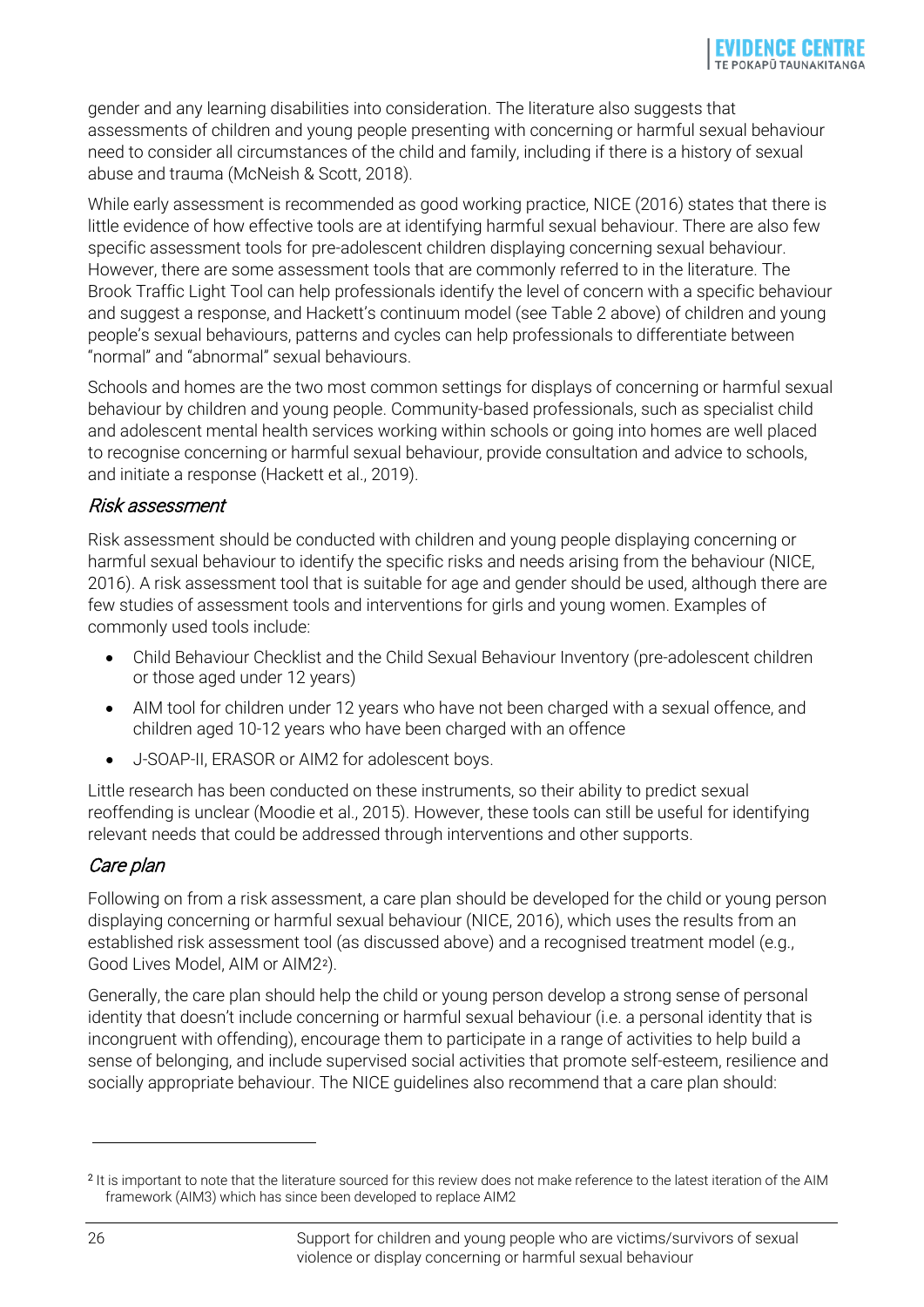gender and any learning disabilities into consideration. The literature also suggests that assessments of children and young people presenting with concerning or harmful sexual behaviour need to consider all circumstances of the child and family, including if there is a history of sexual abuse and trauma (McNeish & Scott, 2018).

While early assessment is recommended as good working practice, NICE (2016) states that there is little evidence of how effective tools are at identifying harmful sexual behaviour. There are also few specific assessment tools for pre-adolescent children displaying concerning sexual behaviour. However, there are some assessment tools that are commonly referred to in the literature. The Brook Traffic Light Tool can help professionals identify the level of concern with a specific behaviour and suggest a response, and Hackett's continuum model (see Table 2 above) of children and young people's sexual behaviours, patterns and cycles can help professionals to differentiate between "normal" and "abnormal" sexual behaviours.

Schools and homes are the two most common settings for displays of concerning or harmful sexual behaviour by children and young people. Community-based professionals, such as specialist child and adolescent mental health services working within schools or going into homes are well placed to recognise concerning or harmful sexual behaviour, provide consultation and advice to schools, and initiate a response (Hackett et al., 2019).

### *Risk assessment*

Risk assessment should be conducted with children and young people displaying concerning or harmful sexual behaviour to identify the specific risks and needs arising from the behaviour (NICE, 2016). A risk assessment tool that is suitable for age and gender should be used, although there are few studies of assessment tools and interventions for girls and young women. Examples of commonly used tools include:

- Child Behaviour Checklist and the Child Sexual Behaviour Inventory (pre-adolescent children or those aged under 12 years)
- AIM tool for children under 12 years who have not been charged with a sexual offence, and children aged 10-12 years who have been charged with an offence
- J-SOAP-II, ERASOR or AIM2 for adolescent boys.

Little research has been conducted on these instruments, so their ability to predict sexual reoffending is unclear (Moodie et al., 2015). However, these tools can still be useful for identifying relevant needs that could be addressed through interventions and other supports.

### *Care plan*

Following on from a risk assessment, a care plan should be developed for the child or young person displaying concerning or harmful sexual behaviour (NICE, 2016), which uses the results from an established risk assessment tool (as discussed above) and a recognised treatment model (e.g., Good Lives Model, AIM or AIM2[2]).

Generally, the care plan should help the child or young person develop a strong sense of personal identity that doesn't include concerning or harmful sexual behaviour (i.e. a personal identity that is incongruent with offending), encourage them to participate in a range of activities to help build a sense of belonging, and include supervised social activities that promote self-esteem, resilience and socially appropriate behaviour. The NICE guidelines also recommend that a care plan should:

---

[2] It is important to note that the literature sourced for this review does not make reference to the latest iteration of the AIM framework (AIM3) which has since been developed to replace AIM2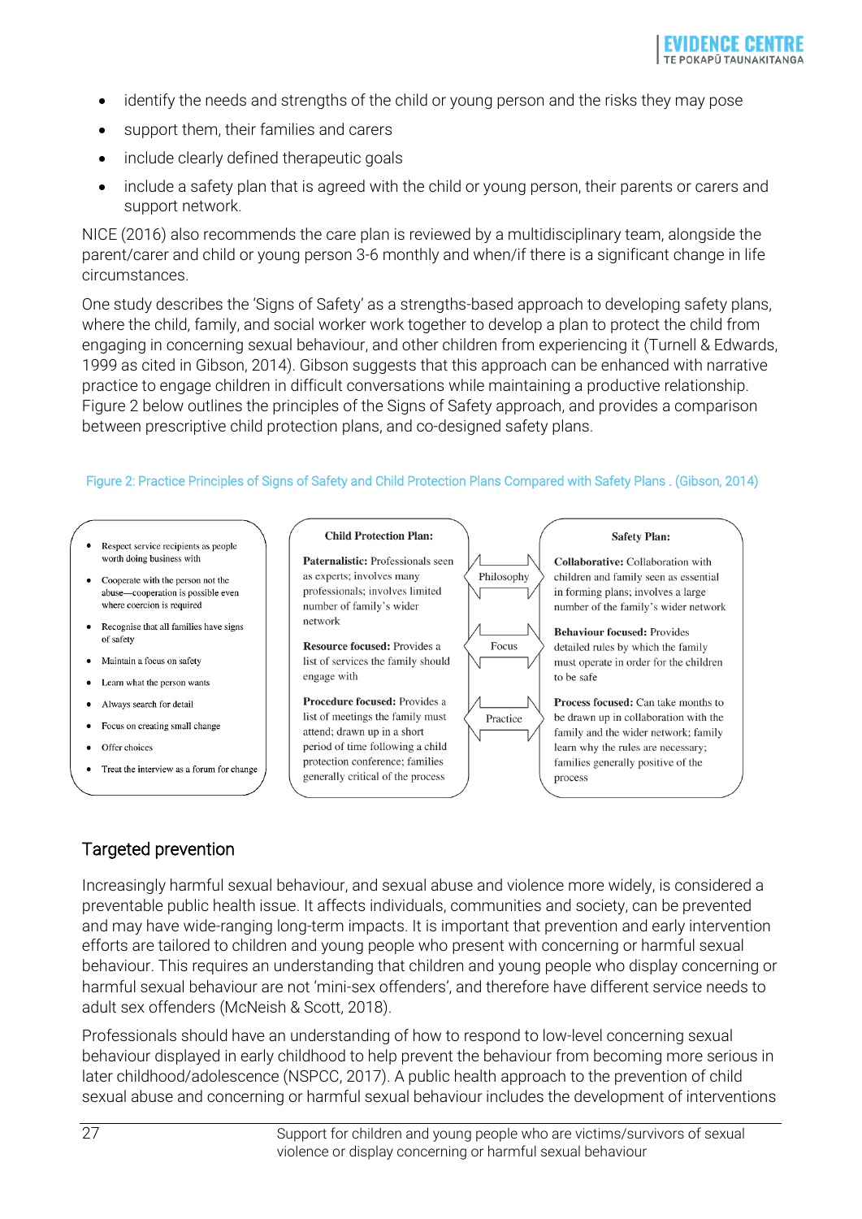- identify the needs and strengths of the child or young person and the risks they may pose
- support them, their families and carers
- include clearly defined therapeutic goals
- include a safety plan that is agreed with the child or young person, their parents or carers and support network.

NICE (2016) also recommends the care plan is reviewed by a multidisciplinary team, alongside the parent/carer and child or young person 3-6 monthly and when/if there is a significant change in life circumstances.

One study describes the 'Signs of Safety' as a strengths-based approach to developing safety plans, where the child, family, and social worker work together to develop a plan to protect the child from engaging in concerning sexual behaviour, and other children from experiencing it (Turnell & Edwards, 1999 as cited in Gibson, 2014). Gibson suggests that this approach can be enhanced with narrative practice to engage children in difficult conversations while maintaining a productive relationship. Figure 2 below outlines the principles of the Signs of Safety approach, and provides a comparison between prescriptive child protection plans, and co-designed safety plans.

Figure 2: Practice Principles of Signs of Safety and Child Protection Plans Compared with Safety Plans . (Gibson, 2014)

- Respect service recipients as people worth doing business with
- Cooperate with the person not the abuse—cooperation is possible even where coercion is required
- Recognise that all families have signs of safety
- Maintain a focus on safety
- Learn what the person wants
- Always search for detail
- Focus on creating small change
- Offer choices
- Treat the interview as a forum for change

| Child Protection Plan: | | Safety Plan: |
|---|---|---|
| **Paternalistic:** Professionals seen as experts; involves many professionals; involves limited number of family's wider network | Philosophy | **Collaborative:** Collaboration with children and family seen as essential in forming plans; involves a large number of the family's wider network |
| **Resource focused:** Provides a list of services the family should engage with | Focus | **Behaviour focused:** Provides detailed rules by which the family must operate in order for the children to be safe |
| **Procedure focused:** Provides a list of meetings the family must attend; drawn up in a short period of time following a child protection conference; families generally critical of the process | Practice | **Process focused:** Can take months to be drawn up in collaboration with the family and the wider network; family learn why the rules are necessary; families generally positive of the process |

## Targeted prevention

Increasingly harmful sexual behaviour, and sexual abuse and violence more widely, is considered a preventable public health issue. It affects individuals, communities and society, can be prevented and may have wide-ranging long-term impacts. It is important that prevention and early intervention efforts are tailored to children and young people who present with concerning or harmful sexual behaviour. This requires an understanding that children and young people who display concerning or harmful sexual behaviour are not 'mini-sex offenders', and therefore have different service needs to adult sex offenders (McNeish & Scott, 2018).

Professionals should have an understanding of how to respond to low-level concerning sexual behaviour displayed in early childhood to help prevent the behaviour from becoming more serious in later childhood/adolescence (NSPCC, 2017). A public health approach to the prevention of child sexual abuse and concerning or harmful sexual behaviour includes the development of interventions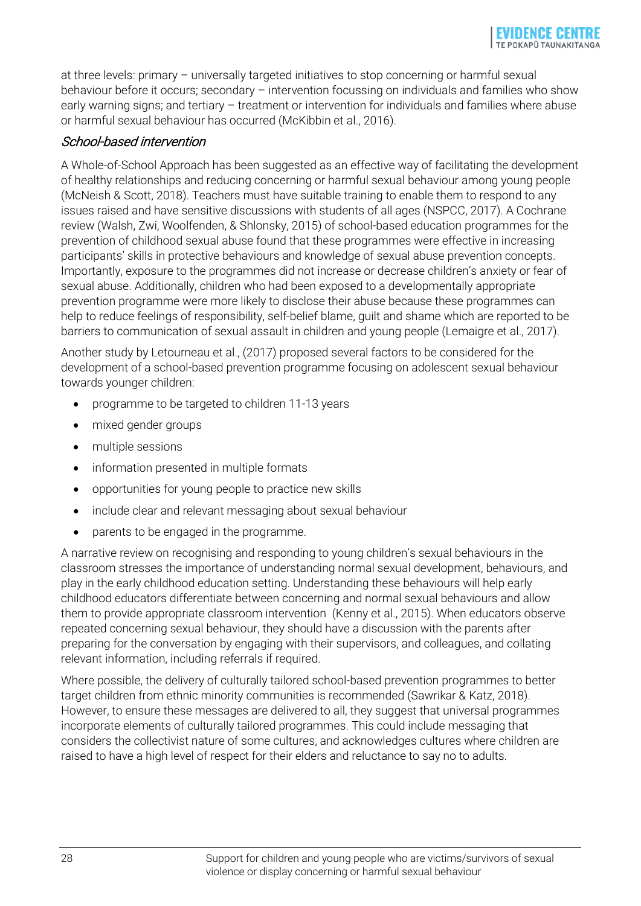at three levels: primary – universally targeted initiatives to stop concerning or harmful sexual behaviour before it occurs; secondary – intervention focussing on individuals and families who show early warning signs; and tertiary – treatment or intervention for individuals and families where abuse or harmful sexual behaviour has occurred (McKibbin et al., 2016).

### *School-based intervention*

A Whole-of-School Approach has been suggested as an effective way of facilitating the development of healthy relationships and reducing concerning or harmful sexual behaviour among young people (McNeish & Scott, 2018). Teachers must have suitable training to enable them to respond to any issues raised and have sensitive discussions with students of all ages (NSPCC, 2017). A Cochrane review (Walsh, Zwi, Woolfenden, & Shlonsky, 2015) of school-based education programmes for the prevention of childhood sexual abuse found that these programmes were effective in increasing participants' skills in protective behaviours and knowledge of sexual abuse prevention concepts. Importantly, exposure to the programmes did not increase or decrease children's anxiety or fear of sexual abuse. Additionally, children who had been exposed to a developmentally appropriate prevention programme were more likely to disclose their abuse because these programmes can help to reduce feelings of responsibility, self-belief blame, guilt and shame which are reported to be barriers to communication of sexual assault in children and young people (Lemaigre et al., 2017).

Another study by Letourneau et al., (2017) proposed several factors to be considered for the development of a school-based prevention programme focusing on adolescent sexual behaviour towards younger children:

- programme to be targeted to children 11-13 years
- mixed gender groups
- multiple sessions
- information presented in multiple formats
- opportunities for young people to practice new skills
- include clear and relevant messaging about sexual behaviour
- parents to be engaged in the programme.

A narrative review on recognising and responding to young children's sexual behaviours in the classroom stresses the importance of understanding normal sexual development, behaviours, and play in the early childhood education setting. Understanding these behaviours will help early childhood educators differentiate between concerning and normal sexual behaviours and allow them to provide appropriate classroom intervention (Kenny et al., 2015). When educators observe repeated concerning sexual behaviour, they should have a discussion with the parents after preparing for the conversation by engaging with their supervisors, and colleagues, and collating relevant information, including referrals if required.

Where possible, the delivery of culturally tailored school-based prevention programmes to better target children from ethnic minority communities is recommended (Sawrikar & Katz, 2018). However, to ensure these messages are delivered to all, they suggest that universal programmes incorporate elements of culturally tailored programmes. This could include messaging that considers the collectivist nature of some cultures, and acknowledges cultures where children are raised to have a high level of respect for their elders and reluctance to say no to adults.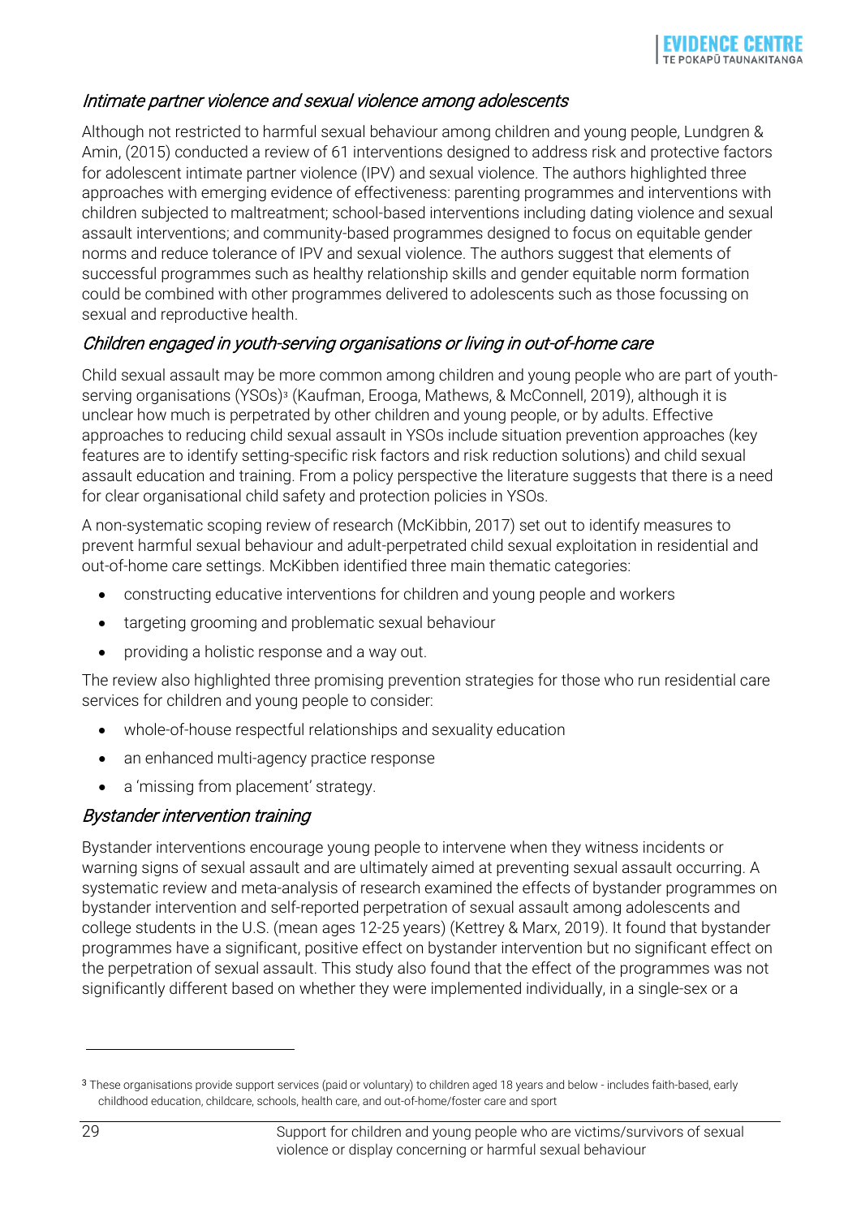### *Intimate partner violence and sexual violence among adolescents*

Although not restricted to harmful sexual behaviour among children and young people, Lundgren & Amin, (2015) conducted a review of 61 interventions designed to address risk and protective factors for adolescent intimate partner violence (IPV) and sexual violence. The authors highlighted three approaches with emerging evidence of effectiveness: parenting programmes and interventions with children subjected to maltreatment; school-based interventions including dating violence and sexual assault interventions; and community-based programmes designed to focus on equitable gender norms and reduce tolerance of IPV and sexual violence. The authors suggest that elements of successful programmes such as healthy relationship skills and gender equitable norm formation could be combined with other programmes delivered to adolescents such as those focussing on sexual and reproductive health.

### *Children engaged in youth-serving organisations or living in out-of-home care*

Child sexual assault may be more common among children and young people who are part of youth-serving organisations (YSOs)[3] (Kaufman, Erooga, Mathews, & McConnell, 2019), although it is unclear how much is perpetrated by other children and young people, or by adults. Effective approaches to reducing child sexual assault in YSOs include situation prevention approaches (key features are to identify setting-specific risk factors and risk reduction solutions) and child sexual assault education and training. From a policy perspective the literature suggests that there is a need for clear organisational child safety and protection policies in YSOs.

A non-systematic scoping review of research (McKibbin, 2017) set out to identify measures to prevent harmful sexual behaviour and adult-perpetrated child sexual exploitation in residential and out-of-home care settings. McKibben identified three main thematic categories:

- constructing educative interventions for children and young people and workers
- targeting grooming and problematic sexual behaviour
- providing a holistic response and a way out.

The review also highlighted three promising prevention strategies for those who run residential care services for children and young people to consider:

- whole-of-house respectful relationships and sexuality education
- an enhanced multi-agency practice response
- a 'missing from placement' strategy.

### *Bystander intervention training*

Bystander interventions encourage young people to intervene when they witness incidents or warning signs of sexual assault and are ultimately aimed at preventing sexual assault occurring. A systematic review and meta-analysis of research examined the effects of bystander programmes on bystander intervention and self-reported perpetration of sexual assault among adolescents and college students in the U.S. (mean ages 12-25 years) (Kettrey & Marx, 2019). It found that bystander programmes have a significant, positive effect on bystander intervention but no significant effect on the perpetration of sexual assault. This study also found that the effect of the programmes was not significantly different based on whether they were implemented individually, in a single-sex or a

---

[3] These organisations provide support services (paid or voluntary) to children aged 18 years and below - includes faith-based, early childhood education, childcare, schools, health care, and out-of-home/foster care and sport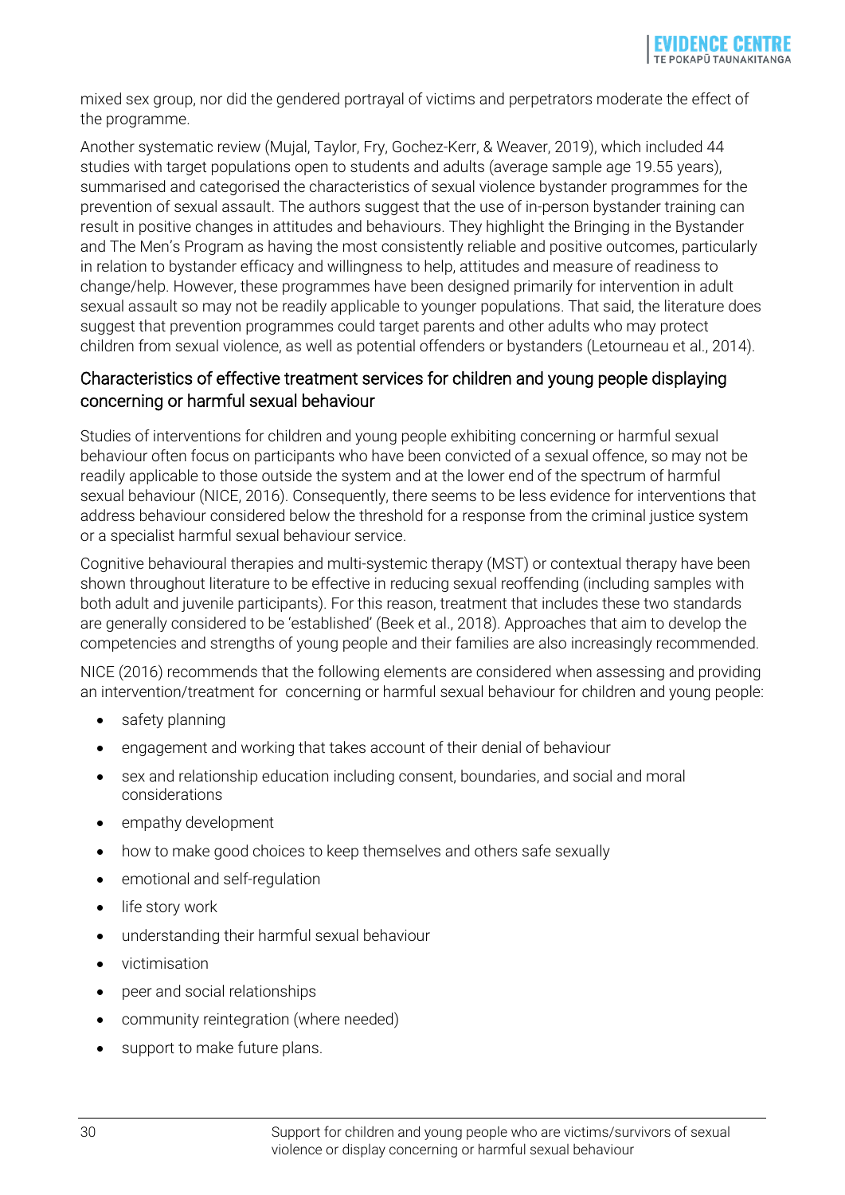mixed sex group, nor did the gendered portrayal of victims and perpetrators moderate the effect of the programme.

Another systematic review (Mujal, Taylor, Fry, Gochez-Kerr, & Weaver, 2019), which included 44 studies with target populations open to students and adults (average sample age 19.55 years), summarised and categorised the characteristics of sexual violence bystander programmes for the prevention of sexual assault. The authors suggest that the use of in-person bystander training can result in positive changes in attitudes and behaviours. They highlight the Bringing in the Bystander and The Men's Program as having the most consistently reliable and positive outcomes, particularly in relation to bystander efficacy and willingness to help, attitudes and measure of readiness to change/help. However, these programmes have been designed primarily for intervention in adult sexual assault so may not be readily applicable to younger populations. That said, the literature does suggest that prevention programmes could target parents and other adults who may protect children from sexual violence, as well as potential offenders or bystanders (Letourneau et al., 2014).

### Characteristics of effective treatment services for children and young people displaying concerning or harmful sexual behaviour

Studies of interventions for children and young people exhibiting concerning or harmful sexual behaviour often focus on participants who have been convicted of a sexual offence, so may not be readily applicable to those outside the system and at the lower end of the spectrum of harmful sexual behaviour (NICE, 2016). Consequently, there seems to be less evidence for interventions that address behaviour considered below the threshold for a response from the criminal justice system or a specialist harmful sexual behaviour service.

Cognitive behavioural therapies and multi-systemic therapy (MST) or contextual therapy have been shown throughout literature to be effective in reducing sexual reoffending (including samples with both adult and juvenile participants). For this reason, treatment that includes these two standards are generally considered to be 'established' (Beek et al., 2018). Approaches that aim to develop the competencies and strengths of young people and their families are also increasingly recommended.

NICE (2016) recommends that the following elements are considered when assessing and providing an intervention/treatment for concerning or harmful sexual behaviour for children and young people:

- safety planning
- engagement and working that takes account of their denial of behaviour
- sex and relationship education including consent, boundaries, and social and moral considerations
- empathy development
- how to make good choices to keep themselves and others safe sexually
- emotional and self-regulation
- life story work
- understanding their harmful sexual behaviour
- victimisation
- peer and social relationships
- community reintegration (where needed)
- support to make future plans.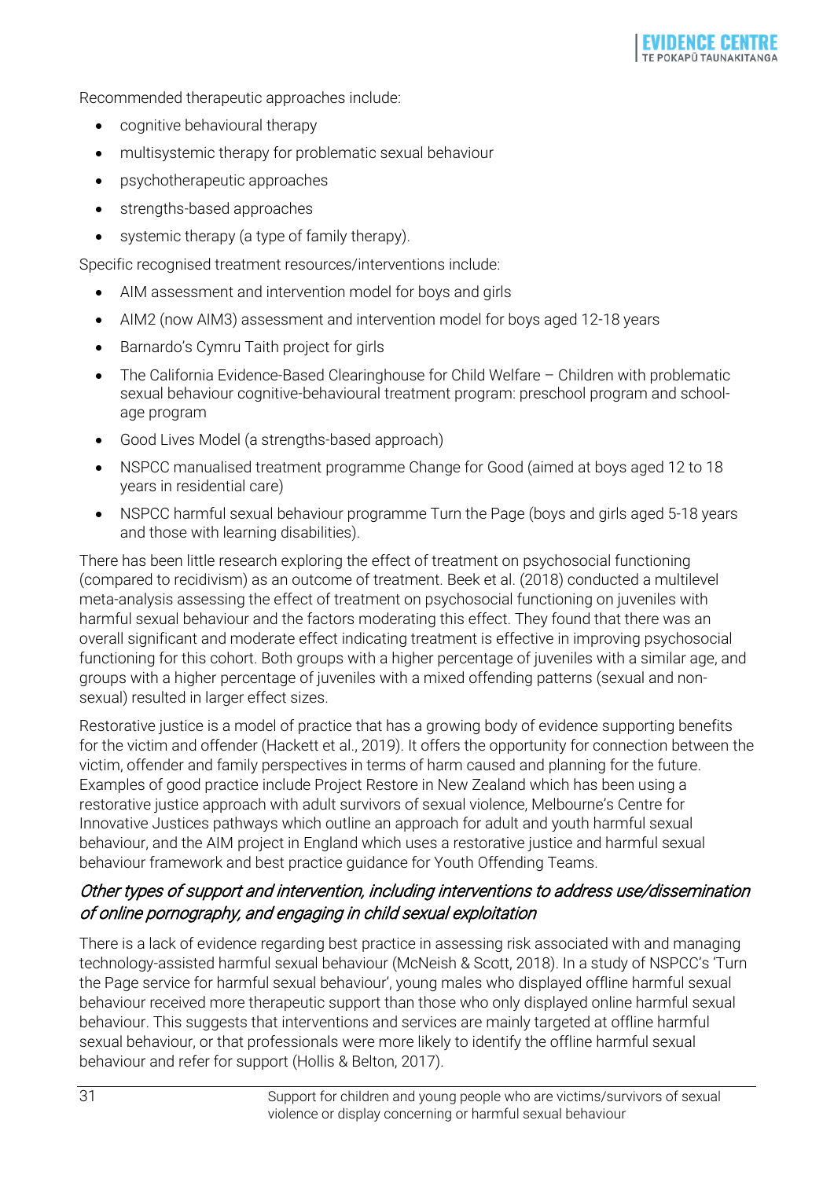Recommended therapeutic approaches include:

- cognitive behavioural therapy
- multisystemic therapy for problematic sexual behaviour
- psychotherapeutic approaches
- strengths-based approaches
- systemic therapy (a type of family therapy).

Specific recognised treatment resources/interventions include:

- AIM assessment and intervention model for boys and girls
- AIM2 (now AIM3) assessment and intervention model for boys aged 12-18 years
- Barnardo's Cymru Taith project for girls
- The California Evidence-Based Clearinghouse for Child Welfare – Children with problematic sexual behaviour cognitive-behavioural treatment program: preschool program and school-age program
- Good Lives Model (a strengths-based approach)
- NSPCC manualised treatment programme Change for Good (aimed at boys aged 12 to 18 years in residential care)
- NSPCC harmful sexual behaviour programme Turn the Page (boys and girls aged 5-18 years and those with learning disabilities).

There has been little research exploring the effect of treatment on psychosocial functioning (compared to recidivism) as an outcome of treatment. Beek et al. (2018) conducted a multilevel meta-analysis assessing the effect of treatment on psychosocial functioning on juveniles with harmful sexual behaviour and the factors moderating this effect. They found that there was an overall significant and moderate effect indicating treatment is effective in improving psychosocial functioning for this cohort. Both groups with a higher percentage of juveniles with a similar age, and groups with a higher percentage of juveniles with a mixed offending patterns (sexual and non-sexual) resulted in larger effect sizes.

Restorative justice is a model of practice that has a growing body of evidence supporting benefits for the victim and offender (Hackett et al., 2019). It offers the opportunity for connection between the victim, offender and family perspectives in terms of harm caused and planning for the future. Examples of good practice include Project Restore in New Zealand which has been using a restorative justice approach with adult survivors of sexual violence, Melbourne's Centre for Innovative Justices pathways which outline an approach for adult and youth harmful sexual behaviour, and the AIM project in England which uses a restorative justice and harmful sexual behaviour framework and best practice guidance for Youth Offending Teams.

### *Other types of support and intervention, including interventions to address use/dissemination of online pornography, and engaging in child sexual exploitation*

There is a lack of evidence regarding best practice in assessing risk associated with and managing technology-assisted harmful sexual behaviour (McNeish & Scott, 2018). In a study of NSPCC's 'Turn the Page service for harmful sexual behaviour', young males who displayed offline harmful sexual behaviour received more therapeutic support than those who only displayed online harmful sexual behaviour. This suggests that interventions and services are mainly targeted at offline harmful sexual behaviour, or that professionals were more likely to identify the offline harmful sexual behaviour and refer for support (Hollis & Belton, 2017).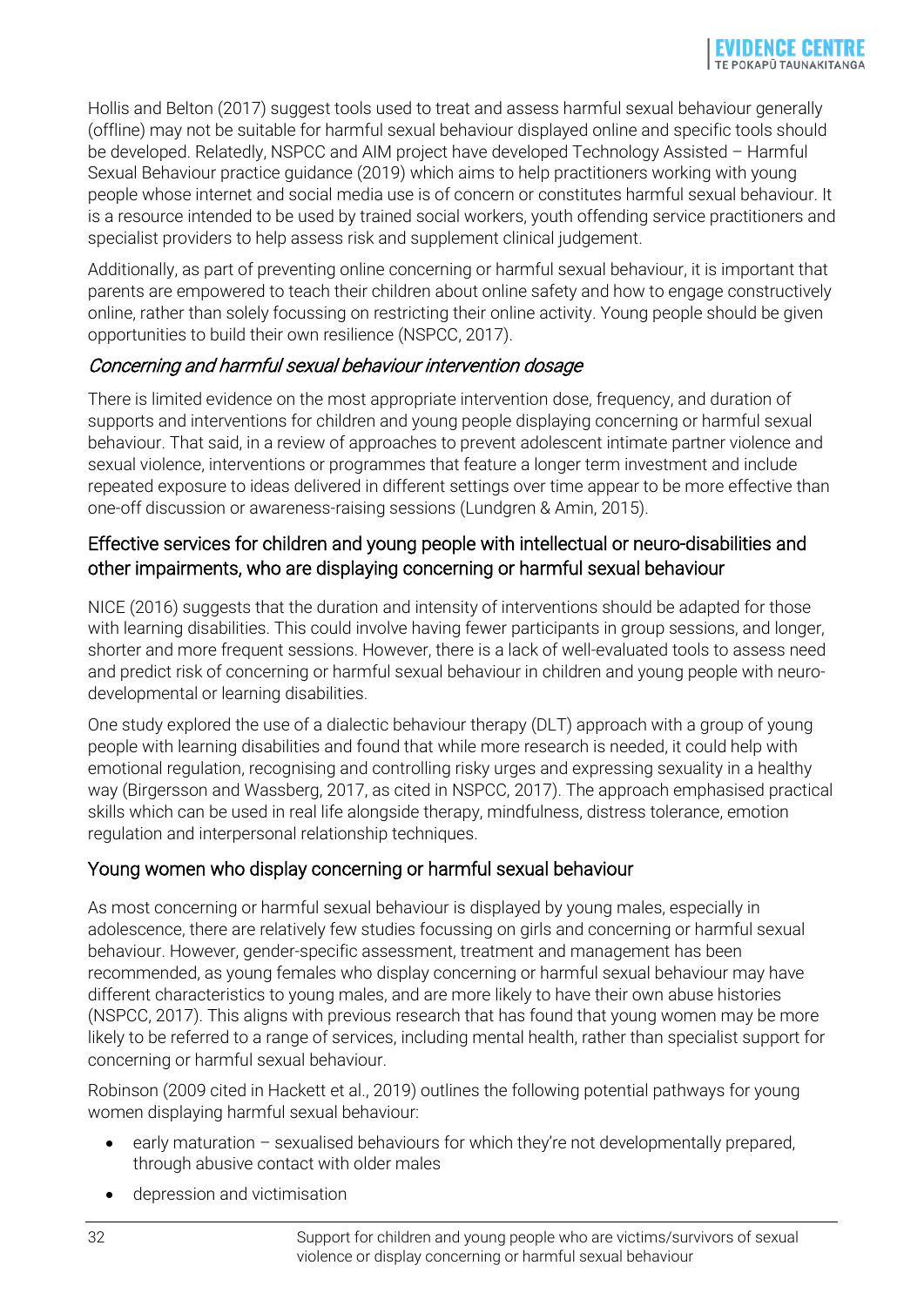Hollis and Belton (2017) suggest tools used to treat and assess harmful sexual behaviour generally (offline) may not be suitable for harmful sexual behaviour displayed online and specific tools should be developed. Relatedly, NSPCC and AIM project have developed Technology Assisted – Harmful Sexual Behaviour practice guidance (2019) which aims to help practitioners working with young people whose internet and social media use is of concern or constitutes harmful sexual behaviour. It is a resource intended to be used by trained social workers, youth offending service practitioners and specialist providers to help assess risk and supplement clinical judgement.

Additionally, as part of preventing online concerning or harmful sexual behaviour, it is important that parents are empowered to teach their children about online safety and how to engage constructively online, rather than solely focussing on restricting their online activity. Young people should be given opportunities to build their own resilience (NSPCC, 2017).

#### *Concerning and harmful sexual behaviour intervention dosage*

There is limited evidence on the most appropriate intervention dose, frequency, and duration of supports and interventions for children and young people displaying concerning or harmful sexual behaviour. That said, in a review of approaches to prevent adolescent intimate partner violence and sexual violence, interventions or programmes that feature a longer term investment and include repeated exposure to ideas delivered in different settings over time appear to be more effective than one-off discussion or awareness-raising sessions (Lundgren & Amin, 2015).

### Effective services for children and young people with intellectual or neuro-disabilities and other impairments, who are displaying concerning or harmful sexual behaviour

NICE (2016) suggests that the duration and intensity of interventions should be adapted for those with learning disabilities. This could involve having fewer participants in group sessions, and longer, shorter and more frequent sessions. However, there is a lack of well-evaluated tools to assess need and predict risk of concerning or harmful sexual behaviour in children and young people with neuro-developmental or learning disabilities.

One study explored the use of a dialectic behaviour therapy (DLT) approach with a group of young people with learning disabilities and found that while more research is needed, it could help with emotional regulation, recognising and controlling risky urges and expressing sexuality in a healthy way (Birgersson and Wassberg, 2017, as cited in NSPCC, 2017). The approach emphasised practical skills which can be used in real life alongside therapy, mindfulness, distress tolerance, emotion regulation and interpersonal relationship techniques.

### Young women who display concerning or harmful sexual behaviour

As most concerning or harmful sexual behaviour is displayed by young males, especially in adolescence, there are relatively few studies focussing on girls and concerning or harmful sexual behaviour. However, gender-specific assessment, treatment and management has been recommended, as young females who display concerning or harmful sexual behaviour may have different characteristics to young males, and are more likely to have their own abuse histories (NSPCC, 2017). This aligns with previous research that has found that young women may be more likely to be referred to a range of services, including mental health, rather than specialist support for concerning or harmful sexual behaviour.

Robinson (2009 cited in Hackett et al., 2019) outlines the following potential pathways for young women displaying harmful sexual behaviour:

- early maturation – sexualised behaviours for which they're not developmentally prepared, through abusive contact with older males
- depression and victimisation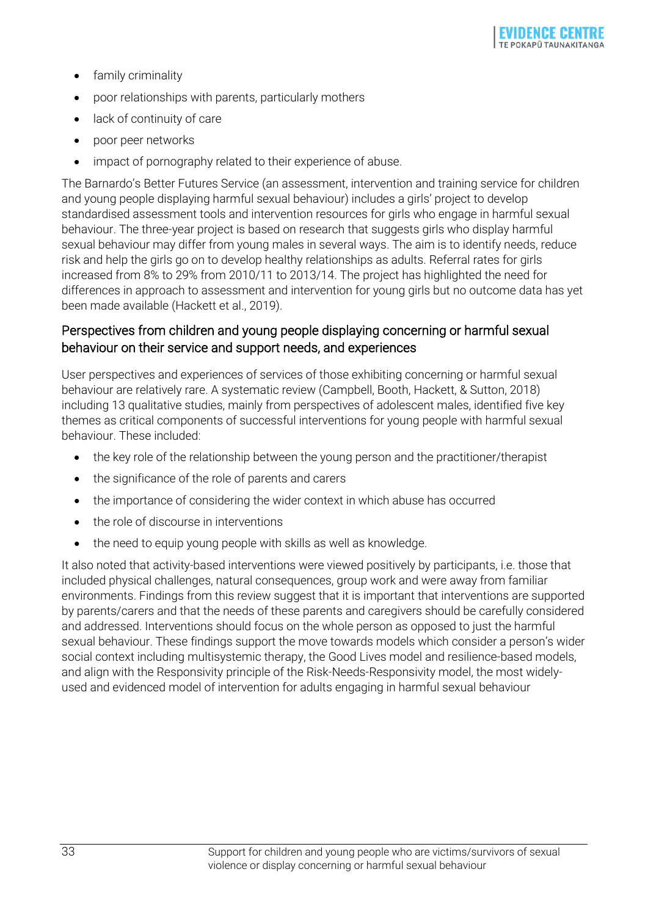- family criminality
- poor relationships with parents, particularly mothers
- lack of continuity of care
- poor peer networks
- impact of pornography related to their experience of abuse.

The Barnardo's Better Futures Service (an assessment, intervention and training service for children and young people displaying harmful sexual behaviour) includes a girls' project to develop standardised assessment tools and intervention resources for girls who engage in harmful sexual behaviour. The three-year project is based on research that suggests girls who display harmful sexual behaviour may differ from young males in several ways. The aim is to identify needs, reduce risk and help the girls go on to develop healthy relationships as adults. Referral rates for girls increased from 8% to 29% from 2010/11 to 2013/14. The project has highlighted the need for differences in approach to assessment and intervention for young girls but no outcome data has yet been made available (Hackett et al., 2019).

### Perspectives from children and young people displaying concerning or harmful sexual behaviour on their service and support needs, and experiences

User perspectives and experiences of services of those exhibiting concerning or harmful sexual behaviour are relatively rare. A systematic review (Campbell, Booth, Hackett, & Sutton, 2018) including 13 qualitative studies, mainly from perspectives of adolescent males, identified five key themes as critical components of successful interventions for young people with harmful sexual behaviour. These included:

- the key role of the relationship between the young person and the practitioner/therapist
- the significance of the role of parents and carers
- the importance of considering the wider context in which abuse has occurred
- the role of discourse in interventions
- the need to equip young people with skills as well as knowledge.

It also noted that activity-based interventions were viewed positively by participants, i.e. those that included physical challenges, natural consequences, group work and were away from familiar environments. Findings from this review suggest that it is important that interventions are supported by parents/carers and that the needs of these parents and caregivers should be carefully considered and addressed. Interventions should focus on the whole person as opposed to just the harmful sexual behaviour. These findings support the move towards models which consider a person's wider social context including multisystemic therapy, the Good Lives model and resilience-based models, and align with the Responsivity principle of the Risk-Needs-Responsivity model, the most widely-used and evidenced model of intervention for adults engaging in harmful sexual behaviour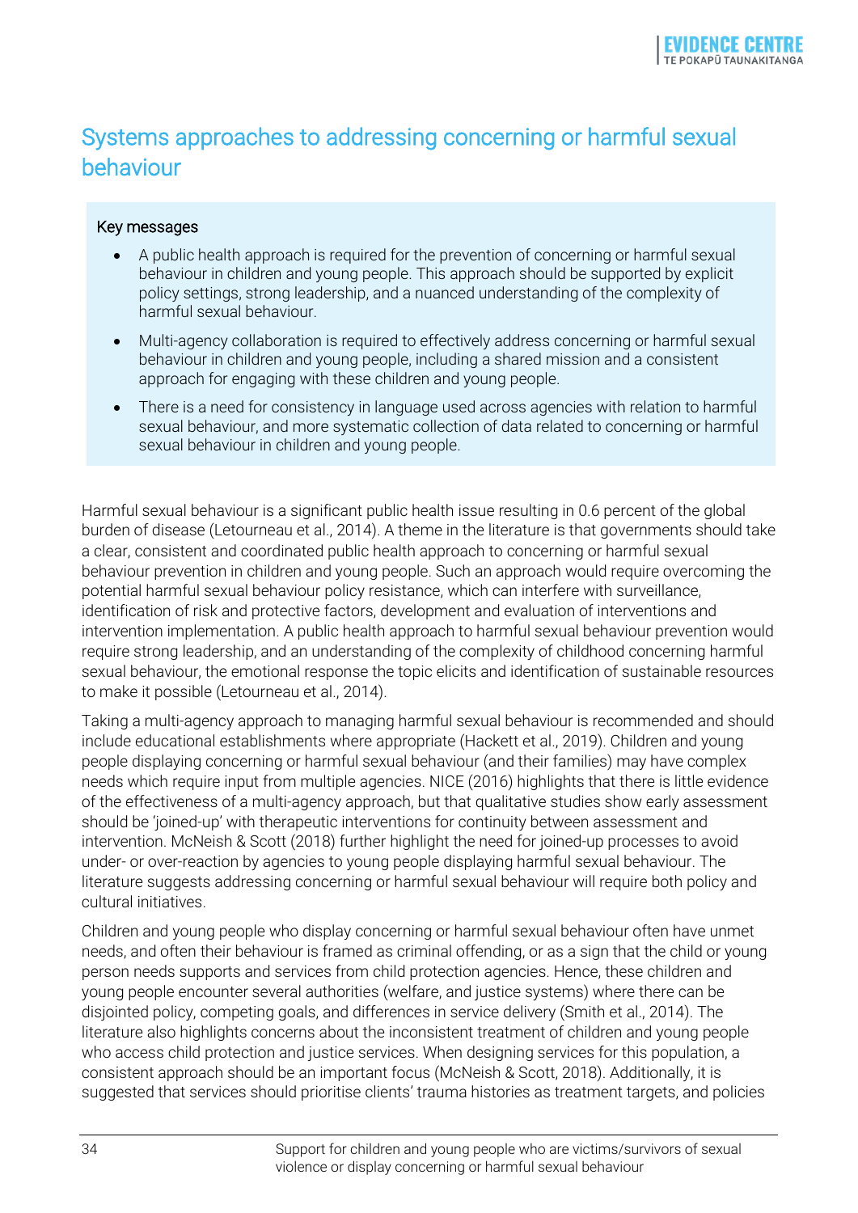## Systems approaches to addressing concerning or harmful sexual behaviour

**Key messages**

- A public health approach is required for the prevention of concerning or harmful sexual behaviour in children and young people. This approach should be supported by explicit policy settings, strong leadership, and a nuanced understanding of the complexity of harmful sexual behaviour.
- Multi-agency collaboration is required to effectively address concerning or harmful sexual behaviour in children and young people, including a shared mission and a consistent approach for engaging with these children and young people.
- There is a need for consistency in language used across agencies with relation to harmful sexual behaviour, and more systematic collection of data related to concerning or harmful sexual behaviour in children and young people.

Harmful sexual behaviour is a significant public health issue resulting in 0.6 percent of the global burden of disease (Letourneau et al., 2014). A theme in the literature is that governments should take a clear, consistent and coordinated public health approach to concerning or harmful sexual behaviour prevention in children and young people. Such an approach would require overcoming the potential harmful sexual behaviour policy resistance, which can interfere with surveillance, identification of risk and protective factors, development and evaluation of interventions and intervention implementation. A public health approach to harmful sexual behaviour prevention would require strong leadership, and an understanding of the complexity of childhood concerning harmful sexual behaviour, the emotional response the topic elicits and identification of sustainable resources to make it possible (Letourneau et al., 2014).

Taking a multi-agency approach to managing harmful sexual behaviour is recommended and should include educational establishments where appropriate (Hackett et al., 2019). Children and young people displaying concerning or harmful sexual behaviour (and their families) may have complex needs which require input from multiple agencies. NICE (2016) highlights that there is little evidence of the effectiveness of a multi-agency approach, but that qualitative studies show early assessment should be 'joined-up' with therapeutic interventions for continuity between assessment and intervention. McNeish & Scott (2018) further highlight the need for joined-up processes to avoid under- or over-reaction by agencies to young people displaying harmful sexual behaviour. The literature suggests addressing concerning or harmful sexual behaviour will require both policy and cultural initiatives.

Children and young people who display concerning or harmful sexual behaviour often have unmet needs, and often their behaviour is framed as criminal offending, or as a sign that the child or young person needs supports and services from child protection agencies. Hence, these children and young people encounter several authorities (welfare, and justice systems) where there can be disjointed policy, competing goals, and differences in service delivery (Smith et al., 2014). The literature also highlights concerns about the inconsistent treatment of children and young people who access child protection and justice services. When designing services for this population, a consistent approach should be an important focus (McNeish & Scott, 2018). Additionally, it is suggested that services should prioritise clients' trauma histories as treatment targets, and policies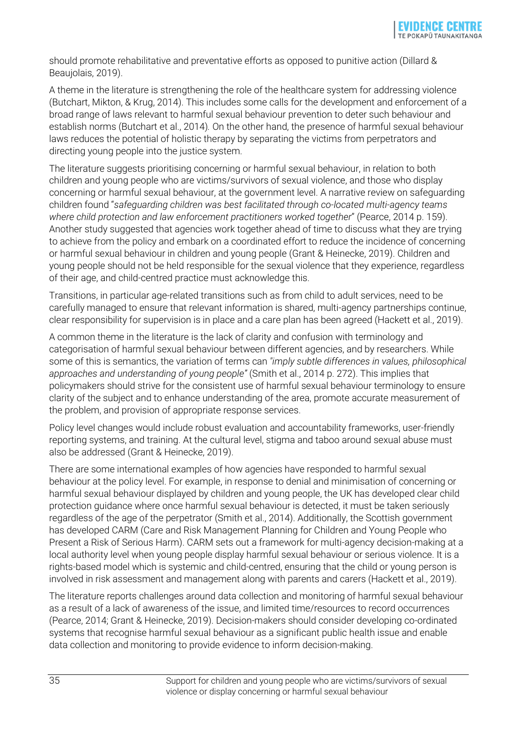should promote rehabilitative and preventative efforts as opposed to punitive action (Dillard & Beaujolais, 2019).

A theme in the literature is strengthening the role of the healthcare system for addressing violence (Butchart, Mikton, & Krug, 2014). This includes some calls for the development and enforcement of a broad range of laws relevant to harmful sexual behaviour prevention to deter such behaviour and establish norms (Butchart et al., 2014). On the other hand, the presence of harmful sexual behaviour laws reduces the potential of holistic therapy by separating the victims from perpetrators and directing young people into the justice system.

The literature suggests prioritising concerning or harmful sexual behaviour, in relation to both children and young people who are victims/survivors of sexual violence, and those who display concerning or harmful sexual behaviour, at the government level. A narrative review on safeguarding children found "*safeguarding children was best facilitated through co-located multi-agency teams where child protection and law enforcement practitioners worked together*" (Pearce, 2014 p. 159). Another study suggested that agencies work together ahead of time to discuss what they are trying to achieve from the policy and embark on a coordinated effort to reduce the incidence of concerning or harmful sexual behaviour in children and young people (Grant & Heinecke, 2019). Children and young people should not be held responsible for the sexual violence that they experience, regardless of their age, and child-centred practice must acknowledge this.

Transitions, in particular age-related transitions such as from child to adult services, need to be carefully managed to ensure that relevant information is shared, multi-agency partnerships continue, clear responsibility for supervision is in place and a care plan has been agreed (Hackett et al., 2019).

A common theme in the literature is the lack of clarity and confusion with terminology and categorisation of harmful sexual behaviour between different agencies, and by researchers. While some of this is semantics, the variation of terms can *"imply subtle differences in values, philosophical approaches and understanding of young people"* (Smith et al., 2014 p. 272). This implies that policymakers should strive for the consistent use of harmful sexual behaviour terminology to ensure clarity of the subject and to enhance understanding of the area, promote accurate measurement of the problem, and provision of appropriate response services.

Policy level changes would include robust evaluation and accountability frameworks, user-friendly reporting systems, and training. At the cultural level, stigma and taboo around sexual abuse must also be addressed (Grant & Heinecke, 2019).

There are some international examples of how agencies have responded to harmful sexual behaviour at the policy level. For example, in response to denial and minimisation of concerning or harmful sexual behaviour displayed by children and young people, the UK has developed clear child protection guidance where once harmful sexual behaviour is detected, it must be taken seriously regardless of the age of the perpetrator (Smith et al., 2014). Additionally, the Scottish government has developed CARM (Care and Risk Management Planning for Children and Young People who Present a Risk of Serious Harm). CARM sets out a framework for multi-agency decision-making at a local authority level when young people display harmful sexual behaviour or serious violence. It is a rights-based model which is systemic and child-centred, ensuring that the child or young person is involved in risk assessment and management along with parents and carers (Hackett et al., 2019).

The literature reports challenges around data collection and monitoring of harmful sexual behaviour as a result of a lack of awareness of the issue, and limited time/resources to record occurrences (Pearce, 2014; Grant & Heinecke, 2019). Decision-makers should consider developing co-ordinated systems that recognise harmful sexual behaviour as a significant public health issue and enable data collection and monitoring to provide evidence to inform decision-making.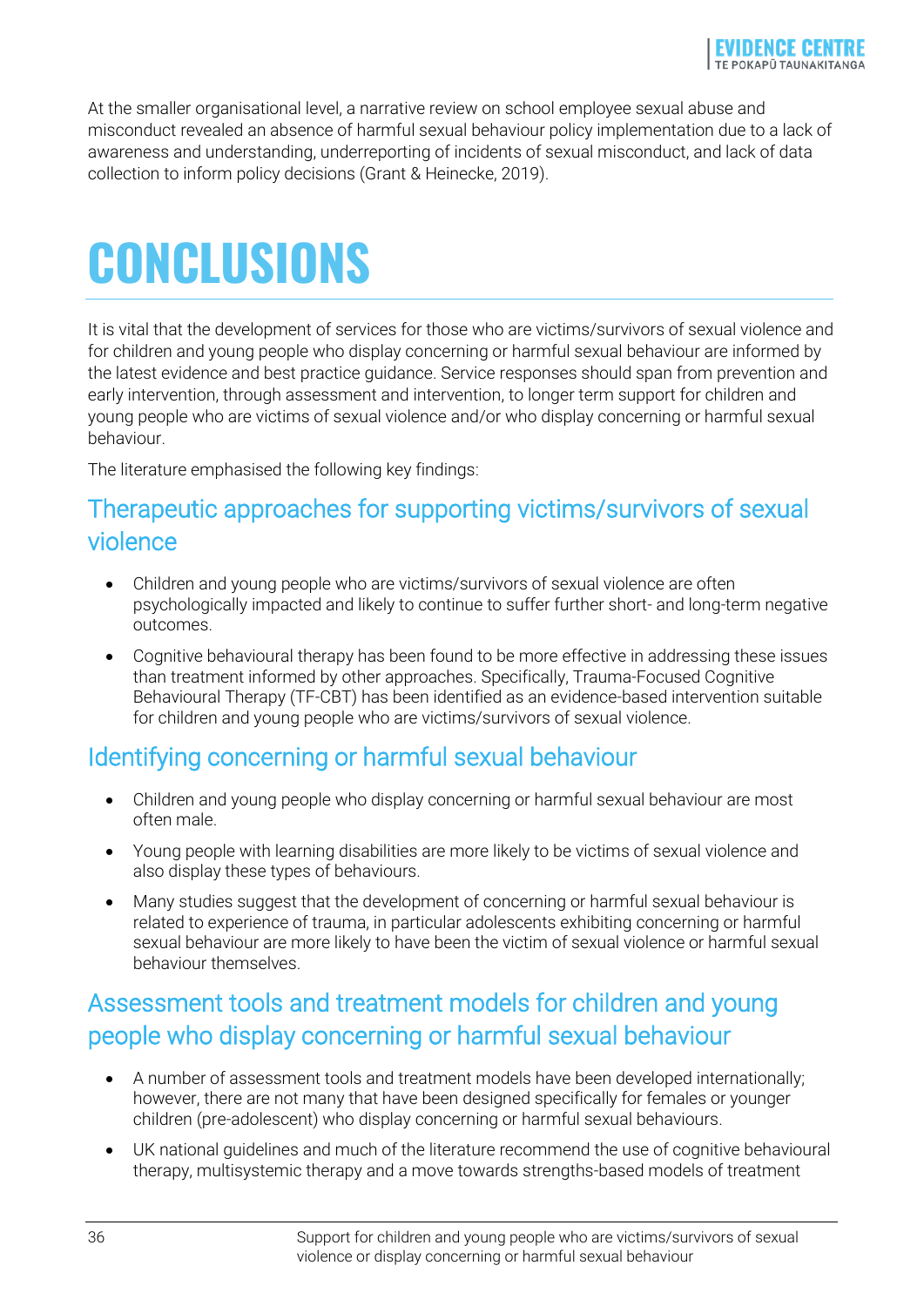At the smaller organisational level, a narrative review on school employee sexual abuse and misconduct revealed an absence of harmful sexual behaviour policy implementation due to a lack of awareness and understanding, underreporting of incidents of sexual misconduct, and lack of data collection to inform policy decisions (Grant & Heinecke, 2019).

# CONCLUSIONS

It is vital that the development of services for those who are victims/survivors of sexual violence and for children and young people who display concerning or harmful sexual behaviour are informed by the latest evidence and best practice guidance. Service responses should span from prevention and early intervention, through assessment and intervention, to longer term support for children and young people who are victims of sexual violence and/or who display concerning or harmful sexual behaviour.

The literature emphasised the following key findings:

## Therapeutic approaches for supporting victims/survivors of sexual violence

- Children and young people who are victims/survivors of sexual violence are often psychologically impacted and likely to continue to suffer further short- and long-term negative outcomes.
- Cognitive behavioural therapy has been found to be more effective in addressing these issues than treatment informed by other approaches. Specifically, Trauma-Focused Cognitive Behavioural Therapy (TF-CBT) has been identified as an evidence-based intervention suitable for children and young people who are victims/survivors of sexual violence.

## Identifying concerning or harmful sexual behaviour

- Children and young people who display concerning or harmful sexual behaviour are most often male.
- Young people with learning disabilities are more likely to be victims of sexual violence and also display these types of behaviours.
- Many studies suggest that the development of concerning or harmful sexual behaviour is related to experience of trauma, in particular adolescents exhibiting concerning or harmful sexual behaviour are more likely to have been the victim of sexual violence or harmful sexual behaviour themselves.

## Assessment tools and treatment models for children and young people who display concerning or harmful sexual behaviour

- A number of assessment tools and treatment models have been developed internationally; however, there are not many that have been designed specifically for females or younger children (pre-adolescent) who display concerning or harmful sexual behaviours.
- UK national guidelines and much of the literature recommend the use of cognitive behavioural therapy, multisystemic therapy and a move towards strengths-based models of treatment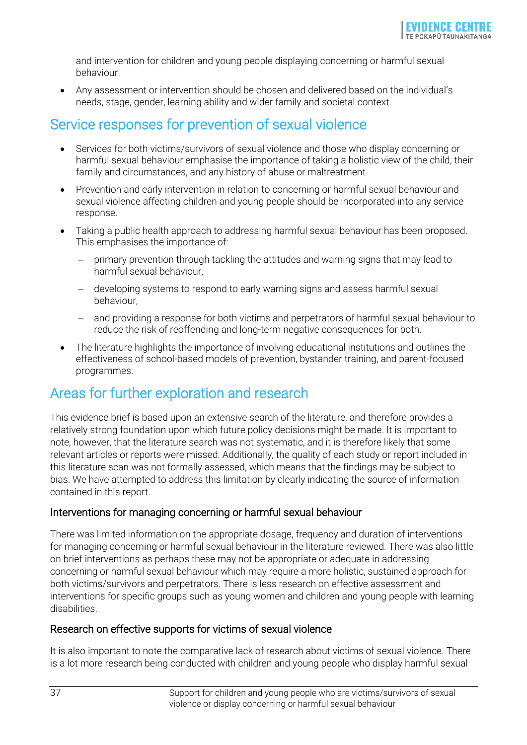and intervention for children and young people displaying concerning or harmful sexual behaviour.

- Any assessment or intervention should be chosen and delivered based on the individual's needs, stage, gender, learning ability and wider family and societal context.

## Service responses for prevention of sexual violence

- Services for both victims/survivors of sexual violence and those who display concerning or harmful sexual behaviour emphasise the importance of taking a holistic view of the child, their family and circumstances, and any history of abuse or maltreatment.
- Prevention and early intervention in relation to concerning or harmful sexual behaviour and sexual violence affecting children and young people should be incorporated into any service response.
- Taking a public health approach to addressing harmful sexual behaviour has been proposed. This emphasises the importance of:
  - primary prevention through tackling the attitudes and warning signs that may lead to harmful sexual behaviour,
  - developing systems to respond to early warning signs and assess harmful sexual behaviour,
  - and providing a response for both victims and perpetrators of harmful sexual behaviour to reduce the risk of reoffending and long-term negative consequences for both.
- The literature highlights the importance of involving educational institutions and outlines the effectiveness of school-based models of prevention, bystander training, and parent-focused programmes.

## Areas for further exploration and research

This evidence brief is based upon an extensive search of the literature, and therefore provides a relatively strong foundation upon which future policy decisions might be made. It is important to note, however, that the literature search was not systematic, and it is therefore likely that some relevant articles or reports were missed. Additionally, the quality of each study or report included in this literature scan was not formally assessed, which means that the findings may be subject to bias. We have attempted to address this limitation by clearly indicating the source of information contained in this report.

### Interventions for managing concerning or harmful sexual behaviour

There was limited information on the appropriate dosage, frequency and duration of interventions for managing concerning or harmful sexual behaviour in the literature reviewed. There was also little on brief interventions as perhaps these may not be appropriate or adequate in addressing concerning or harmful sexual behaviour which may require a more holistic, sustained approach for both victims/survivors and perpetrators. There is less research on effective assessment and interventions for specific groups such as young women and children and young people with learning disabilities.

### Research on effective supports for victims of sexual violence

It is also important to note the comparative lack of research about victims of sexual violence. There is a lot more research being conducted with children and young people who display harmful sexual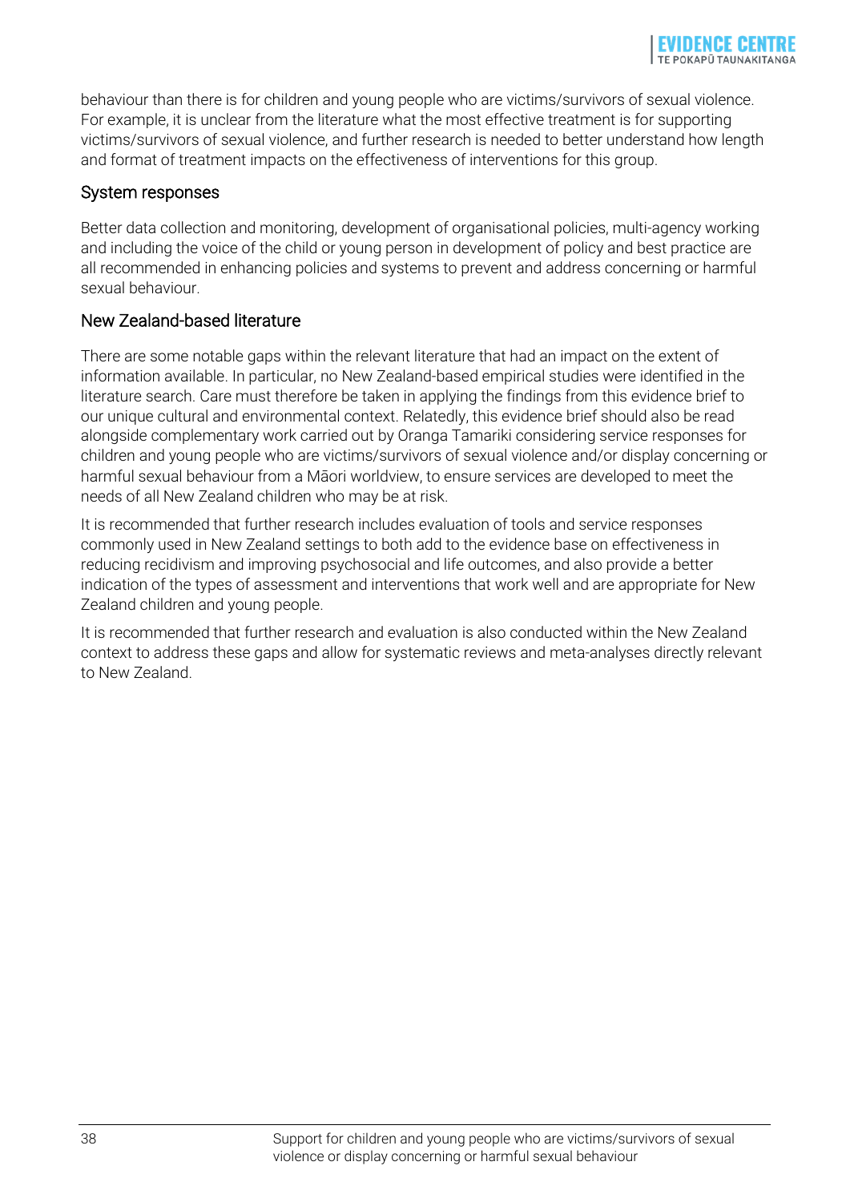behaviour than there is for children and young people who are victims/survivors of sexual violence. For example, it is unclear from the literature what the most effective treatment is for supporting victims/survivors of sexual violence, and further research is needed to better understand how length and format of treatment impacts on the effectiveness of interventions for this group.

### System responses

Better data collection and monitoring, development of organisational policies, multi-agency working and including the voice of the child or young person in development of policy and best practice are all recommended in enhancing policies and systems to prevent and address concerning or harmful sexual behaviour.

### New Zealand-based literature

There are some notable gaps within the relevant literature that had an impact on the extent of information available. In particular, no New Zealand-based empirical studies were identified in the literature search. Care must therefore be taken in applying the findings from this evidence brief to our unique cultural and environmental context. Relatedly, this evidence brief should also be read alongside complementary work carried out by Oranga Tamariki considering service responses for children and young people who are victims/survivors of sexual violence and/or display concerning or harmful sexual behaviour from a Māori worldview, to ensure services are developed to meet the needs of all New Zealand children who may be at risk.

It is recommended that further research includes evaluation of tools and service responses commonly used in New Zealand settings to both add to the evidence base on effectiveness in reducing recidivism and improving psychosocial and life outcomes, and also provide a better indication of the types of assessment and interventions that work well and are appropriate for New Zealand children and young people.

It is recommended that further research and evaluation is also conducted within the New Zealand context to address these gaps and allow for systematic reviews and meta-analyses directly relevant to New Zealand.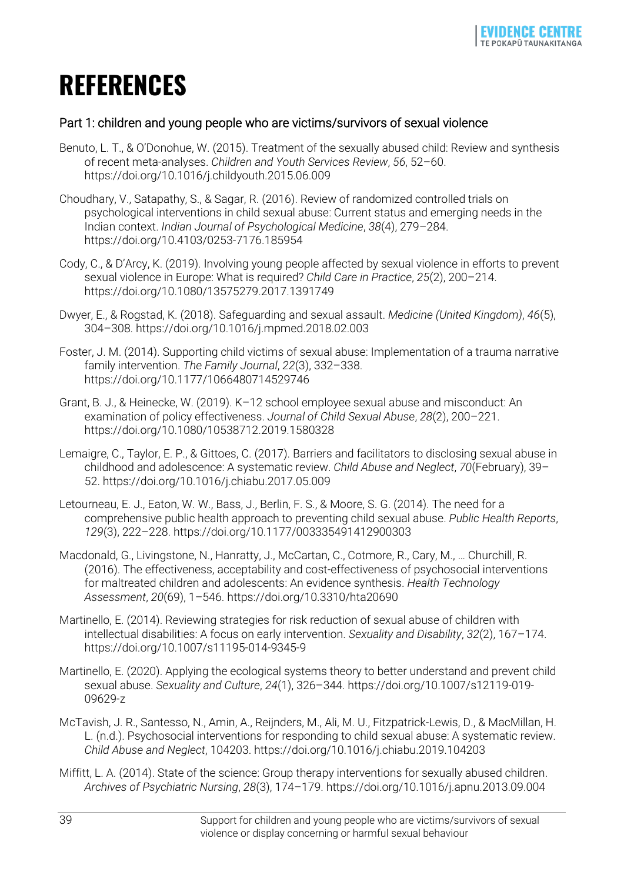# REFERENCES

## Part 1: children and young people who are victims/survivors of sexual violence

Benuto, L. T., & O'Donohue, W. (2015). Treatment of the sexually abused child: Review and synthesis of recent meta-analyses. *Children and Youth Services Review*, *56*, 52–60. https://doi.org/10.1016/j.childyouth.2015.06.009

Choudhary, V., Satapathy, S., & Sagar, R. (2016). Review of randomized controlled trials on psychological interventions in child sexual abuse: Current status and emerging needs in the Indian context. *Indian Journal of Psychological Medicine*, *38*(4), 279–284. https://doi.org/10.4103/0253-7176.185954

Cody, C., & D'Arcy, K. (2019). Involving young people affected by sexual violence in efforts to prevent sexual violence in Europe: What is required? *Child Care in Practice*, *25*(2), 200–214. https://doi.org/10.1080/13575279.2017.1391749

Dwyer, E., & Rogstad, K. (2018). Safeguarding and sexual assault. *Medicine (United Kingdom)*, *46*(5), 304–308. https://doi.org/10.1016/j.mpmed.2018.02.003

Foster, J. M. (2014). Supporting child victims of sexual abuse: Implementation of a trauma narrative family intervention. *The Family Journal*, *22*(3), 332–338. https://doi.org/10.1177/1066480714529746

Grant, B. J., & Heinecke, W. (2019). K–12 school employee sexual abuse and misconduct: An examination of policy effectiveness. *Journal of Child Sexual Abuse*, *28*(2), 200–221. https://doi.org/10.1080/10538712.2019.1580328

Lemaigre, C., Taylor, E. P., & Gittoes, C. (2017). Barriers and facilitators to disclosing sexual abuse in childhood and adolescence: A systematic review. *Child Abuse and Neglect*, *70*(February), 39–52. https://doi.org/10.1016/j.chiabu.2017.05.009

Letourneau, E. J., Eaton, W. W., Bass, J., Berlin, F. S., & Moore, S. G. (2014). The need for a comprehensive public health approach to preventing child sexual abuse. *Public Health Reports*, *129*(3), 222–228. https://doi.org/10.1177/003335491412900303

Macdonald, G., Livingstone, N., Hanratty, J., McCartan, C., Cotmore, R., Cary, M., … Churchill, R. (2016). The effectiveness, acceptability and cost-effectiveness of psychosocial interventions for maltreated children and adolescents: An evidence synthesis. *Health Technology Assessment*, *20*(69), 1–546. https://doi.org/10.3310/hta20690

Martinello, E. (2014). Reviewing strategies for risk reduction of sexual abuse of children with intellectual disabilities: A focus on early intervention. *Sexuality and Disability*, *32*(2), 167–174. https://doi.org/10.1007/s11195-014-9345-9

Martinello, E. (2020). Applying the ecological systems theory to better understand and prevent child sexual abuse. *Sexuality and Culture*, *24*(1), 326–344. https://doi.org/10.1007/s12119-019-09629-z

McTavish, J. R., Santesso, N., Amin, A., Reijnders, M., Ali, M. U., Fitzpatrick-Lewis, D., & MacMillan, H. L. (n.d.). Psychosocial interventions for responding to child sexual abuse: A systematic review. *Child Abuse and Neglect*, 104203. https://doi.org/10.1016/j.chiabu.2019.104203

Miffitt, L. A. (2014). State of the science: Group therapy interventions for sexually abused children. *Archives of Psychiatric Nursing*, *28*(3), 174–179. https://doi.org/10.1016/j.apnu.2013.09.004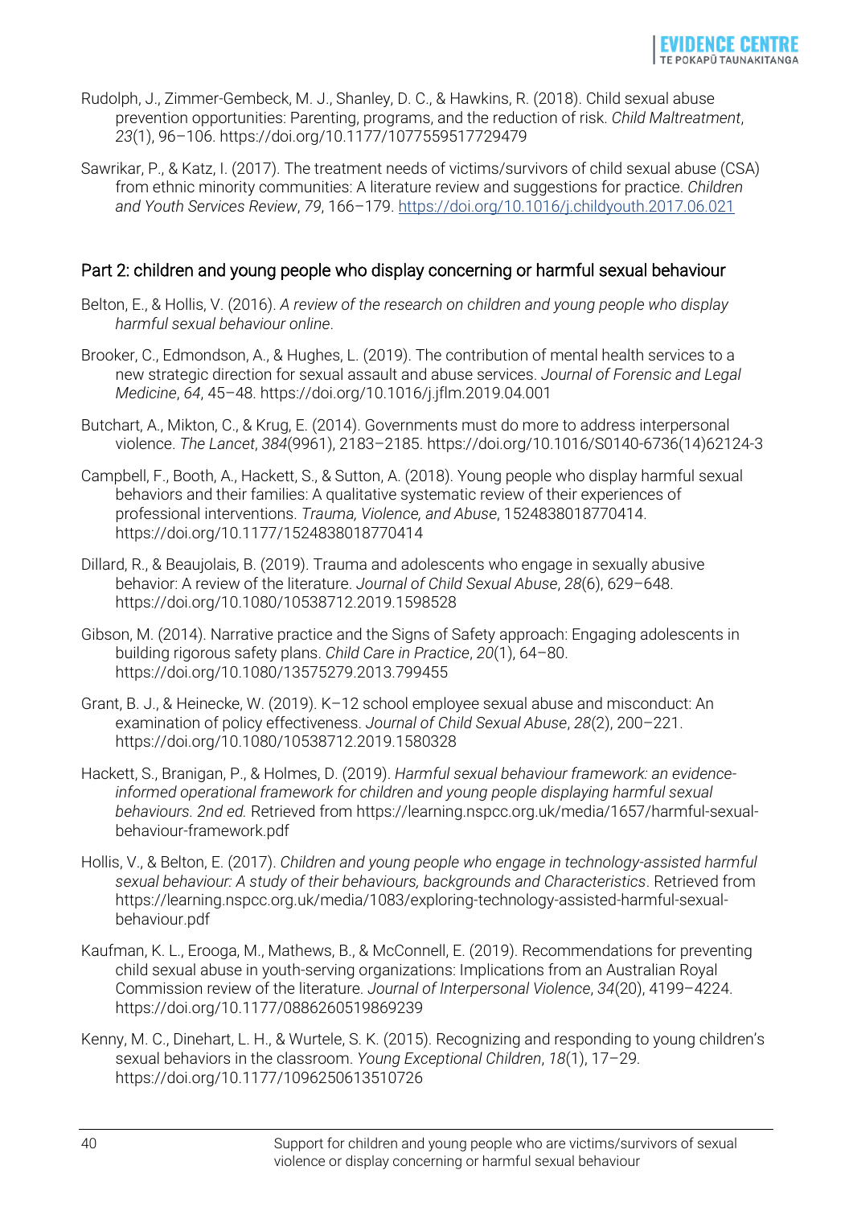Rudolph, J., Zimmer-Gembeck, M. J., Shanley, D. C., & Hawkins, R. (2018). Child sexual abuse prevention opportunities: Parenting, programs, and the reduction of risk. *Child Maltreatment*, *23*(1), 96–106. https://doi.org/10.1177/1077559517729479

Sawrikar, P., & Katz, I. (2017). The treatment needs of victims/survivors of child sexual abuse (CSA) from ethnic minority communities: A literature review and suggestions for practice. *Children and Youth Services Review*, *79*, 166–179. https://doi.org/10.1016/j.childyouth.2017.06.021

## Part 2: children and young people who display concerning or harmful sexual behaviour

Belton, E., & Hollis, V. (2016). *A review of the research on children and young people who display harmful sexual behaviour online*.

Brooker, C., Edmondson, A., & Hughes, L. (2019). The contribution of mental health services to a new strategic direction for sexual assault and abuse services. *Journal of Forensic and Legal Medicine*, *64*, 45–48. https://doi.org/10.1016/j.jflm.2019.04.001

Butchart, A., Mikton, C., & Krug, E. (2014). Governments must do more to address interpersonal violence. *The Lancet*, *384*(9961), 2183–2185. https://doi.org/10.1016/S0140-6736(14)62124-3

Campbell, F., Booth, A., Hackett, S., & Sutton, A. (2018). Young people who display harmful sexual behaviors and their families: A qualitative systematic review of their experiences of professional interventions. *Trauma, Violence, and Abuse*, 1524838018770414. https://doi.org/10.1177/1524838018770414

Dillard, R., & Beaujolais, B. (2019). Trauma and adolescents who engage in sexually abusive behavior: A review of the literature. *Journal of Child Sexual Abuse*, *28*(6), 629–648. https://doi.org/10.1080/10538712.2019.1598528

Gibson, M. (2014). Narrative practice and the Signs of Safety approach: Engaging adolescents in building rigorous safety plans. *Child Care in Practice*, *20*(1), 64–80. https://doi.org/10.1080/13575279.2013.799455

Grant, B. J., & Heinecke, W. (2019). K–12 school employee sexual abuse and misconduct: An examination of policy effectiveness. *Journal of Child Sexual Abuse*, *28*(2), 200–221. https://doi.org/10.1080/10538712.2019.1580328

Hackett, S., Branigan, P., & Holmes, D. (2019). *Harmful sexual behaviour framework: an evidence-informed operational framework for children and young people displaying harmful sexual behaviours. 2nd ed.* Retrieved from https://learning.nspcc.org.uk/media/1657/harmful-sexual-behaviour-framework.pdf

Hollis, V., & Belton, E. (2017). *Children and young people who engage in technology-assisted harmful sexual behaviour: A study of their behaviours, backgrounds and Characteristics*. Retrieved from https://learning.nspcc.org.uk/media/1083/exploring-technology-assisted-harmful-sexual-behaviour.pdf

Kaufman, K. L., Erooga, M., Mathews, B., & McConnell, E. (2019). Recommendations for preventing child sexual abuse in youth-serving organizations: Implications from an Australian Royal Commission review of the literature. *Journal of Interpersonal Violence*, *34*(20), 4199–4224. https://doi.org/10.1177/0886260519869239

Kenny, M. C., Dinehart, L. H., & Wurtele, S. K. (2015). Recognizing and responding to young children's sexual behaviors in the classroom. *Young Exceptional Children*, *18*(1), 17–29. https://doi.org/10.1177/1096250613510726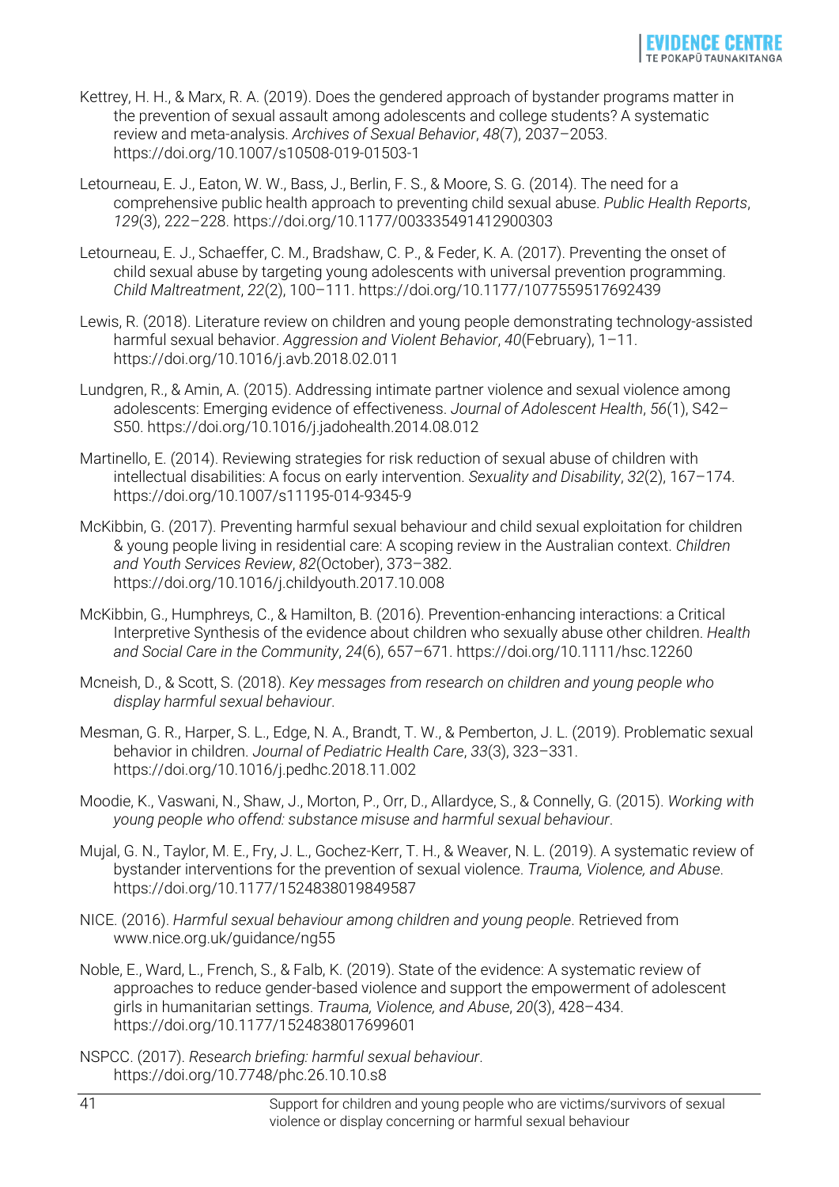Kettrey, H. H., & Marx, R. A. (2019). Does the gendered approach of bystander programs matter in the prevention of sexual assault among adolescents and college students? A systematic review and meta-analysis. *Archives of Sexual Behavior*, *48*(7), 2037–2053. https://doi.org/10.1007/s10508-019-01503-1

Letourneau, E. J., Eaton, W. W., Bass, J., Berlin, F. S., & Moore, S. G. (2014). The need for a comprehensive public health approach to preventing child sexual abuse. *Public Health Reports*, *129*(3), 222–228. https://doi.org/10.1177/003335491412900303

Letourneau, E. J., Schaeffer, C. M., Bradshaw, C. P., & Feder, K. A. (2017). Preventing the onset of child sexual abuse by targeting young adolescents with universal prevention programming. *Child Maltreatment*, *22*(2), 100–111. https://doi.org/10.1177/1077559517692439

Lewis, R. (2018). Literature review on children and young people demonstrating technology-assisted harmful sexual behavior. *Aggression and Violent Behavior*, *40*(February), 1–11. https://doi.org/10.1016/j.avb.2018.02.011

Lundgren, R., & Amin, A. (2015). Addressing intimate partner violence and sexual violence among adolescents: Emerging evidence of effectiveness. *Journal of Adolescent Health*, *56*(1), S42–S50. https://doi.org/10.1016/j.jadohealth.2014.08.012

Martinello, E. (2014). Reviewing strategies for risk reduction of sexual abuse of children with intellectual disabilities: A focus on early intervention. *Sexuality and Disability*, *32*(2), 167–174. https://doi.org/10.1007/s11195-014-9345-9

McKibbin, G. (2017). Preventing harmful sexual behaviour and child sexual exploitation for children & young people living in residential care: A scoping review in the Australian context. *Children and Youth Services Review*, *82*(October), 373–382. https://doi.org/10.1016/j.childyouth.2017.10.008

McKibbin, G., Humphreys, C., & Hamilton, B. (2016). Prevention-enhancing interactions: a Critical Interpretive Synthesis of the evidence about children who sexually abuse other children. *Health and Social Care in the Community*, *24*(6), 657–671. https://doi.org/10.1111/hsc.12260

Mcneish, D., & Scott, S. (2018). *Key messages from research on children and young people who display harmful sexual behaviour*.

Mesman, G. R., Harper, S. L., Edge, N. A., Brandt, T. W., & Pemberton, J. L. (2019). Problematic sexual behavior in children. *Journal of Pediatric Health Care*, *33*(3), 323–331. https://doi.org/10.1016/j.pedhc.2018.11.002

Moodie, K., Vaswani, N., Shaw, J., Morton, P., Orr, D., Allardyce, S., & Connelly, G. (2015). *Working with young people who offend: substance misuse and harmful sexual behaviour*.

Mujal, G. N., Taylor, M. E., Fry, J. L., Gochez-Kerr, T. H., & Weaver, N. L. (2019). A systematic review of bystander interventions for the prevention of sexual violence. *Trauma, Violence, and Abuse*. https://doi.org/10.1177/1524838019849587

NICE. (2016). *Harmful sexual behaviour among children and young people*. Retrieved from www.nice.org.uk/guidance/ng55

Noble, E., Ward, L., French, S., & Falb, K. (2019). State of the evidence: A systematic review of approaches to reduce gender-based violence and support the empowerment of adolescent girls in humanitarian settings. *Trauma, Violence, and Abuse*, *20*(3), 428–434. https://doi.org/10.1177/1524838017699601

NSPCC. (2017). *Research briefing: harmful sexual behaviour*. https://doi.org/10.7748/phc.26.10.10.s8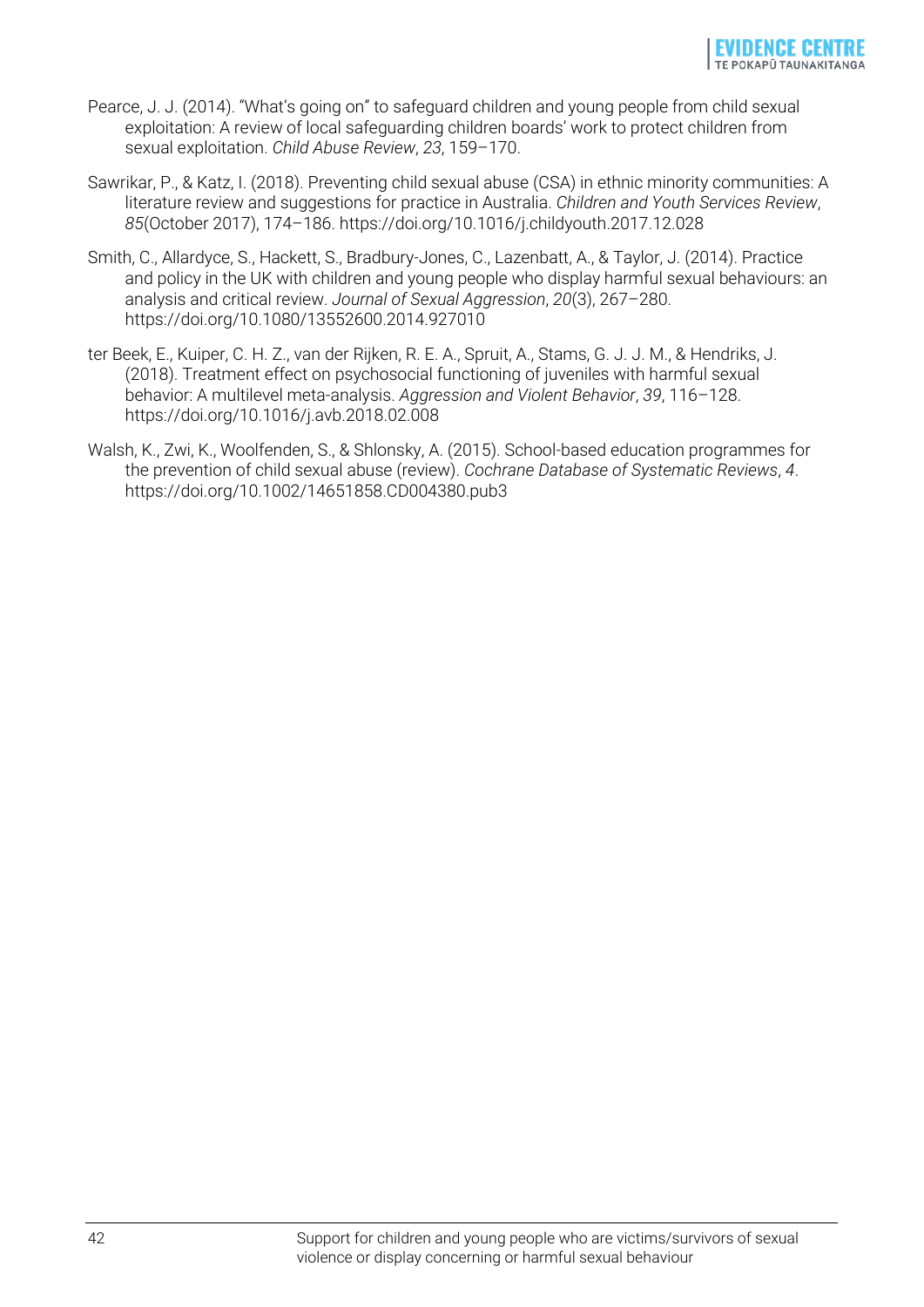Pearce, J. J. (2014). "What's going on" to safeguard children and young people from child sexual exploitation: A review of local safeguarding children boards' work to protect children from sexual exploitation. *Child Abuse Review*, *23*, 159–170.

Sawrikar, P., & Katz, I. (2018). Preventing child sexual abuse (CSA) in ethnic minority communities: A literature review and suggestions for practice in Australia. *Children and Youth Services Review*, *85*(October 2017), 174–186. https://doi.org/10.1016/j.childyouth.2017.12.028

Smith, C., Allardyce, S., Hackett, S., Bradbury-Jones, C., Lazenbatt, A., & Taylor, J. (2014). Practice and policy in the UK with children and young people who display harmful sexual behaviours: an analysis and critical review. *Journal of Sexual Aggression*, *20*(3), 267–280. https://doi.org/10.1080/13552600.2014.927010

ter Beek, E., Kuiper, C. H. Z., van der Rijken, R. E. A., Spruit, A., Stams, G. J. J. M., & Hendriks, J. (2018). Treatment effect on psychosocial functioning of juveniles with harmful sexual behavior: A multilevel meta-analysis. *Aggression and Violent Behavior*, *39*, 116–128. https://doi.org/10.1016/j.avb.2018.02.008

Walsh, K., Zwi, K., Woolfenden, S., & Shlonsky, A. (2015). School-based education programmes for the prevention of child sexual abuse (review). *Cochrane Database of Systematic Reviews*, *4*. https://doi.org/10.1002/14651858.CD004380.pub3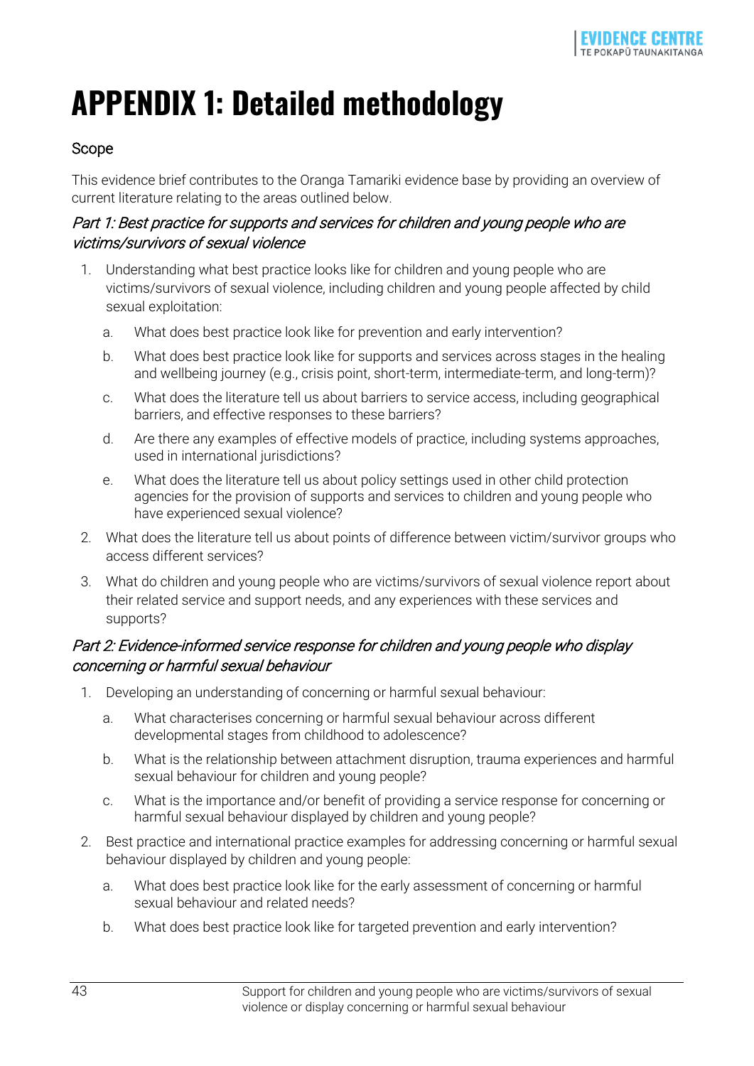# APPENDIX 1: Detailed methodology

## Scope

This evidence brief contributes to the Oranga Tamariki evidence base by providing an overview of current literature relating to the areas outlined below.

### *Part 1: Best practice for supports and services for children and young people who are victims/survivors of sexual violence*

1. Understanding what best practice looks like for children and young people who are victims/survivors of sexual violence, including children and young people affected by child sexual exploitation:
   a. What does best practice look like for prevention and early intervention?
   b. What does best practice look like for supports and services across stages in the healing and wellbeing journey (e.g., crisis point, short-term, intermediate-term, and long-term)?
   c. What does the literature tell us about barriers to service access, including geographical barriers, and effective responses to these barriers?
   d. Are there any examples of effective models of practice, including systems approaches, used in international jurisdictions?
   e. What does the literature tell us about policy settings used in other child protection agencies for the provision of supports and services to children and young people who have experienced sexual violence?
2. What does the literature tell us about points of difference between victim/survivor groups who access different services?
3. What do children and young people who are victims/survivors of sexual violence report about their related service and support needs, and any experiences with these services and supports?

### *Part 2: Evidence-informed service response for children and young people who display concerning or harmful sexual behaviour*

1. Developing an understanding of concerning or harmful sexual behaviour:
   a. What characterises concerning or harmful sexual behaviour across different developmental stages from childhood to adolescence?
   b. What is the relationship between attachment disruption, trauma experiences and harmful sexual behaviour for children and young people?
   c. What is the importance and/or benefit of providing a service response for concerning or harmful sexual behaviour displayed by children and young people?
2. Best practice and international practice examples for addressing concerning or harmful sexual behaviour displayed by children and young people:
   a. What does best practice look like for the early assessment of concerning or harmful sexual behaviour and related needs?
   b. What does best practice look like for targeted prevention and early intervention?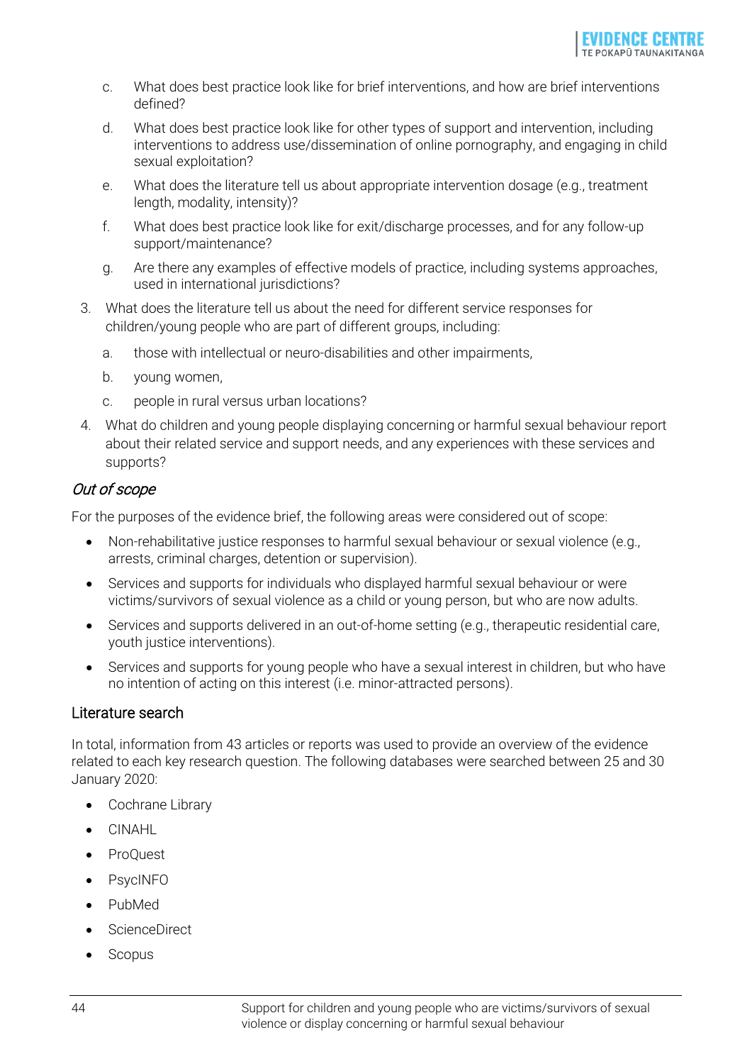c. What does best practice look like for brief interventions, and how are brief interventions defined?

d. What does best practice look like for other types of support and intervention, including interventions to address use/dissemination of online pornography, and engaging in child sexual exploitation?

e. What does the literature tell us about appropriate intervention dosage (e.g., treatment length, modality, intensity)?

f. What does best practice look like for exit/discharge processes, and for any follow-up support/maintenance?

g. Are there any examples of effective models of practice, including systems approaches, used in international jurisdictions?

3. What does the literature tell us about the need for different service responses for children/young people who are part of different groups, including:

   a. those with intellectual or neuro-disabilities and other impairments,

   b. young women,

   c. people in rural versus urban locations?

4. What do children and young people displaying concerning or harmful sexual behaviour report about their related service and support needs, and any experiences with these services and supports?

### *Out of scope*

For the purposes of the evidence brief, the following areas were considered out of scope:

- Non-rehabilitative justice responses to harmful sexual behaviour or sexual violence (e.g., arrests, criminal charges, detention or supervision).
- Services and supports for individuals who displayed harmful sexual behaviour or were victims/survivors of sexual violence as a child or young person, but who are now adults.
- Services and supports delivered in an out-of-home setting (e.g., therapeutic residential care, youth justice interventions).
- Services and supports for young people who have a sexual interest in children, but who have no intention of acting on this interest (i.e. minor-attracted persons).

## Literature search

In total, information from 43 articles or reports was used to provide an overview of the evidence related to each key research question. The following databases were searched between 25 and 30 January 2020:

- Cochrane Library
- CINAHL
- ProQuest
- PsycINFO
- PubMed
- ScienceDirect
- Scopus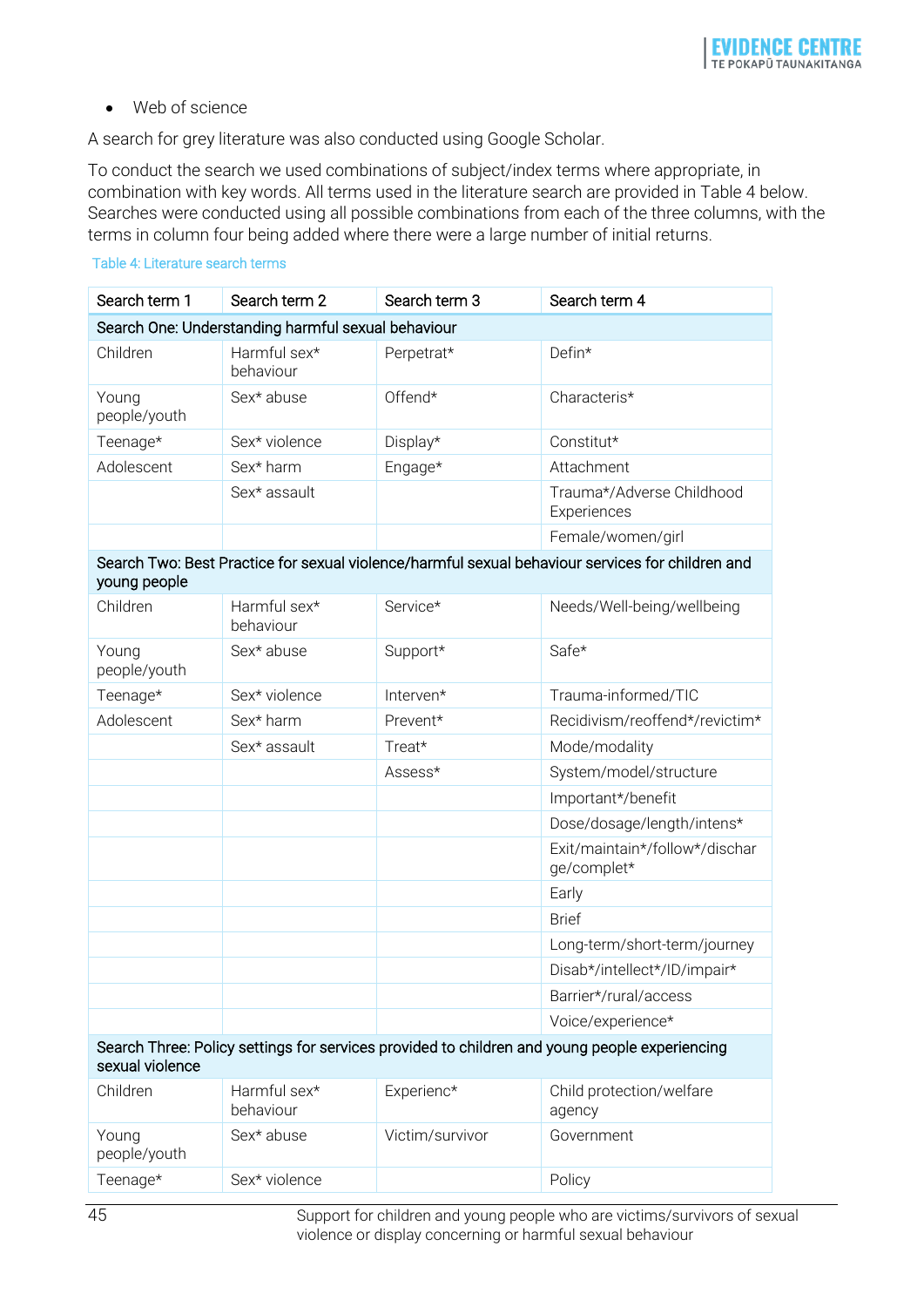- Web of science

A search for grey literature was also conducted using Google Scholar.

To conduct the search we used combinations of subject/index terms where appropriate, in combination with key words. All terms used in the literature search are provided in Table 4 below. Searches were conducted using all possible combinations from each of the three columns, with the terms in column four being added where there were a large number of initial returns.

Table 4: Literature search terms

| Search term 1 | Search term 2 | Search term 3 | Search term 4 |
|---|---|---|---|
| Search One: Understanding harmful sexual behaviour | | | |
| Children | Harmful sex* behaviour | Perpetrat* | Defin* |
| Young people/youth | Sex* abuse | Offend* | Characteris* |
| Teenage* | Sex* violence | Display* | Constitut* |
| Adolescent | Sex* harm | Engage* | Attachment |
| | Sex* assault | | Trauma*/Adverse Childhood Experiences |
| | | | Female/women/girl |
| Search Two: Best Practice for sexual violence/harmful sexual behaviour services for children and young people | | | |
| Children | Harmful sex* behaviour | Service* | Needs/Well-being/wellbeing |
| Young people/youth | Sex* abuse | Support* | Safe* |
| Teenage* | Sex* violence | Interven* | Trauma-informed/TIC |
| Adolescent | Sex* harm | Prevent* | Recidivism/reoffend*/revictim* |
| | Sex* assault | Treat* | Mode/modality |
| | | Assess* | System/model/structure |
| | | | Important*/benefit |
| | | | Dose/dosage/length/intens* |
| | | | Exit/maintain*/follow*/discharge/complet* |
| | | | Early |
| | | | Brief |
| | | | Long-term/short-term/journey |
| | | | Disab*/intellect*/ID/impair* |
| | | | Barrier*/rural/access |
| | | | Voice/experience* |
| Search Three: Policy settings for services provided to children and young people experiencing sexual violence | | | |
| Children | Harmful sex* behaviour | Experienc* | Child protection/welfare agency |
| Young people/youth | Sex* abuse | Victim/survivor | Government |
| Teenage* | Sex* violence | | Policy |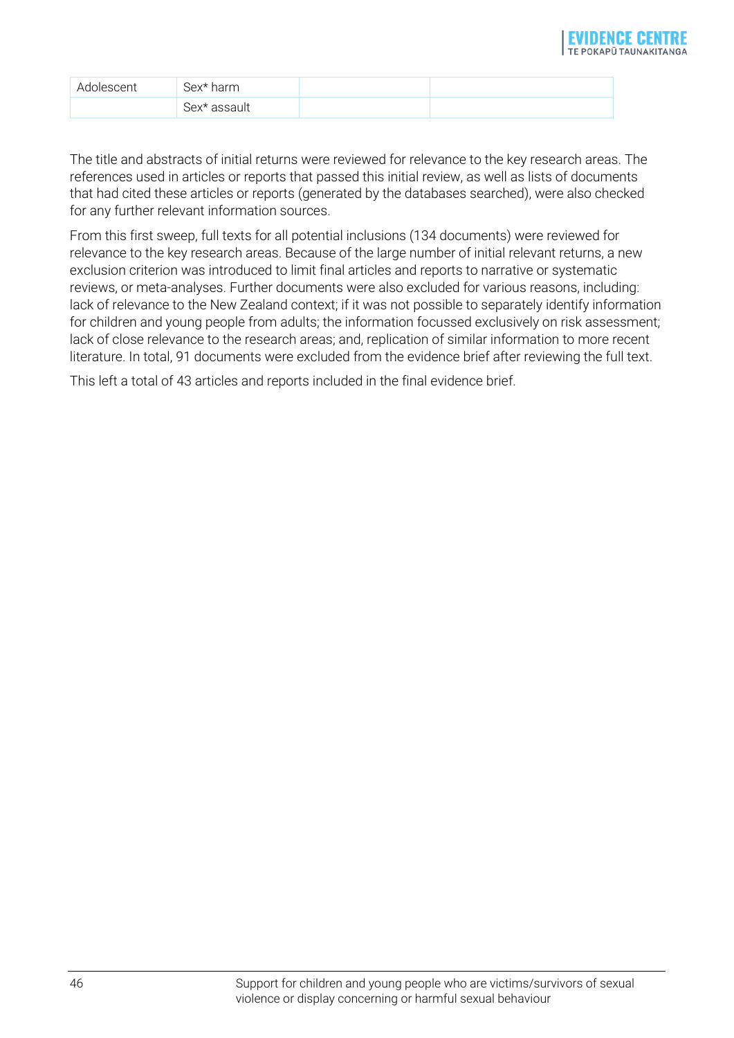| Adolescent | Sex* harm | | |
|---|---|---|---|
| | Sex* assault | | |

The title and abstracts of initial returns were reviewed for relevance to the key research areas. The references used in articles or reports that passed this initial review, as well as lists of documents that had cited these articles or reports (generated by the databases searched), were also checked for any further relevant information sources.

From this first sweep, full texts for all potential inclusions (134 documents) were reviewed for relevance to the key research areas. Because of the large number of initial relevant returns, a new exclusion criterion was introduced to limit final articles and reports to narrative or systematic reviews, or meta-analyses. Further documents were also excluded for various reasons, including: lack of relevance to the New Zealand context; if it was not possible to separately identify information for children and young people from adults; the information focussed exclusively on risk assessment; lack of close relevance to the research areas; and, replication of similar information to more recent literature. In total, 91 documents were excluded from the evidence brief after reviewing the full text.

This left a total of 43 articles and reports included in the final evidence brief.